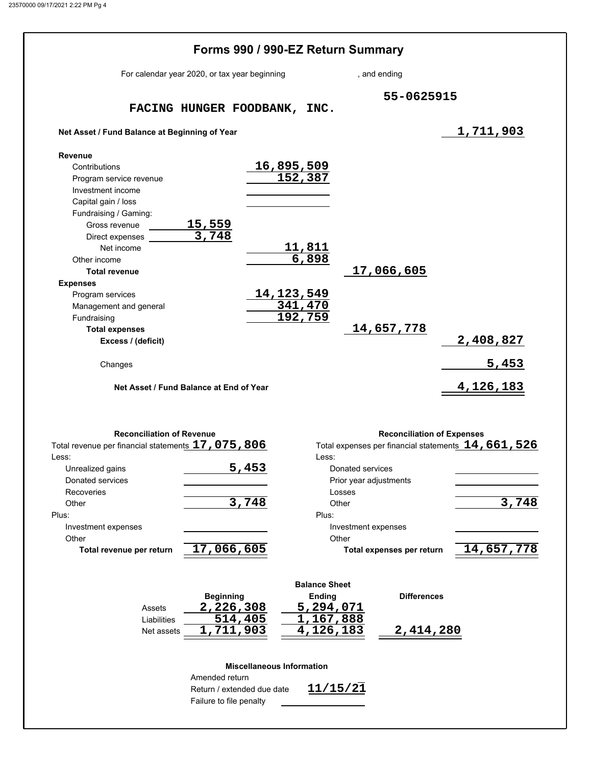# Forms 990 / 990-EZ Return Summary

For calendar year 2020, or tax year beginning , and ending

**FACING HUNGER FOODBANK, INC.** 55-0625915

| | | | | |
|---|---|---|---|---|
| **Net Asset / Fund Balance at Beginning of Year** | | | | 1,711,903 |
| **Revenue** | | | | |
| Contributions | | 16,895,509 | | |
| Program service revenue | | 152,387 | | |
| Investment income | | | | |
| Capital gain / loss | | | | |
| Fundraising / Gaming: | | | | |
| Gross revenue | 15,559 | | | |
| Direct expenses | 3,748 | | | |
| Net income | | 11,811 | | |
| Other income | | 6,898 | | |
| **Total revenue** | | | 17,066,605 | |
| **Expenses** | | | | |
| Program services | | 14,123,549 | | |
| Management and general | | 341,470 | | |
| Fundraising | | 192,759 | | |
| **Total expenses** | | | 14,657,778 | |
| **Excess / (deficit)** | | | | 2,408,827 |
| Changes | | | | 5,453 |
| **Net Asset / Fund Balance at End of Year** | | | | 4,126,183 |

### Reconciliation of Revenue

| | |
|---|---|
| Total revenue per financial statements | 17,075,806 |
| Less: | |
| Unrealized gains | 5,453 |
| Donated services | |
| Recoveries | |
| Other | 3,748 |
| Plus: | |
| Investment expenses | |
| Other | |
| **Total revenue per return** | 17,066,605 |

### Reconciliation of Expenses

| | |
|---|---|
| Total expenses per financial statements | 14,661,526 |
| Less: | |
| Donated services | |
| Prior year adjustments | |
| Losses | |
| Other | 3,748 |
| Plus: | |
| Investment expenses | |
| Other | |
| **Total expenses per return** | 14,657,778 |

### Balance Sheet

| | Beginning | Ending | Differences |
|---|---|---|---|
| Assets | 2,226,308 | 5,294,071 | |
| Liabilities | 514,405 | 1,167,888 | |
| Net assets | 1,711,903 | 4,126,183 | 2,414,280 |

### Miscellaneous Information

| | |
|---|---|
| Amended return | |
| Return / extended due date | 11/15/21 |
| Failure to file penalty | |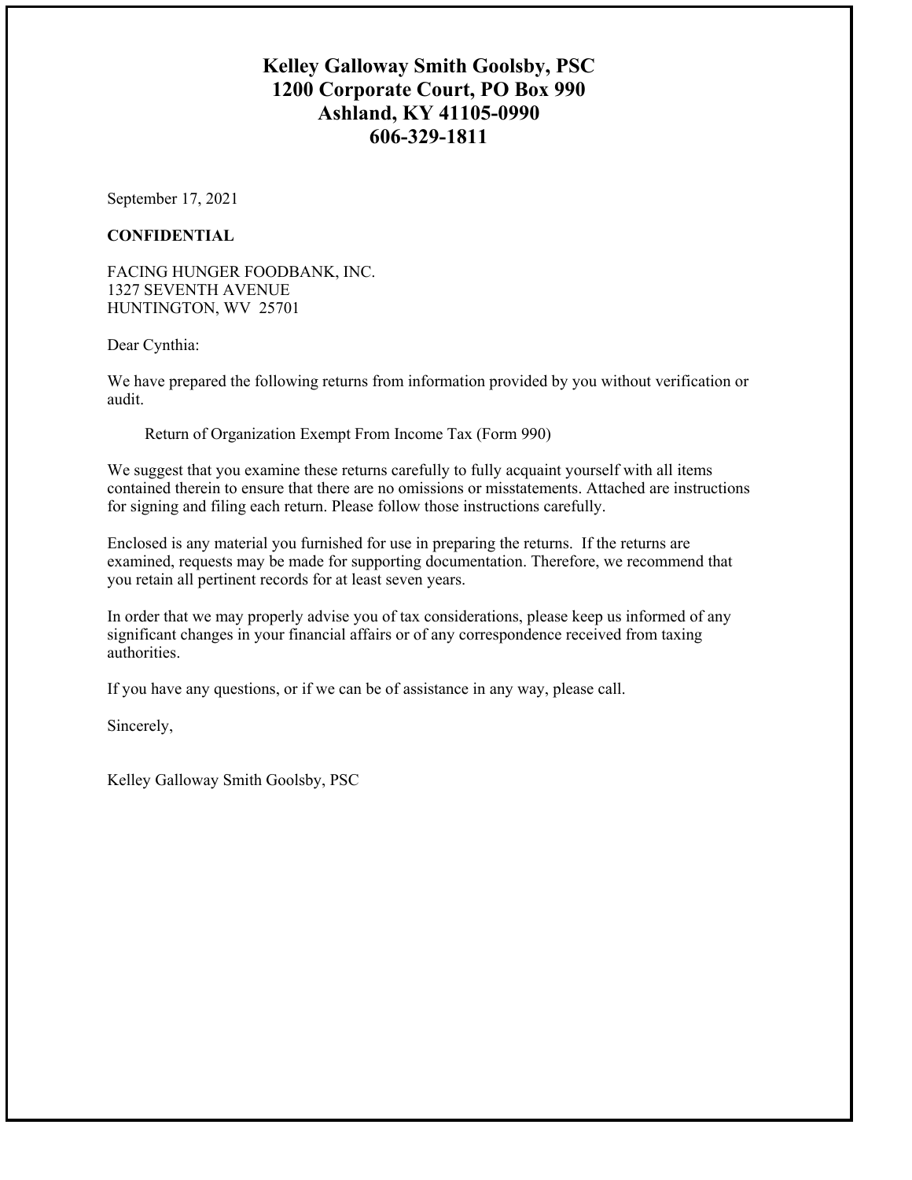**Kelley Galloway Smith Goolsby, PSC**
**1200 Corporate Court, PO Box 990**
**Ashland, KY 41105-0990**
**606-329-1811**

September 17, 2021

**CONFIDENTIAL**

FACING HUNGER FOODBANK, INC.
1327 SEVENTH AVENUE
HUNTINGTON, WV 25701

Dear Cynthia:

We have prepared the following returns from information provided by you without verification or audit.

Return of Organization Exempt From Income Tax (Form 990)

We suggest that you examine these returns carefully to fully acquaint yourself with all items contained therein to ensure that there are no omissions or misstatements. Attached are instructions for signing and filing each return. Please follow those instructions carefully.

Enclosed is any material you furnished for use in preparing the returns. If the returns are examined, requests may be made for supporting documentation. Therefore, we recommend that you retain all pertinent records for at least seven years.

In order that we may properly advise you of tax considerations, please keep us informed of any significant changes in your financial affairs or of any correspondence received from taxing authorities.

If you have any questions, or if we can be of assistance in any way, please call.

Sincerely,

Kelley Galloway Smith Goolsby, PSC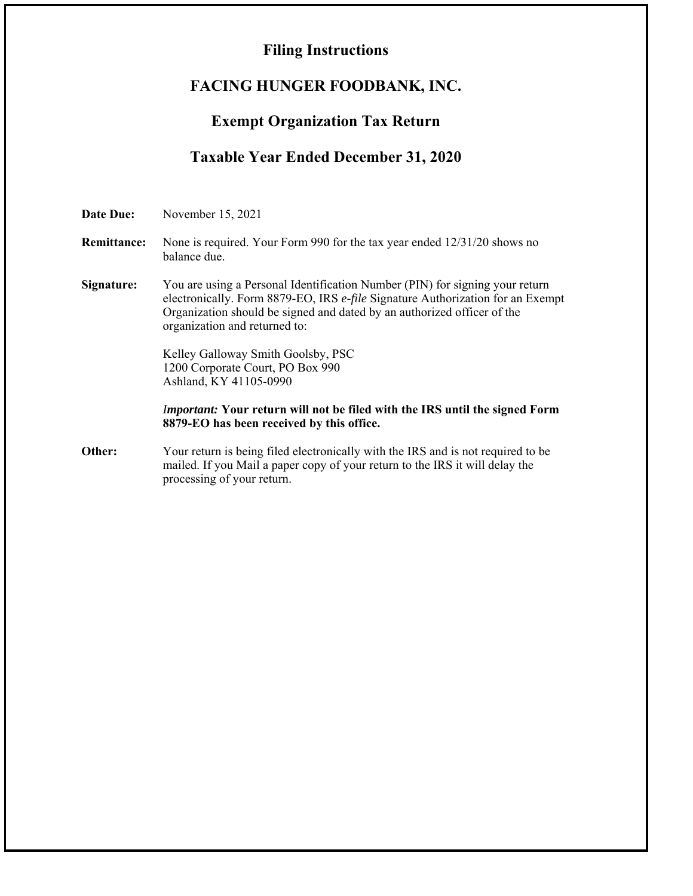# Filing Instructions

## FACING HUNGER FOODBANK, INC.

## Exempt Organization Tax Return

## Taxable Year Ended December 31, 2020

**Date Due:** November 15, 2021

**Remittance:** None is required. Your Form 990 for the tax year ended 12/31/20 shows no balance due.

**Signature:** You are using a Personal Identification Number (PIN) for signing your return electronically. Form 8879-EO, IRS *e-file* Signature Authorization for an Exempt Organization should be signed and dated by an authorized officer of the organization and returned to:

Kelley Galloway Smith Goolsby, PSC
1200 Corporate Court, PO Box 990
Ashland, KY 41105-0990

***Important:*** **Your return will not be filed with the IRS until the signed Form 8879-EO has been received by this office.**

**Other:** Your return is being filed electronically with the IRS and is not required to be mailed. If you Mail a paper copy of your return to the IRS it will delay the processing of your return.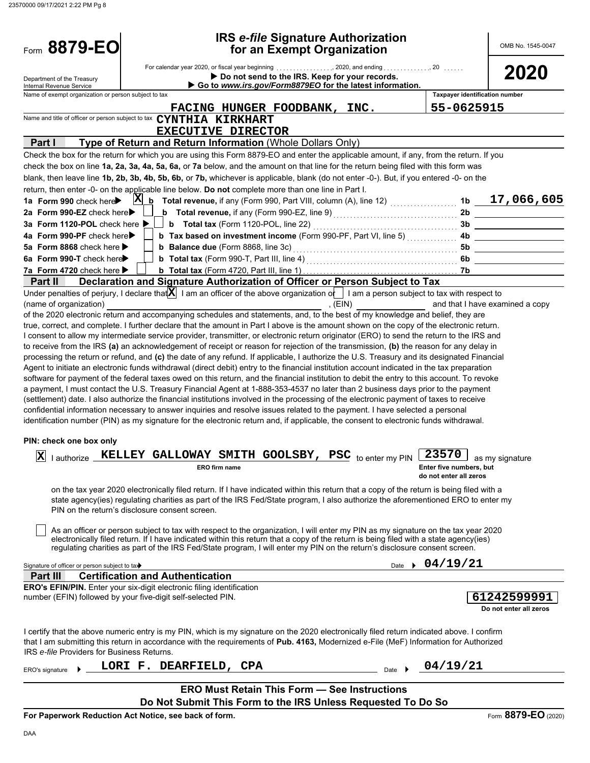# Form 8879-EO

## IRS *e-file* Signature Authorization for an Exempt Organization

OMB No. 1545-0047

**2020**

Department of the Treasury
Internal Revenue Service

For calendar year 2020, or fiscal year beginning ................, 2020, and ending ..............., 20 ......

▶ **Do not send to the IRS. Keep for your records.**

▶ **Go to *www.irs.gov/Form8879EO* for the latest information.**

Name of exempt organization or person subject to tax: FACING HUNGER FOODBANK, INC.

Taxpayer identification number: 55-0625915

Name and title of officer or person subject to tax: CYNTHIA KIRKHART
EXECUTIVE DIRECTOR

### Part I — Type of Return and Return Information (Whole Dollars Only)

Check the box for the return for which you are using this Form 8879-EO and enter the applicable amount, if any, from the return. If you check the box on line **1a, 2a, 3a, 4a, 5a, 6a,** or **7a** below, and the amount on that line for the return being filed with this form was blank, then leave line **1b, 2b, 3b, 4b, 5b, 6b,** or **7b,** whichever is applicable, blank (do not enter -0-). But, if you entered -0- on the return, then enter -0- on the applicable line below. **Do not** complete more than one line in Part I.

| | | | |
|---|---|---|---|
| **1a Form 990** check here ▶ X | **b Total revenue,** if any (Form 990, Part VIII, column (A), line 12) | 1b | 17,066,605 |
| **2a Form 990-EZ** check here ▶ | **b Total revenue,** if any (Form 990-EZ, line 9) | 2b | |
| **3a Form 1120-POL** check here ▶ | **b Total tax** (Form 1120-POL, line 22) | 3b | |
| **4a Form 990-PF** check here ▶ | **b Tax based on investment income** (Form 990-PF, Part VI, line 5) | 4b | |
| **5a Form 8868** check here ▶ | **b Balance due** (Form 8868, line 3c) | 5b | |
| **6a Form 990-T** check here ▶ | **b Total tax** (Form 990-T, Part III, line 4) | 6b | |
| **7a Form 4720** check here ▶ | **b Total tax** (Form 4720, Part III, line 1) | 7b | |

### Part II — Declaration and Signature Authorization of Officer or Person Subject to Tax

Under penalties of perjury, I declare that [X] I am an officer of the above organization or [ ] I am a person subject to tax with respect to (name of organization) ______________, (EIN) ______________ and that I have examined a copy of the 2020 electronic return and accompanying schedules and statements, and, to the best of my knowledge and belief, they are true, correct, and complete. I further declare that the amount in Part I above is the amount shown on the copy of the electronic return. I consent to allow my intermediate service provider, transmitter, or electronic return originator (ERO) to send the return to the IRS and to receive from the IRS **(a)** an acknowledgement of receipt or reason for rejection of the transmission, **(b)** the reason for any delay in processing the return or refund, and **(c)** the date of any refund. If applicable, I authorize the U.S. Treasury and its designated Financial Agent to initiate an electronic funds withdrawal (direct debit) entry to the financial institution account indicated in the tax preparation software for payment of the federal taxes owed on this return, and the financial institution to debit the entry to this account. To revoke a payment, I must contact the U.S. Treasury Financial Agent at 1-888-353-4537 no later than 2 business days prior to the payment (settlement) date. I also authorize the financial institutions involved in the processing of the electronic payment of taxes to receive confidential information necessary to answer inquiries and resolve issues related to the payment. I have selected a personal identification number (PIN) as my signature for the electronic return and, if applicable, the consent to electronic funds withdrawal.

**PIN: check one box only**

[X] I authorize **KELLEY GALLOWAY SMITH GOOSLBY, PSC** (ERO firm name) to enter my PIN **23570** (Enter five numbers, but do not enter all zeros) as my signature on the tax year 2020 electronically filed return. If I have indicated within this return that a copy of the return is being filed with a state agency(ies) regulating charities as part of the IRS Fed/State program, I also authorize the aforementioned ERO to enter my PIN on the return's disclosure consent screen.

[ ] As an officer or person subject to tax with respect to the organization, I will enter my PIN as my signature on the tax year 2020 electronically filed return. If I have indicated within this return that a copy of the return is being filed with a state agency(ies) regulating charities as part of the IRS Fed/State program, I will enter my PIN on the return's disclosure consent screen.

Signature of officer or person subject to tax ▶ ______________ Date ▶ 04/19/21

### Part III — Certification and Authentication

**ERO's EFIN/PIN.** Enter your six-digit electronic filing identification number (EFIN) followed by your five-digit self-selected PIN.

**61242599991**
Do not enter all zeros

I certify that the above numeric entry is my PIN, which is my signature on the 2020 electronically filed return indicated above. I confirm that I am submitting this return in accordance with the requirements of **Pub. 4163,** Modernized e-File (MeF) Information for Authorized IRS *e-file* Providers for Business Returns.

ERO's signature ▶ LORI F. DEARFIELD, CPA Date ▶ 04/19/21

**ERO Must Retain This Form — See Instructions**
**Do Not Submit This Form to the IRS Unless Requested To Do So**

**For Paperwork Reduction Act Notice, see back of form.**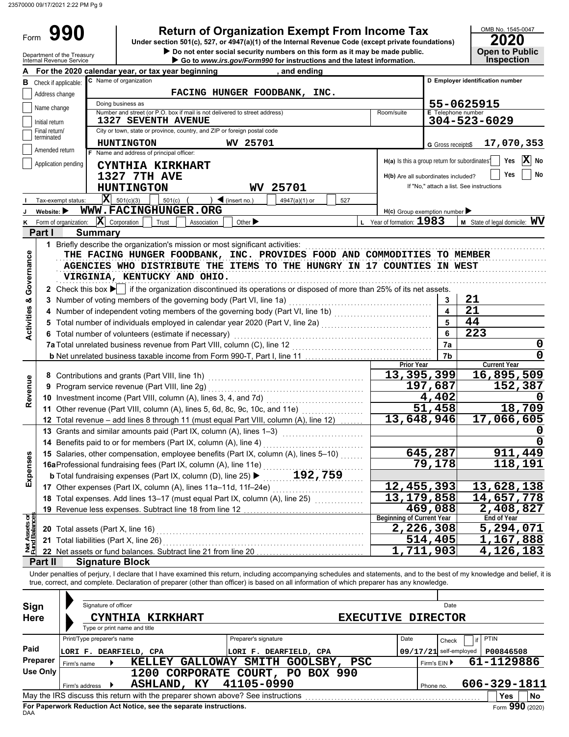Form **990** | **Return of Organization Exempt From Income Tax** | OMB No. 1545-0047

Under section 501(c), 527, or 4947(a)(1) of the Internal Revenue Code (except private foundations)

▶ Do not enter social security numbers on this form as it may be made public.

▶ Go to *www.irs.gov/Form990* for instructions and the latest information.

Department of the Treasury Internal Revenue Service

**2020** — **Open to Public Inspection**

**A** For the 2020 calendar year, or tax year beginning , and ending

**B** Check if applicable: Address change / Name change / Initial return / Final return/terminated / Amended return / Application pending

**C** Name of organization: FACING HUNGER FOODBANK, INC.

Doing business as

Number and street (or P.O. box if mail is not delivered to street address): 1327 SEVENTH AVENUE — Room/suite

City or town, state or province, country, and ZIP or foreign postal code: HUNTINGTON WV 25701

**D** Employer identification number: 55-0625915

**E** Telephone number: 304-523-6029

**G** Gross receipts$ 17,070,353

**F** Name and address of principal officer: CYNTHIA KIRKHART, 1327 7TH AVE, HUNTINGTON WV 25701

H(a) Is this a group return for subordinates? Yes [ ] No [X]

H(b) Are all subordinates included? Yes [ ] No [ ] If "No," attach a list. See instructions

**I** Tax-exempt status: [X] 501(c)(3) [ ] 501(c) ( ) ◀ (insert no.) [ ] 4947(a)(1) or [ ] 527

**J** Website: ▶ WWW.FACINGHUNGER.ORG

H(c) Group exemption number ▶

**K** Form of organization: [X] Corporation [ ] Trust [ ] Association [ ] Other ▶

**L** Year of formation: 1983 **M** State of legal domicile: WV

## Part I Summary

**Activities & Governance**

1 Briefly describe the organization's mission or most significant activities:
THE FACING HUNGER FOODBANK, INC. PROVIDES FOOD AND COMMODITIES TO MEMBER AGENCIES WHO DISTRIBUTE THE ITEMS TO THE HUNGRY IN 17 COUNTIES IN WEST VIRGINIA, KENTUCKY AND OHIO.

2 Check this box ▶ [ ] if the organization discontinued its operations or disposed of more than 25% of its net assets.

| | | Line | |
|---|---|---|---|
| 3 | Number of voting members of the governing body (Part VI, line 1a) | 3 | 21 |
| 4 | Number of independent voting members of the governing body (Part VI, line 1b) | 4 | 21 |
| 5 | Total number of individuals employed in calendar year 2020 (Part V, line 2a) | 5 | 44 |
| 6 | Total number of volunteers (estimate if necessary) | 6 | 223 |
| 7a | Total unrelated business revenue from Part VIII, column (C), line 12 | 7a | 0 |
| b | Net unrelated business taxable income from Form 990-T, Part I, line 11 | 7b | 0 |

| | | Prior Year | Current Year |
|---|---|---|---|
| **Revenue** | | | |
| 8 | Contributions and grants (Part VIII, line 1h) | 13,395,399 | 16,895,509 |
| 9 | Program service revenue (Part VIII, line 2g) | 197,687 | 152,387 |
| 10 | Investment income (Part VIII, column (A), lines 3, 4, and 7d) | 4,402 | 0 |
| 11 | Other revenue (Part VIII, column (A), lines 5, 6d, 8c, 9c, 10c, and 11e) | 51,458 | 18,709 |
| 12 | Total revenue – add lines 8 through 11 (must equal Part VIII, column (A), line 12) | 13,648,946 | 17,066,605 |
| **Expenses** | | | |
| 13 | Grants and similar amounts paid (Part IX, column (A), lines 1–3) | | 0 |
| 14 | Benefits paid to or for members (Part IX, column (A), line 4) | | 0 |
| 15 | Salaries, other compensation, employee benefits (Part IX, column (A), lines 5–10) | 645,287 | 911,449 |
| 16a | Professional fundraising fees (Part IX, column (A), line 11e) | 79,178 | 118,191 |
| b | Total fundraising expenses (Part IX, column (D), line 25) ▶ 192,759 | | |
| 17 | Other expenses (Part IX, column (A), lines 11a–11d, 11f–24e) | 12,455,393 | 13,628,138 |
| 18 | Total expenses. Add lines 13–17 (must equal Part IX, column (A), line 25) | 13,179,858 | 14,657,778 |
| 19 | Revenue less expenses. Subtract line 18 from line 12 | 469,088 | 2,408,827 |
| **Net Assets or Fund Balances** | | **Beginning of Current Year** | **End of Year** |
| 20 | Total assets (Part X, line 16) | 2,226,308 | 5,294,071 |
| 21 | Total liabilities (Part X, line 26) | 514,405 | 1,167,888 |
| 22 | Net assets or fund balances. Subtract line 21 from line 20 | 1,711,903 | 4,126,183 |

## Part II Signature Block

Under penalties of perjury, I declare that I have examined this return, including accompanying schedules and statements, and to the best of my knowledge and belief, it is true, correct, and complete. Declaration of preparer (other than officer) is based on all information of which preparer has any knowledge.

**Sign Here**

Signature of officer — Date

CYNTHIA KIRKHART — EXECUTIVE DIRECTOR

Type or print name and title

**Paid Preparer Use Only**

| Print/Type preparer's name | Preparer's signature | Date | Check [ ] if self-employed | PTIN |
|---|---|---|---|---|
| LORI F. DEARFIELD, CPA | LORI F. DEARFIELD, CPA | 09/17/21 | | P00846508 |

Firm's name ▶ KELLEY GALLOWAY SMITH GOOLSBY, PSC — Firm's EIN ▶ 61-1129886

Firm's address ▶ 1200 CORPORATE COURT, PO BOX 990, ASHLAND, KY 41105-0990 — Phone no. 606-329-1811

May the IRS discuss this return with the preparer shown above? See instructions [ ] Yes [ ] No

**For Paperwork Reduction Act Notice, see the separate instructions.** Form **990** (2020)

DAA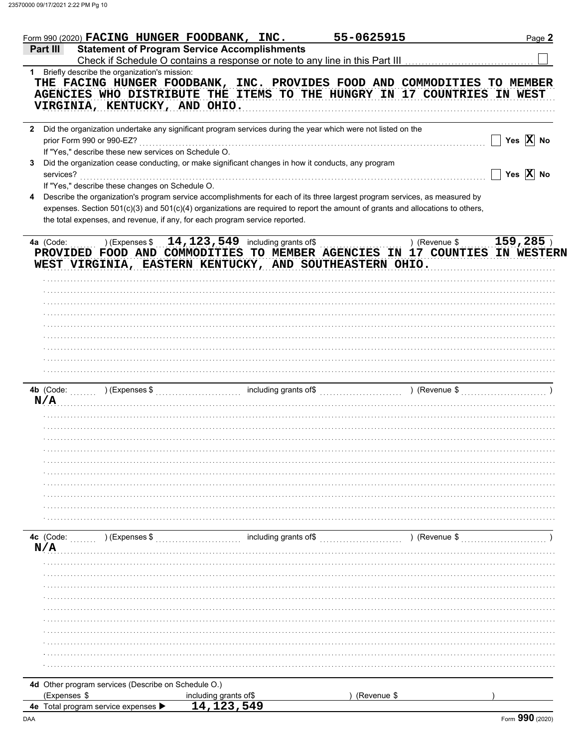Form 990 (2020) **FACING HUNGER FOODBANK, INC.** **55-0625915**

## Part III Statement of Program Service Accomplishments

Check if Schedule O contains a response or note to any line in this Part III ☐

**1** Briefly describe the organization's mission:

THE FACING HUNGER FOODBANK, INC. PROVIDES FOOD AND COMMODITIES TO MEMBER AGENCIES WHO DISTRIBUTE THE ITEMS TO THE HUNGRY IN 17 COUNTRIES IN WEST VIRGINIA, KENTUCKY, AND OHIO.

**2** Did the organization undertake any significant program services during the year which were not listed on the prior Form 990 or 990-EZ? ☐ Yes ☒ No

If "Yes," describe these new services on Schedule O.

**3** Did the organization cease conducting, or make significant changes in how it conducts, any program services? ☐ Yes ☒ No

If "Yes," describe these changes on Schedule O.

**4** Describe the organization's program service accomplishments for each of its three largest program services, as measured by expenses. Section 501(c)(3) and 501(c)(4) organizations are required to report the amount of grants and allocations to others, the total expenses, and revenue, if any, for each program service reported.

**4a** (Code: ) (Expenses $ 14,123,549 including grants of$ ) (Revenue $ 159,285 )

PROVIDED FOOD AND COMMODITIES TO MEMBER AGENCIES IN 17 COUNTIES IN WESTERN WEST VIRGINIA, EASTERN KENTUCKY, AND SOUTHEASTERN OHIO.

**4b** (Code: ) (Expenses $ including grants of$ ) (Revenue $ )

N/A

**4c** (Code: ) (Expenses $ including grants of$ ) (Revenue $ )

N/A

**4d** Other program services (Describe on Schedule O.)

(Expenses $ including grants of$ ) (Revenue $ )

**4e** Total program service expenses ▶ 14,123,549

Form **990** (2020)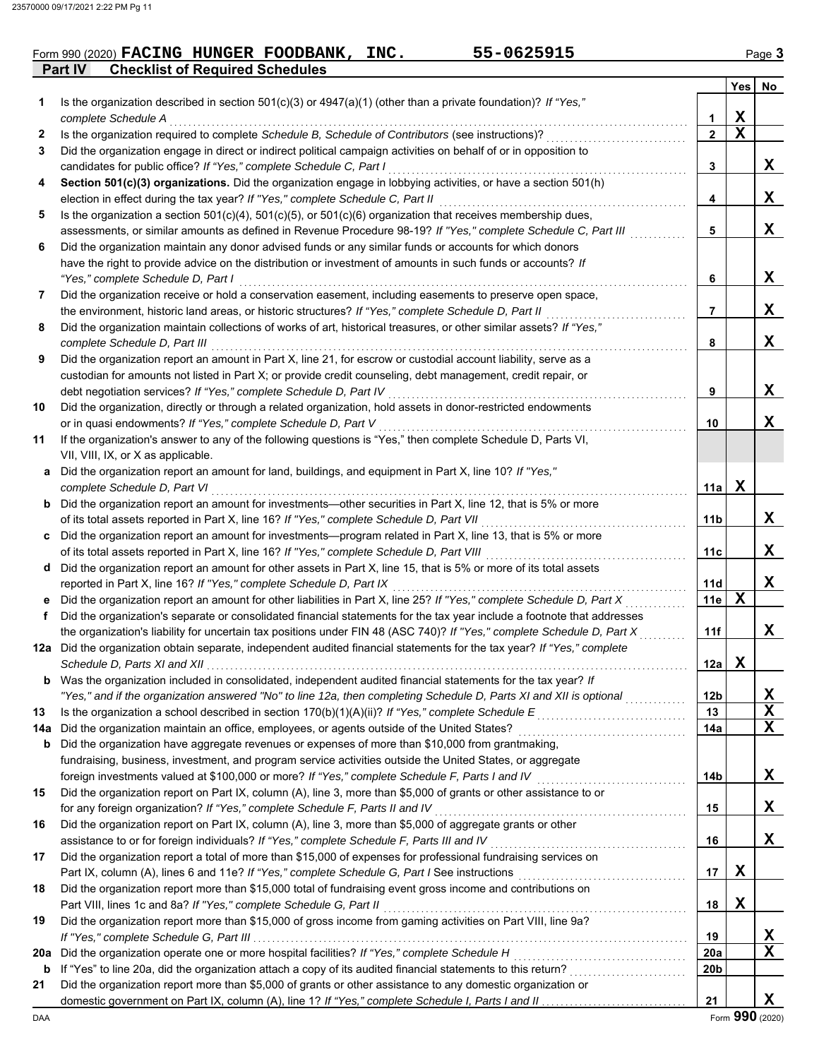Form 990 (2020) **FACING HUNGER FOODBANK, INC.** **55-0625915** Page **3**

## Part IV Checklist of Required Schedules

| | | | Yes | No |
|---|---|---|---|---|
| **1** | Is the organization described in section 501(c)(3) or 4947(a)(1) (other than a private foundation)? *If "Yes," complete Schedule A* | **1** | X | |
| **2** | Is the organization required to complete *Schedule B, Schedule of Contributors* (see instructions)? | **2** | X | |
| **3** | Did the organization engage in direct or indirect political campaign activities on behalf of or in opposition to candidates for public office? *If "Yes," complete Schedule C, Part I* | **3** | | X |
| **4** | **Section 501(c)(3) organizations.** Did the organization engage in lobbying activities, or have a section 501(h) election in effect during the tax year? *If "Yes," complete Schedule C, Part II* | **4** | | X |
| **5** | Is the organization a section 501(c)(4), 501(c)(5), or 501(c)(6) organization that receives membership dues, assessments, or similar amounts as defined in Revenue Procedure 98-19? *If "Yes," complete Schedule C, Part III* | **5** | | X |
| **6** | Did the organization maintain any donor advised funds or any similar funds or accounts for which donors have the right to provide advice on the distribution or investment of amounts in such funds or accounts? *If "Yes," complete Schedule D, Part I* | **6** | | X |
| **7** | Did the organization receive or hold a conservation easement, including easements to preserve open space, the environment, historic land areas, or historic structures? *If "Yes," complete Schedule D, Part II* | **7** | | X |
| **8** | Did the organization maintain collections of works of art, historical treasures, or other similar assets? *If "Yes," complete Schedule D, Part III* | **8** | | X |
| **9** | Did the organization report an amount in Part X, line 21, for escrow or custodial account liability, serve as a custodian for amounts not listed in Part X; or provide credit counseling, debt management, credit repair, or debt negotiation services? *If "Yes," complete Schedule D, Part IV* | **9** | | X |
| **10** | Did the organization, directly or through a related organization, hold assets in donor-restricted endowments or in quasi endowments? *If "Yes," complete Schedule D, Part V* | **10** | | X |
| **11** | If the organization's answer to any of the following questions is "Yes," then complete Schedule D, Parts VI, VII, VIII, IX, or X as applicable. | | | |
| **a** | Did the organization report an amount for land, buildings, and equipment in Part X, line 10? *If "Yes," complete Schedule D, Part VI* | **11a** | X | |
| **b** | Did the organization report an amount for investments—other securities in Part X, line 12, that is 5% or more of its total assets reported in Part X, line 16? *If "Yes," complete Schedule D, Part VII* | **11b** | | X |
| **c** | Did the organization report an amount for investments—program related in Part X, line 13, that is 5% or more of its total assets reported in Part X, line 16? *If "Yes," complete Schedule D, Part VIII* | **11c** | | X |
| **d** | Did the organization report an amount for other assets in Part X, line 15, that is 5% or more of its total assets reported in Part X, line 16? *If "Yes," complete Schedule D, Part IX* | **11d** | | X |
| **e** | Did the organization report an amount for other liabilities in Part X, line 25? *If "Yes," complete Schedule D, Part X* | **11e** | X | |
| **f** | Did the organization's separate or consolidated financial statements for the tax year include a footnote that addresses the organization's liability for uncertain tax positions under FIN 48 (ASC 740)? *If "Yes," complete Schedule D, Part X* | **11f** | | X |
| **12a** | Did the organization obtain separate, independent audited financial statements for the tax year? *If "Yes," complete Schedule D, Parts XI and XII* | **12a** | X | |
| **b** | Was the organization included in consolidated, independent audited financial statements for the tax year? *If "Yes," and if the organization answered "No" to line 12a, then completing Schedule D, Parts XI and XII is optional* | **12b** | | X |
| **13** | Is the organization a school described in section 170(b)(1)(A)(ii)? *If "Yes," complete Schedule E* | **13** | | X |
| **14a** | Did the organization maintain an office, employees, or agents outside of the United States? | **14a** | | X |
| **b** | Did the organization have aggregate revenues or expenses of more than $10,000 from grantmaking, fundraising, business, investment, and program service activities outside the United States, or aggregate foreign investments valued at $100,000 or more? *If "Yes," complete Schedule F, Parts I and IV* | **14b** | | X |
| **15** | Did the organization report on Part IX, column (A), line 3, more than $5,000 of grants or other assistance to or for any foreign organization? *If "Yes," complete Schedule F, Parts II and IV* | **15** | | X |
| **16** | Did the organization report on Part IX, column (A), line 3, more than $5,000 of aggregate grants or other assistance to or for foreign individuals? *If "Yes," complete Schedule F, Parts III and IV* | **16** | | X |
| **17** | Did the organization report a total of more than $15,000 of expenses for professional fundraising services on Part IX, column (A), lines 6 and 11e? *If "Yes," complete Schedule G, Part I* See instructions | **17** | X | |
| **18** | Did the organization report more than $15,000 total of fundraising event gross income and contributions on Part VIII, lines 1c and 8a? *If "Yes," complete Schedule G, Part II* | **18** | X | |
| **19** | Did the organization report more than $15,000 of gross income from gaming activities on Part VIII, line 9a? *If "Yes," complete Schedule G, Part III* | **19** | | X |
| **20a** | Did the organization operate one or more hospital facilities? *If "Yes," complete Schedule H* | **20a** | | X |
| **b** | If "Yes" to line 20a, did the organization attach a copy of its audited financial statements to this return? | **20b** | | |
| **21** | Did the organization report more than $5,000 of grants or other assistance to any domestic organization or domestic government on Part IX, column (A), line 1? *If "Yes," complete Schedule I, Parts I and II* | **21** | | X |

DAA Form **990** (2020)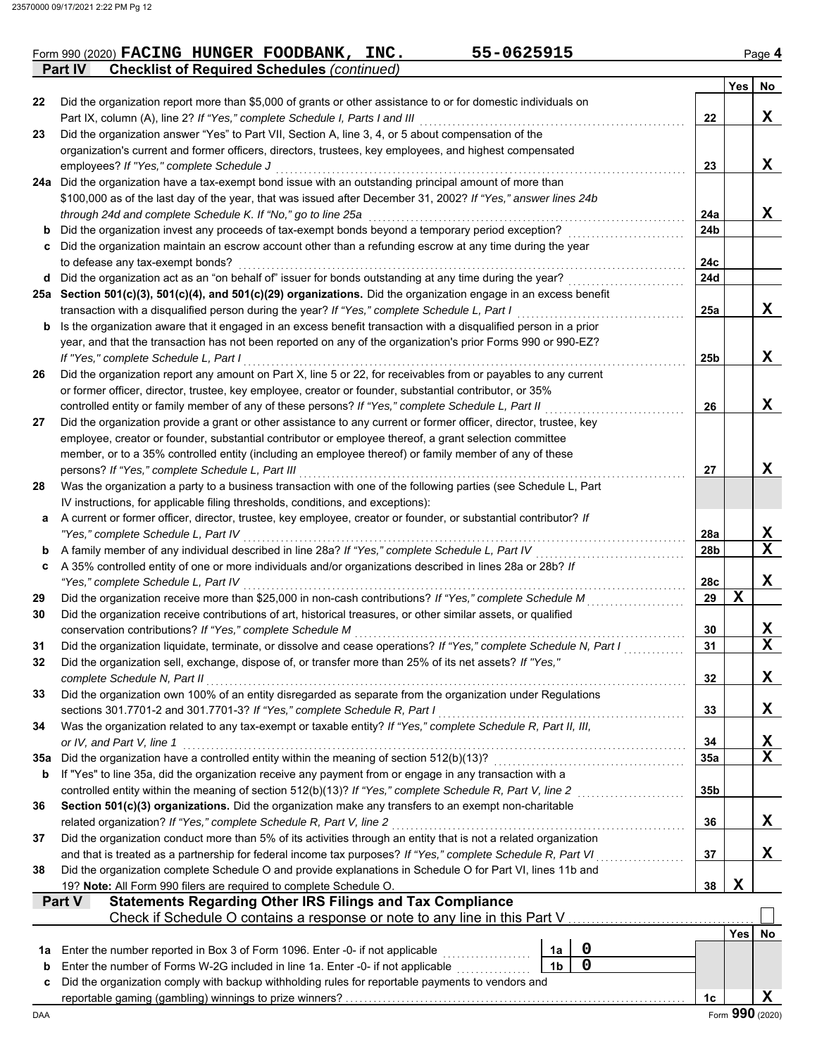Form 990 (2020) **FACING HUNGER FOODBANK, INC.** **55-0625915** Page **4**

**Part IV Checklist of Required Schedules** *(continued)*

| | | | Yes | No |
|---|---|---|---|---|
| **22** | Did the organization report more than $5,000 of grants or other assistance to or for domestic individuals on Part IX, column (A), line 2? *If "Yes," complete Schedule I, Parts I and III* | **22** | | X |
| **23** | Did the organization answer "Yes" to Part VII, Section A, line 3, 4, or 5 about compensation of the organization's current and former officers, directors, trustees, key employees, and highest compensated employees? *If "Yes," complete Schedule J* | **23** | | X |
| **24a** | Did the organization have a tax-exempt bond issue with an outstanding principal amount of more than $100,000 as of the last day of the year, that was issued after December 31, 2002? *If "Yes," answer lines 24b through 24d and complete Schedule K. If "No," go to line 25a* | **24a** | | X |
| **b** | Did the organization invest any proceeds of tax-exempt bonds beyond a temporary period exception? | **24b** | | |
| **c** | Did the organization maintain an escrow account other than a refunding escrow at any time during the year to defease any tax-exempt bonds? | **24c** | | |
| **d** | Did the organization act as an "on behalf of" issuer for bonds outstanding at any time during the year? | **24d** | | |
| **25a** | **Section 501(c)(3), 501(c)(4), and 501(c)(29) organizations.** Did the organization engage in an excess benefit transaction with a disqualified person during the year? *If "Yes," complete Schedule L, Part I* | **25a** | | X |
| **b** | Is the organization aware that it engaged in an excess benefit transaction with a disqualified person in a prior year, and that the transaction has not been reported on any of the organization's prior Forms 990 or 990-EZ? *If "Yes," complete Schedule L, Part I* | **25b** | | X |
| **26** | Did the organization report any amount on Part X, line 5 or 22, for receivables from or payables to any current or former officer, director, trustee, key employee, creator or founder, substantial contributor, or 35% controlled entity or family member of any of these persons? *If "Yes," complete Schedule L, Part II* | **26** | | X |
| **27** | Did the organization provide a grant or other assistance to any current or former officer, director, trustee, key employee, creator or founder, substantial contributor or employee thereof, a grant selection committee member, or to a 35% controlled entity (including an employee thereof) or family member of any of these persons? *If "Yes," complete Schedule L, Part III* | **27** | | X |
| **28** | Was the organization a party to a business transaction with one of the following parties (see Schedule L, Part IV instructions, for applicable filing thresholds, conditions, and exceptions): | | | |
| **a** | A current or former officer, director, trustee, key employee, creator or founder, or substantial contributor? *If "Yes," complete Schedule L, Part IV* | **28a** | | X |
| **b** | A family member of any individual described in line 28a? *If "Yes," complete Schedule L, Part IV* | **28b** | | X |
| **c** | A 35% controlled entity of one or more individuals and/or organizations described in lines 28a or 28b? *If "Yes," complete Schedule L, Part IV* | **28c** | | X |
| **29** | Did the organization receive more than $25,000 in non-cash contributions? *If "Yes," complete Schedule M* | **29** | X | |
| **30** | Did the organization receive contributions of art, historical treasures, or other similar assets, or qualified conservation contributions? *If "Yes," complete Schedule M* | **30** | | X |
| **31** | Did the organization liquidate, terminate, or dissolve and cease operations? *If "Yes," complete Schedule N, Part I* | **31** | | X |
| **32** | Did the organization sell, exchange, dispose of, or transfer more than 25% of its net assets? *If "Yes," complete Schedule N, Part II* | **32** | | X |
| **33** | Did the organization own 100% of an entity disregarded as separate from the organization under Regulations sections 301.7701-2 and 301.7701-3? *If "Yes," complete Schedule R, Part I* | **33** | | X |
| **34** | Was the organization related to any tax-exempt or taxable entity? *If "Yes," complete Schedule R, Part II, III, or IV, and Part V, line 1* | **34** | | X |
| **35a** | Did the organization have a controlled entity within the meaning of section 512(b)(13)? | **35a** | | X |
| **b** | If "Yes" to line 35a, did the organization receive any payment from or engage in any transaction with a controlled entity within the meaning of section 512(b)(13)? *If "Yes," complete Schedule R, Part V, line 2* | **35b** | | |
| **36** | **Section 501(c)(3) organizations.** Did the organization make any transfers to an exempt non-charitable related organization? *If "Yes," complete Schedule R, Part V, line 2* | **36** | | X |
| **37** | Did the organization conduct more than 5% of its activities through an entity that is not a related organization and that is treated as a partnership for federal income tax purposes? *If "Yes," complete Schedule R, Part VI* | **37** | | X |
| **38** | Did the organization complete Schedule O and provide explanations in Schedule O for Part VI, lines 11b and 19? **Note:** All Form 990 filers are required to complete Schedule O. | **38** | X | |

**Part V Statements Regarding Other IRS Filings and Tax Compliance**

Check if Schedule O contains a response or note to any line in this Part V ☐

| | | | | | Yes | No |
|---|---|---|---|---|---|---|
| **1a** | Enter the number reported in Box 3 of Form 1096. Enter -0- if not applicable | 1a | 0 | | | |
| **b** | Enter the number of Forms W-2G included in line 1a. Enter -0- if not applicable | 1b | 0 | | | |
| **c** | Did the organization comply with backup withholding rules for reportable payments to vendors and reportable gaming (gambling) winnings to prize winners? | | | **1c** | | X |

DAA Form **990** (2020)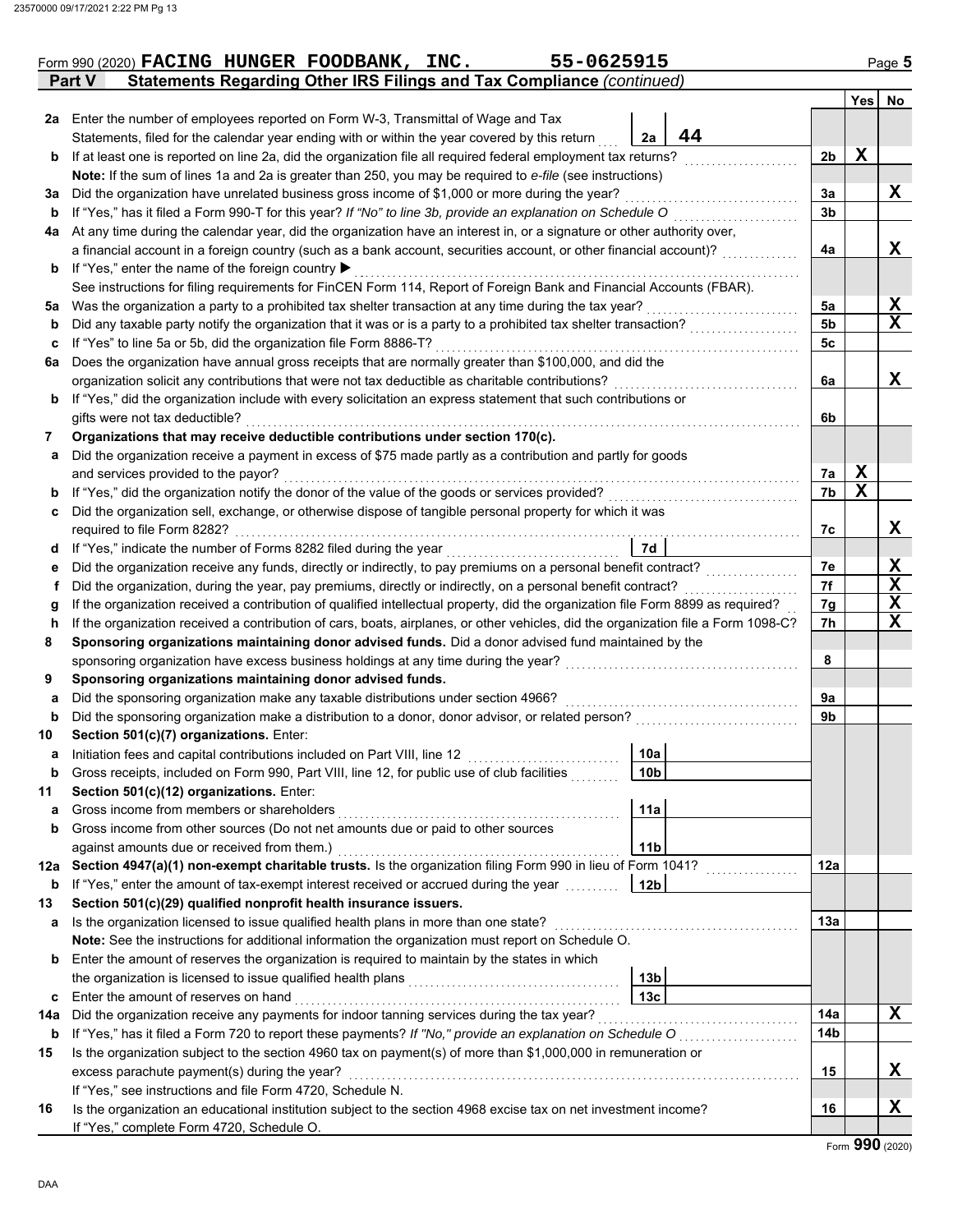Form 990 (2020) **FACING HUNGER FOODBANK, INC.** **55-0625915** Page **5**

## Part V Statements Regarding Other IRS Filings and Tax Compliance *(continued)*

| | | | | | Yes | No |
|---|---|---|---|---|---|---|
| **2a** | Enter the number of employees reported on Form W-3, Transmittal of Wage and Tax Statements, filed for the calendar year ending with or within the year covered by this return | 2a | 44 | | | |
| **b** | If at least one is reported on line 2a, did the organization file all required federal employment tax returns? | | | 2b | X | |
| | **Note:** If the sum of lines 1a and 2a is greater than 250, you may be required to *e-file* (see instructions) | | | | | |
| **3a** | Did the organization have unrelated business gross income of $1,000 or more during the year? | | | 3a | | X |
| **b** | If "Yes," has it filed a Form 990-T for this year? *If "No" to line 3b, provide an explanation on Schedule O* | | | 3b | | |
| **4a** | At any time during the calendar year, did the organization have an interest in, or a signature or other authority over, a financial account in a foreign country (such as a bank account, securities account, or other financial account)? | | | 4a | | X |
| **b** | If "Yes," enter the name of the foreign country ▶ | | | | | |
| | See instructions for filing requirements for FinCEN Form 114, Report of Foreign Bank and Financial Accounts (FBAR). | | | | | |
| **5a** | Was the organization a party to a prohibited tax shelter transaction at any time during the tax year? | | | 5a | | X |
| **b** | Did any taxable party notify the organization that it was or is a party to a prohibited tax shelter transaction? | | | 5b | | X |
| **c** | If "Yes" to line 5a or 5b, did the organization file Form 8886-T? | | | 5c | | |
| **6a** | Does the organization have annual gross receipts that are normally greater than $100,000, and did the organization solicit any contributions that were not tax deductible as charitable contributions? | | | 6a | | X |
| **b** | If "Yes," did the organization include with every solicitation an express statement that such contributions or gifts were not tax deductible? | | | 6b | | |
| **7** | **Organizations that may receive deductible contributions under section 170(c).** | | | | | |
| **a** | Did the organization receive a payment in excess of $75 made partly as a contribution and partly for goods and services provided to the payor? | | | 7a | X | |
| **b** | If "Yes," did the organization notify the donor of the value of the goods or services provided? | | | 7b | X | |
| **c** | Did the organization sell, exchange, or otherwise dispose of tangible personal property for which it was required to file Form 8282? | | | 7c | | X |
| **d** | If "Yes," indicate the number of Forms 8282 filed during the year | 7d | | | | |
| **e** | Did the organization receive any funds, directly or indirectly, to pay premiums on a personal benefit contract? | | | 7e | | X |
| **f** | Did the organization, during the year, pay premiums, directly or indirectly, on a personal benefit contract? | | | 7f | | X |
| **g** | If the organization received a contribution of qualified intellectual property, did the organization file Form 8899 as required? | | | 7g | | X |
| **h** | If the organization received a contribution of cars, boats, airplanes, or other vehicles, did the organization file a Form 1098-C? | | | 7h | | X |
| **8** | **Sponsoring organizations maintaining donor advised funds.** Did a donor advised fund maintained by the sponsoring organization have excess business holdings at any time during the year? | | | 8 | | |
| **9** | **Sponsoring organizations maintaining donor advised funds.** | | | | | |
| **a** | Did the sponsoring organization make any taxable distributions under section 4966? | | | 9a | | |
| **b** | Did the sponsoring organization make a distribution to a donor, donor advisor, or related person? | | | 9b | | |
| **10** | **Section 501(c)(7) organizations.** Enter: | | | | | |
| **a** | Initiation fees and capital contributions included on Part VIII, line 12 | 10a | | | | |
| **b** | Gross receipts, included on Form 990, Part VIII, line 12, for public use of club facilities | 10b | | | | |
| **11** | **Section 501(c)(12) organizations.** Enter: | | | | | |
| **a** | Gross income from members or shareholders | 11a | | | | |
| **b** | Gross income from other sources (Do not net amounts due or paid to other sources against amounts due or received from them.) | 11b | | | | |
| **12a** | **Section 4947(a)(1) non-exempt charitable trusts.** Is the organization filing Form 990 in lieu of Form 1041? | | | 12a | | |
| **b** | If "Yes," enter the amount of tax-exempt interest received or accrued during the year | 12b | | | | |
| **13** | **Section 501(c)(29) qualified nonprofit health insurance issuers.** | | | | | |
| **a** | Is the organization licensed to issue qualified health plans in more than one state? | | | 13a | | |
| | **Note:** See the instructions for additional information the organization must report on Schedule O. | | | | | |
| **b** | Enter the amount of reserves the organization is required to maintain by the states in which the organization is licensed to issue qualified health plans | 13b | | | | |
| **c** | Enter the amount of reserves on hand | 13c | | | | |
| **14a** | Did the organization receive any payments for indoor tanning services during the tax year? | | | 14a | | X |
| **b** | If "Yes," has it filed a Form 720 to report these payments? *If "No," provide an explanation on Schedule O* | | | 14b | | |
| **15** | Is the organization subject to the section 4960 tax on payment(s) of more than $1,000,000 in remuneration or excess parachute payment(s) during the year? | | | 15 | | X |
| | If "Yes," see instructions and file Form 4720, Schedule N. | | | | | |
| **16** | Is the organization an educational institution subject to the section 4968 excise tax on net investment income? | | | 16 | | X |
| | If "Yes," complete Form 4720, Schedule O. | | | | | |

Form **990** (2020)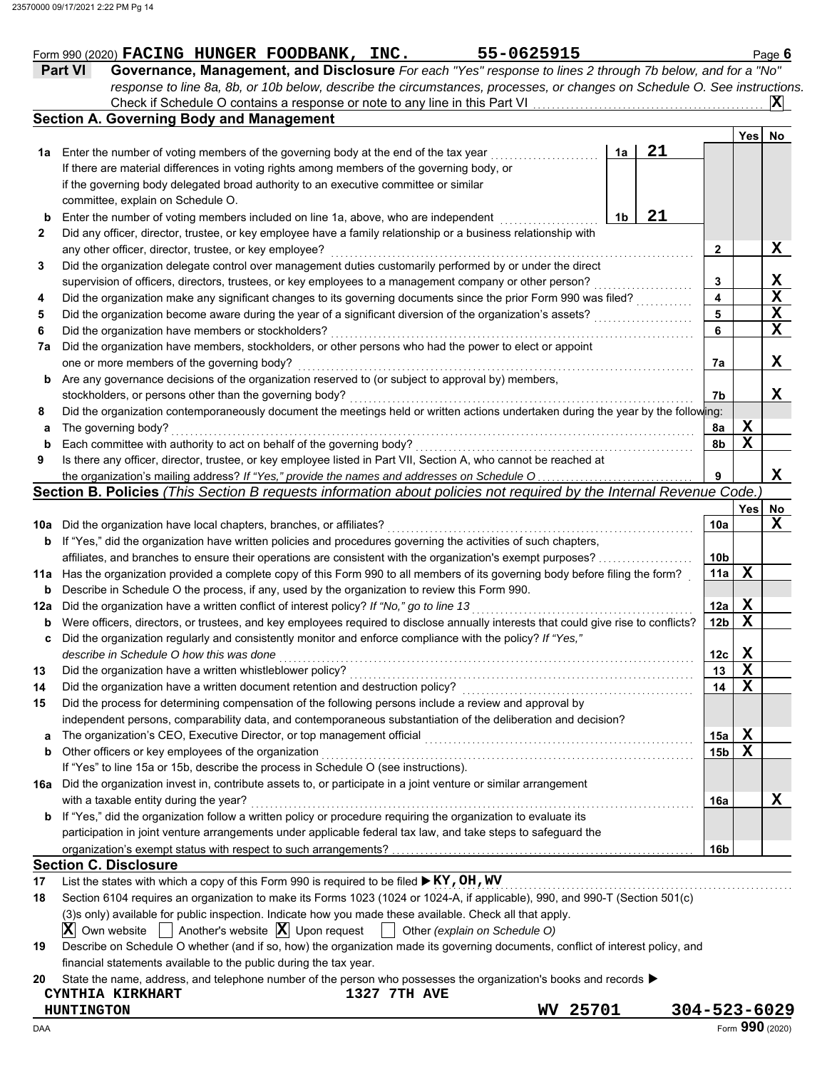Form 990 (2020) **FACING HUNGER FOODBANK, INC.** **55-0625915** Page **6**

## Part VI Governance, Management, and Disclosure

*For each "Yes" response to lines 2 through 7b below, and for a "No" response to line 8a, 8b, or 10b below, describe the circumstances, processes, or changes on Schedule O. See instructions.*

Check if Schedule O contains a response or note to any line in this Part VI ..... **X**

### Section A. Governing Body and Management

| | | | | Yes | No |
|---|---|---|---|---|---|
| **1a** | Enter the number of voting members of the governing body at the end of the tax year | 1a | 21 | | |
| | If there are material differences in voting rights among members of the governing body, or if the governing body delegated broad authority to an executive committee or similar committee, explain on Schedule O. | | | | |
| **b** | Enter the number of voting members included on line 1a, above, who are independent | 1b | 21 | | |
| **2** | Did any officer, director, trustee, or key employee have a family relationship or a business relationship with any other officer, director, trustee, or key employee? | | 2 | | X |
| **3** | Did the organization delegate control over management duties customarily performed by or under the direct supervision of officers, directors, trustees, or key employees to a management company or other person? | | 3 | | X |
| **4** | Did the organization make any significant changes to its governing documents since the prior Form 990 was filed? | | 4 | | X |
| **5** | Did the organization become aware during the year of a significant diversion of the organization's assets? | | 5 | | X |
| **6** | Did the organization have members or stockholders? | | 6 | | X |
| **7a** | Did the organization have members, stockholders, or other persons who had the power to elect or appoint one or more members of the governing body? | | 7a | | X |
| **b** | Are any governance decisions of the organization reserved to (or subject to approval by) members, stockholders, or persons other than the governing body? | | 7b | | X |
| **8** | Did the organization contemporaneously document the meetings held or written actions undertaken during the year by the following: | | | | |
| **a** | The governing body? | | 8a | X | |
| **b** | Each committee with authority to act on behalf of the governing body? | | 8b | X | |
| **9** | Is there any officer, director, trustee, or key employee listed in Part VII, Section A, who cannot be reached at the organization's mailing address? *If "Yes," provide the names and addresses on Schedule O* | | 9 | | X |

### Section B. Policies *(This Section B requests information about policies not required by the Internal Revenue Code.)*

| | | | Yes | No |
|---|---|---|---|---|
| **10a** | Did the organization have local chapters, branches, or affiliates? | 10a | | X |
| **b** | If "Yes," did the organization have written policies and procedures governing the activities of such chapters, affiliates, and branches to ensure their operations are consistent with the organization's exempt purposes? | 10b | | |
| **11a** | Has the organization provided a complete copy of this Form 990 to all members of its governing body before filing the form? | 11a | X | |
| **b** | Describe in Schedule O the process, if any, used by the organization to review this Form 990. | | | |
| **12a** | Did the organization have a written conflict of interest policy? *If "No," go to line 13* | 12a | X | |
| **b** | Were officers, directors, or trustees, and key employees required to disclose annually interests that could give rise to conflicts? | 12b | X | |
| **c** | Did the organization regularly and consistently monitor and enforce compliance with the policy? *If "Yes," describe in Schedule O how this was done* | 12c | X | |
| **13** | Did the organization have a written whistleblower policy? | 13 | X | |
| **14** | Did the organization have a written document retention and destruction policy? | 14 | X | |
| **15** | Did the process for determining compensation of the following persons include a review and approval by independent persons, comparability data, and contemporaneous substantiation of the deliberation and decision? | | | |
| **a** | The organization's CEO, Executive Director, or top management official | 15a | X | |
| **b** | Other officers or key employees of the organization | 15b | X | |
| | If "Yes" to line 15a or 15b, describe the process in Schedule O (see instructions). | | | |
| **16a** | Did the organization invest in, contribute assets to, or participate in a joint venture or similar arrangement with a taxable entity during the year? | 16a | | X |
| **b** | If "Yes," did the organization follow a written policy or procedure requiring the organization to evaluate its participation in joint venture arrangements under applicable federal tax law, and take steps to safeguard the organization's exempt status with respect to such arrangements? | 16b | | |

### Section C. Disclosure

**17** List the states with which a copy of this Form 990 is required to be filed ▶ **KY, OH, WV**

**18** Section 6104 requires an organization to make its Forms 1023 (1024 or 1024-A, if applicable), 990, and 990-T (Section 501(c)(3)s only) available for public inspection. Indicate how you made these available. Check all that apply.

[X] Own website [ ] Another's website [X] Upon request [ ] Other *(explain on Schedule O)*

**19** Describe on Schedule O whether (and if so, how) the organization made its governing documents, conflict of interest policy, and financial statements available to the public during the tax year.

**20** State the name, address, and telephone number of the person who possesses the organization's books and records ▶

**CYNTHIA KIRKHART** **1327 7TH AVE**
**HUNTINGTON** **WV 25701** **304-523-6029**

Form **990** (2020)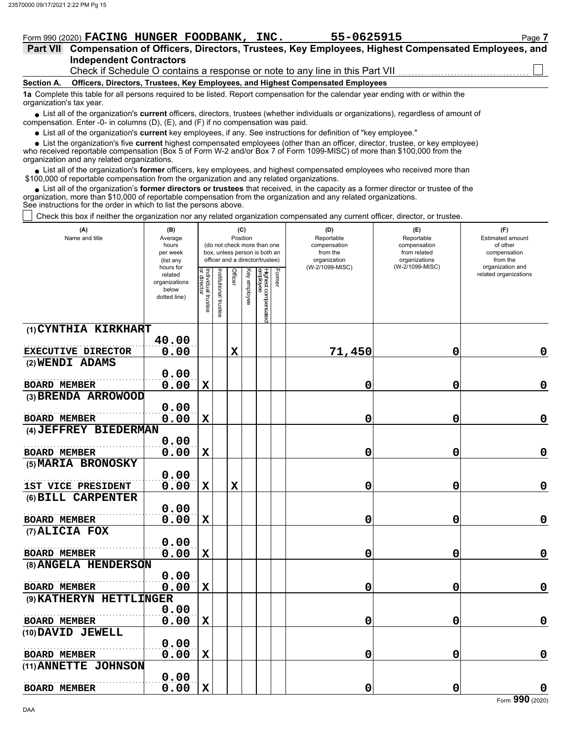Form 990 (2020) **FACING HUNGER FOODBANK, INC.** **55-0625915** Page **7**

## Part VII Compensation of Officers, Directors, Trustees, Key Employees, Highest Compensated Employees, and Independent Contractors

Check if Schedule O contains a response or note to any line in this Part VII ☐

### Section A. Officers, Directors, Trustees, Key Employees, and Highest Compensated Employees

**1a** Complete this table for all persons required to be listed. Report compensation for the calendar year ending with or within the organization's tax year.

- List all of the organization's **current** officers, directors, trustees (whether individuals or organizations), regardless of amount of compensation. Enter -0- in columns (D), (E), and (F) if no compensation was paid.
- List all of the organization's **current** key employees, if any. See instructions for definition of "key employee."
- List the organization's five **current** highest compensated employees (other than an officer, director, trustee, or key employee) who received reportable compensation (Box 5 of Form W-2 and/or Box 7 of Form 1099-MISC) of more than $100,000 from the organization and any related organizations.
- List all of the organization's **former** officers, key employees, and highest compensated employees who received more than $100,000 of reportable compensation from the organization and any related organizations.
- List all of the organization's **former directors or trustees** that received, in the capacity as a former director or trustee of the organization, more than $10,000 of reportable compensation from the organization and any related organizations.

See instructions for the order in which to list the persons above.

☐ Check this box if neither the organization nor any related organization compensated any current officer, director, or trustee.

| (A) Name and title | (B) Average hours per week (list any hours for related organizations below dotted line) | (C) Position (do not check more than one box, unless person is both an officer and a director/trustee) | | | | | | (D) Reportable compensation from the organization (W-2/1099-MISC) | (E) Reportable compensation from related organizations (W-2/1099-MISC) | (F) Estimated amount of other compensation from the organization and related organizations |
|---|---|---|---|---|---|---|---|---|---|---|
| | | Individual trustee or director | Institutional trustee | Officer | Key employee | Highest compensated employee | Former | | | |
| (1) CYNTHIA KIRKHART<br>EXECUTIVE DIRECTOR | 40.00<br>0.00 | | | X | | | | 71,450 | 0 | 0 |
| (2) WENDI ADAMS<br>BOARD MEMBER | 0.00<br>0.00 | X | | | | | | 0 | 0 | 0 |
| (3) BRENDA ARROWOOD<br>BOARD MEMBER | 0.00<br>0.00 | X | | | | | | 0 | 0 | 0 |
| (4) JEFFREY BIEDERMAN<br>BOARD MEMBER | 0.00<br>0.00 | X | | | | | | 0 | 0 | 0 |
| (5) MARIA BRONOSKY<br>1ST VICE PRESIDENT | 0.00<br>0.00 | X | | X | | | | 0 | 0 | 0 |
| (6) BILL CARPENTER<br>BOARD MEMBER | 0.00<br>0.00 | X | | | | | | 0 | 0 | 0 |
| (7) ALICIA FOX<br>BOARD MEMBER | 0.00<br>0.00 | X | | | | | | 0 | 0 | 0 |
| (8) ANGELA HENDERSON<br>BOARD MEMBER | 0.00<br>0.00 | X | | | | | | 0 | 0 | 0 |
| (9) KATHERYN HETTLINGER<br>BOARD MEMBER | 0.00<br>0.00 | X | | | | | | 0 | 0 | 0 |
| (10) DAVID JEWELL<br>BOARD MEMBER | 0.00<br>0.00 | X | | | | | | 0 | 0 | 0 |
| (11) ANNETTE JOHNSON<br>BOARD MEMBER | 0.00<br>0.00 | X | | | | | | 0 | 0 | 0 |

Form **990** (2020)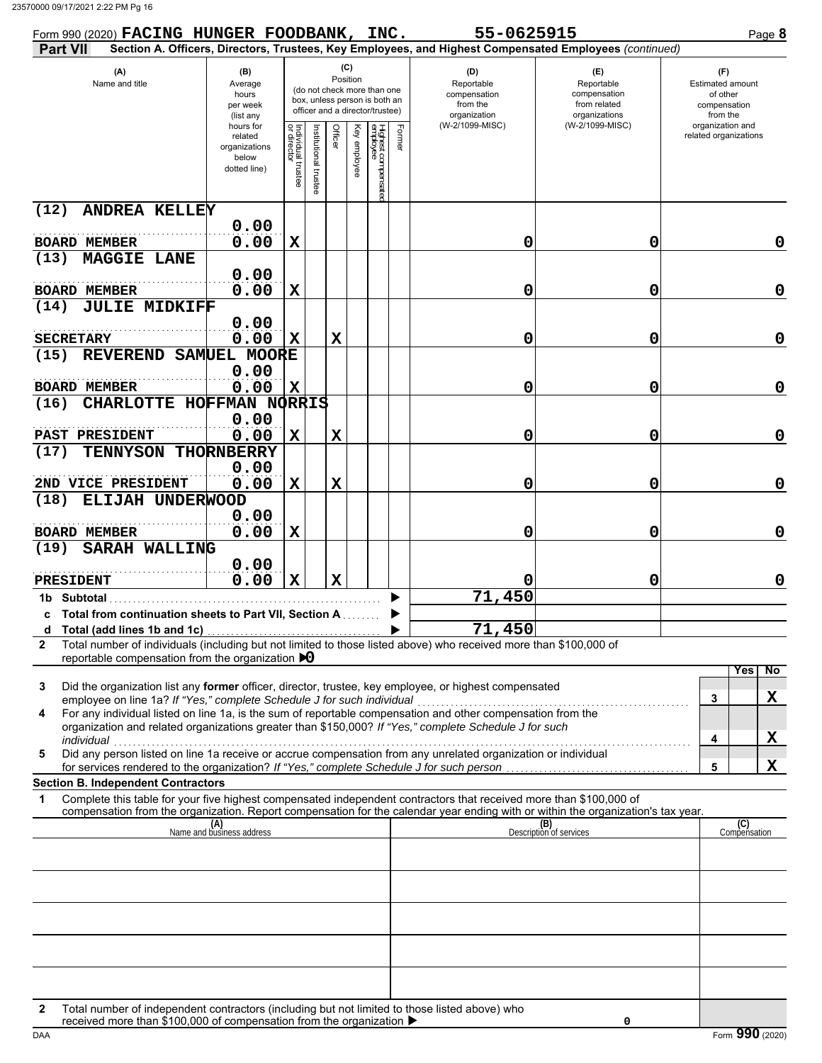Form 990 (2020) **FACING HUNGER FOODBANK, INC.** 55-0625915 Page **8**

**Part VII** **Section A. Officers, Directors, Trustees, Key Employees, and Highest Compensated Employees** *(continued)*

| (A) Name and title | (B) Average hours per week (list any hours for related organizations below dotted line) | (C) Position: Individual trustee or director | Institutional trustee | Officer | Key employee | Highest compensated employee | Former | (D) Reportable compensation from the organization (W-2/1099-MISC) | (E) Reportable compensation from related organizations (W-2/1099-MISC) | (F) Estimated amount of other compensation from the organization and related organizations |
|---|---|---|---|---|---|---|---|---|---|---|
| (12) ANDREA KELLEY<br>BOARD MEMBER | 0.00<br>0.00 | X | | | | | | 0 | 0 | 0 |
| (13) MAGGIE LANE<br>BOARD MEMBER | 0.00<br>0.00 | X | | | | | | 0 | 0 | 0 |
| (14) JULIE MIDKIFF<br>SECRETARY | 0.00<br>0.00 | X | | X | | | | 0 | 0 | 0 |
| (15) REVEREND SAMUEL MOORE<br>BOARD MEMBER | 0.00<br>0.00 | X | | | | | | 0 | 0 | 0 |
| (16) CHARLOTTE HOFFMAN NORRIS<br>PAST PRESIDENT | 0.00<br>0.00 | X | | X | | | | 0 | 0 | 0 |
| (17) TENNYSON THORNBERRY<br>2ND VICE PRESIDENT | 0.00<br>0.00 | X | | X | | | | 0 | 0 | 0 |
| (18) ELIJAH UNDERWOOD<br>BOARD MEMBER | 0.00<br>0.00 | X | | | | | | 0 | 0 | 0 |
| (19) SARAH WALLING<br>PRESIDENT | 0.00<br>0.00 | X | | X | | | | 0 | 0 | 0 |
| **1b Subtotal** | | | | | | | | 71,450 | | |
| **c Total from continuation sheets to Part VII, Section A** | | | | | | | | | | |
| **d Total (add lines 1b and 1c)** | | | | | | | | 71,450 | | |

**2** Total number of individuals (including but not limited to those listed above) who received more than $100,000 of reportable compensation from the organization ▶ 0

| | | Yes | No |
|---|---|---|---|
| **3** Did the organization list any **former** officer, director, trustee, key employee, or highest compensated employee on line 1a? *If "Yes," complete Schedule J for such individual* | 3 | | X |
| **4** For any individual listed on line 1a, is the sum of reportable compensation and other compensation from the organization and related organizations greater than $150,000? *If "Yes," complete Schedule J for such individual* | 4 | | X |
| **5** Did any person listed on line 1a receive or accrue compensation from any unrelated organization or individual for services rendered to the organization? *If "Yes," complete Schedule J for such person* | 5 | | X |

**Section B. Independent Contractors**

**1** Complete this table for your five highest compensated independent contractors that received more than $100,000 of compensation from the organization. Report compensation for the calendar year ending with or within the organization's tax year.

| (A) Name and business address | (B) Description of services | (C) Compensation |
|---|---|---|
| | | |
| | | |
| | | |
| | | |
| | | |

**2** Total number of independent contractors (including but not limited to those listed above) who received more than $100,000 of compensation from the organization ▶ 0

DAA Form **990** (2020)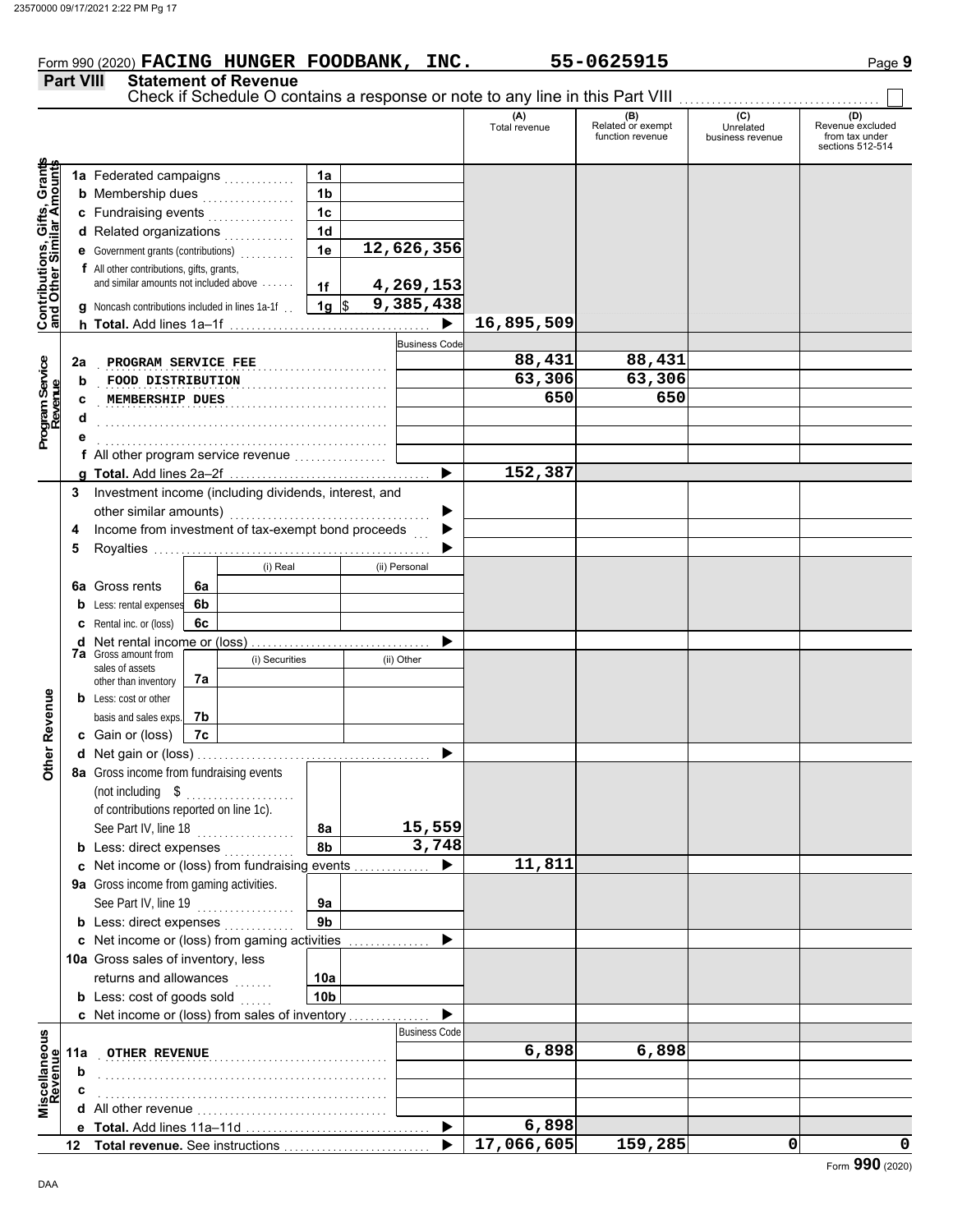Form 990 (2020) **FACING HUNGER FOODBANK, INC.** **55-0625915** Page **9**

## Part VIII Statement of Revenue

Check if Schedule O contains a response or note to any line in this Part VIII ☐

| | | | | (A) Total revenue | (B) Related or exempt function revenue | (C) Unrelated business revenue | (D) Revenue excluded from tax under sections 512-514 |
|---|---|---|---|---|---|---|---|
| **Contributions, Gifts, Grants and Other Similar Amounts** | **1a** Federated campaigns | 1a | | | | | |
| | **b** Membership dues | 1b | | | | | |
| | **c** Fundraising events | 1c | | | | | |
| | **d** Related organizations | 1d | | | | | |
| | **e** Government grants (contributions) | 1e | 12,626,356 | | | | |
| | **f** All other contributions, gifts, grants, and similar amounts not included above | 1f | 4,269,153 | | | | |
| | **g** Noncash contributions included in lines 1a-1f | 1g | $ 9,385,438 | | | | |
| | **h Total.** Add lines 1a–1f | | ▶ | 16,895,509 | | | |
| **Program Service Revenue** | | | Business Code | | | | |
| | **2a** PROGRAM SERVICE FEE | | | 88,431 | 88,431 | | |
| | **b** FOOD DISTRIBUTION | | | 63,306 | 63,306 | | |
| | **c** MEMBERSHIP DUES | | | 650 | 650 | | |
| | **d** | | | | | | |
| | **e** | | | | | | |
| | **f** All other program service revenue | | | | | | |
| | **g Total.** Add lines 2a–2f | | ▶ | 152,387 | | | |
| **Other Revenue** | **3** Investment income (including dividends, interest, and other similar amounts) | | ▶ | | | | |
| | **4** Income from investment of tax-exempt bond proceeds | | ▶ | | | | |
| | **5** Royalties | | ▶ | | | | |
| | | (i) Real | (ii) Personal | | | | |
| | **6a** Gross rents 6a | | | | | | |
| | **b** Less: rental expenses 6b | | | | | | |
| | **c** Rental inc. or (loss) 6c | | | | | | |
| | **d** Net rental income or (loss) | | ▶ | | | | |
| | **7a** Gross amount from sales of assets other than inventory 7a | (i) Securities | (ii) Other | | | | |
| | **b** Less: cost or other basis and sales exps. 7b | | | | | | |
| | **c** Gain or (loss) 7c | | | | | | |
| | **d** Net gain or (loss) | | ▶ | | | | |
| | **8a** Gross income from fundraising events (not including $ of contributions reported on line 1c). See Part IV, line 18 | 8a | 15,559 | | | | |
| | **b** Less: direct expenses | 8b | 3,748 | | | | |
| | **c** Net income or (loss) from fundraising events | | ▶ | 11,811 | | | |
| | **9a** Gross income from gaming activities. See Part IV, line 19 | 9a | | | | | |
| | **b** Less: direct expenses | 9b | | | | | |
| | **c** Net income or (loss) from gaming activities | | ▶ | | | | |
| | **10a** Gross sales of inventory, less returns and allowances | 10a | | | | | |
| | **b** Less: cost of goods sold | 10b | | | | | |
| | **c** Net income or (loss) from sales of inventory | | ▶ | | | | |
| **Miscellaneous Revenue** | | | Business Code | | | | |
| | **11a** OTHER REVENUE | | | 6,898 | 6,898 | | |
| | **b** | | | | | | |
| | **c** | | | | | | |
| | **d** All other revenue | | | | | | |
| | **e Total.** Add lines 11a–11d | | ▶ | 6,898 | | | |
| | **12 Total revenue.** See instructions | | ▶ | 17,066,605 | 159,285 | 0 | 0 |

Form **990** (2020)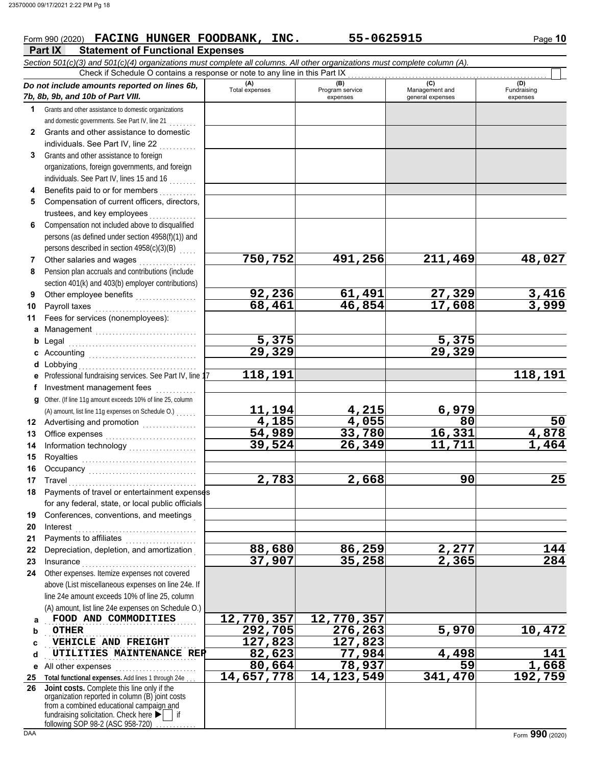Form 990 (2020) **FACING HUNGER FOODBANK, INC.** **55-0625915** Page **10**

## Part IX Statement of Functional Expenses

*Section 501(c)(3) and 501(c)(4) organizations must complete all columns. All other organizations must complete column (A).*

Check if Schedule O contains a response or note to any line in this Part IX ☐

| ***Do not include amounts reported on lines 6b, 7b, 8b, 9b, and 10b of Part VIII.*** | (A) Total expenses | (B) Program service expenses | (C) Management and general expenses | (D) Fundraising expenses |
|---|---|---|---|---|
| **1** Grants and other assistance to domestic organizations and domestic governments. See Part IV, line 21 | | | | |
| **2** Grants and other assistance to domestic individuals. See Part IV, line 22 | | | | |
| **3** Grants and other assistance to foreign organizations, foreign governments, and foreign individuals. See Part IV, lines 15 and 16 | | | | |
| **4** Benefits paid to or for members | | | | |
| **5** Compensation of current officers, directors, trustees, and key employees | | | | |
| **6** Compensation not included above to disqualified persons (as defined under section 4958(f)(1)) and persons described in section 4958(c)(3)(B) | | | | |
| **7** Other salaries and wages | 750,752 | 491,256 | 211,469 | 48,027 |
| **8** Pension plan accruals and contributions (include section 401(k) and 403(b) employer contributions) | | | | |
| **9** Other employee benefits | 92,236 | 61,491 | 27,329 | 3,416 |
| **10** Payroll taxes | 68,461 | 46,854 | 17,608 | 3,999 |
| **11** Fees for services (nonemployees): | | | | |
| **a** Management | | | | |
| **b** Legal | 5,375 | | 5,375 | |
| **c** Accounting | 29,329 | | 29,329 | |
| **d** Lobbying | | | | |
| **e** Professional fundraising services. See Part IV, line 17 | 118,191 | | | 118,191 |
| **f** Investment management fees | | | | |
| **g** Other. (If line 11g amount exceeds 10% of line 25, column (A) amount, list line 11g expenses on Schedule O.) | 11,194 | 4,215 | 6,979 | |
| **12** Advertising and promotion | 4,185 | 4,055 | 80 | 50 |
| **13** Office expenses | 54,989 | 33,780 | 16,331 | 4,878 |
| **14** Information technology | 39,524 | 26,349 | 11,711 | 1,464 |
| **15** Royalties | | | | |
| **16** Occupancy | | | | |
| **17** Travel | 2,783 | 2,668 | 90 | 25 |
| **18** Payments of travel or entertainment expenses for any federal, state, or local public officials | | | | |
| **19** Conferences, conventions, and meetings | | | | |
| **20** Interest | | | | |
| **21** Payments to affiliates | | | | |
| **22** Depreciation, depletion, and amortization | 88,680 | 86,259 | 2,277 | 144 |
| **23** Insurance | 37,907 | 35,258 | 2,365 | 284 |
| **24** Other expenses. Itemize expenses not covered above (List miscellaneous expenses on line 24e. If line 24e amount exceeds 10% of line 25, column (A) amount, list line 24e expenses on Schedule O.) | | | | |
| **a** FOOD AND COMMODITIES | 12,770,357 | 12,770,357 | | |
| **b** OTHER | 292,705 | 276,263 | 5,970 | 10,472 |
| **c** VEHICLE AND FREIGHT | 127,823 | 127,823 | | |
| **d** UTILITIES MAINTENANCE REP | 82,623 | 77,984 | 4,498 | 141 |
| **e** All other expenses | 80,664 | 78,937 | 59 | 1,668 |
| **25 Total functional expenses.** Add lines 1 through 24e | 14,657,778 | 14,123,549 | 341,470 | 192,759 |
| **26 Joint costs.** Complete this line only if the organization reported in column (B) joint costs from a combined educational campaign and fundraising solicitation. Check here ▶ ☐ if following SOP 98-2 (ASC 958-720) | | | | |

Form **990** (2020)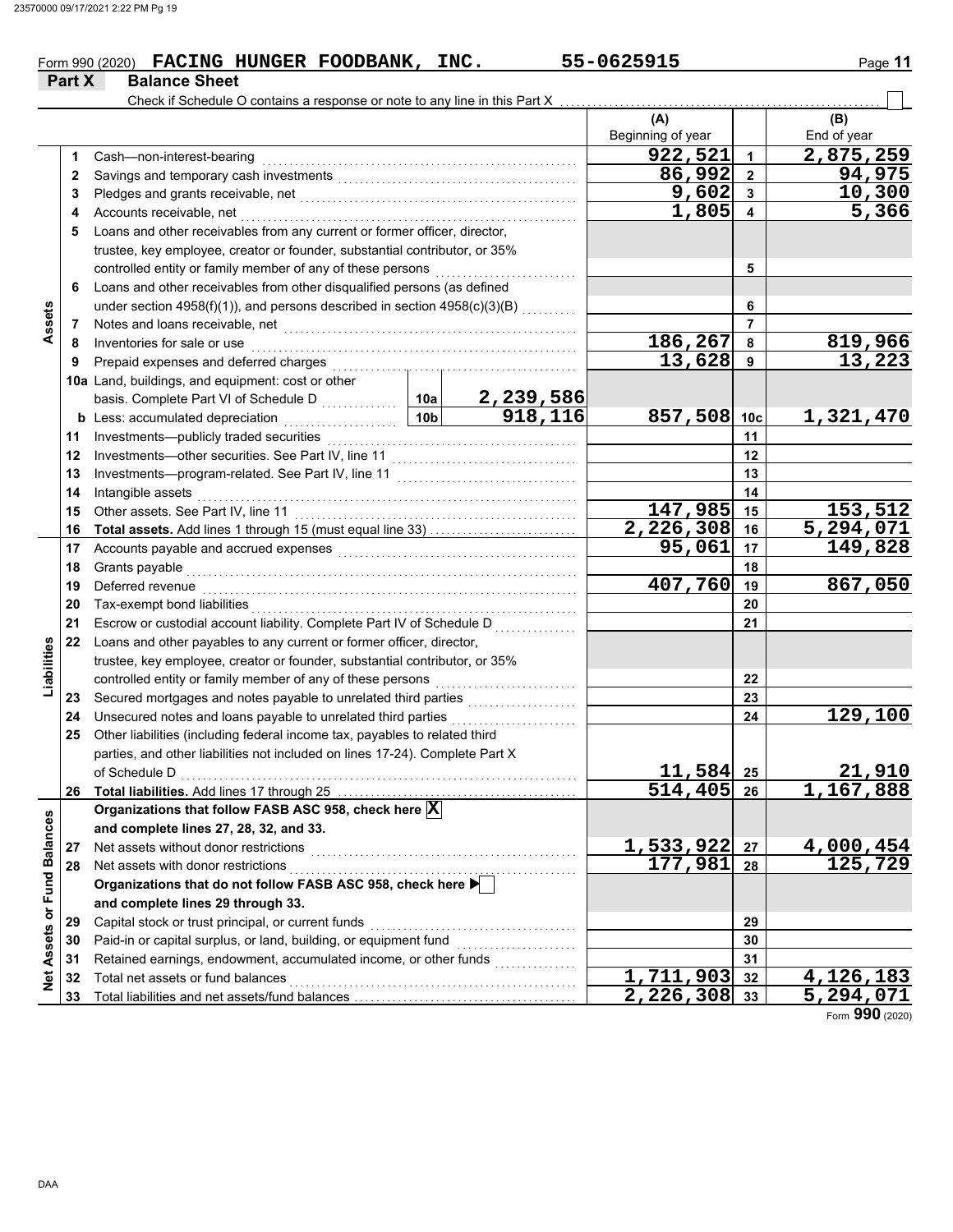Form 990 (2020) **FACING HUNGER FOODBANK, INC.** 55-0625915

## Part X Balance Sheet

Check if Schedule O contains a response or note to any line in this Part X

| | | | | (A) Beginning of year | | (B) End of year |
|---|---|---|---|---|---|---|
| **Assets** | 1 | Cash—non-interest-bearing | | 922,521 | 1 | 2,875,259 |
| | 2 | Savings and temporary cash investments | | 86,992 | 2 | 94,975 |
| | 3 | Pledges and grants receivable, net | | 9,602 | 3 | 10,300 |
| | 4 | Accounts receivable, net | | 1,805 | 4 | 5,366 |
| | 5 | Loans and other receivables from any current or former officer, director, trustee, key employee, creator or founder, substantial contributor, or 35% controlled entity or family member of any of these persons | | | 5 | |
| | 6 | Loans and other receivables from other disqualified persons (as defined under section 4958(f)(1)), and persons described in section 4958(c)(3)(B) | | | 6 | |
| | 7 | Notes and loans receivable, net | | | 7 | |
| | 8 | Inventories for sale or use | | 186,267 | 8 | 819,966 |
| | 9 | Prepaid expenses and deferred charges | | 13,628 | 9 | 13,223 |
| | 10a | Land, buildings, and equipment: cost or other basis. Complete Part VI of Schedule D | 10a 2,239,586 | | | |
| | b | Less: accumulated depreciation | 10b 918,116 | 857,508 | 10c | 1,321,470 |
| | 11 | Investments—publicly traded securities | | | 11 | |
| | 12 | Investments—other securities. See Part IV, line 11 | | | 12 | |
| | 13 | Investments—program-related. See Part IV, line 11 | | | 13 | |
| | 14 | Intangible assets | | | 14 | |
| | 15 | Other assets. See Part IV, line 11 | | 147,985 | 15 | 153,512 |
| | 16 | **Total assets.** Add lines 1 through 15 (must equal line 33) | | 2,226,308 | 16 | 5,294,071 |
| **Liabilities** | 17 | Accounts payable and accrued expenses | | 95,061 | 17 | 149,828 |
| | 18 | Grants payable | | | 18 | |
| | 19 | Deferred revenue | | 407,760 | 19 | 867,050 |
| | 20 | Tax-exempt bond liabilities | | | 20 | |
| | 21 | Escrow or custodial account liability. Complete Part IV of Schedule D | | | 21 | |
| | 22 | Loans and other payables to any current or former officer, director, trustee, key employee, creator or founder, substantial contributor, or 35% controlled entity or family member of any of these persons | | | 22 | |
| | 23 | Secured mortgages and notes payable to unrelated third parties | | | 23 | |
| | 24 | Unsecured notes and loans payable to unrelated third parties | | | 24 | 129,100 |
| | 25 | Other liabilities (including federal income tax, payables to related third parties, and other liabilities not included on lines 17-24). Complete Part X of Schedule D | | 11,584 | 25 | 21,910 |
| | 26 | **Total liabilities.** Add lines 17 through 25 | | 514,405 | 26 | 1,167,888 |
| **Net Assets or Fund Balances** | | **Organizations that follow FASB ASC 958, check here** [X] **and complete lines 27, 28, 32, and 33.** | | | | |
| | 27 | Net assets without donor restrictions | | 1,533,922 | 27 | 4,000,454 |
| | 28 | Net assets with donor restrictions | | 177,981 | 28 | 125,729 |
| | | **Organizations that do not follow FASB ASC 958, check here** [ ] **and complete lines 29 through 33.** | | | | |
| | 29 | Capital stock or trust principal, or current funds | | | 29 | |
| | 30 | Paid-in or capital surplus, or land, building, or equipment fund | | | 30 | |
| | 31 | Retained earnings, endowment, accumulated income, or other funds | | | 31 | |
| | 32 | Total net assets or fund balances | | 1,711,903 | 32 | 4,126,183 |
| | 33 | Total liabilities and net assets/fund balances | | 2,226,308 | 33 | 5,294,071 |

Form **990** (2020)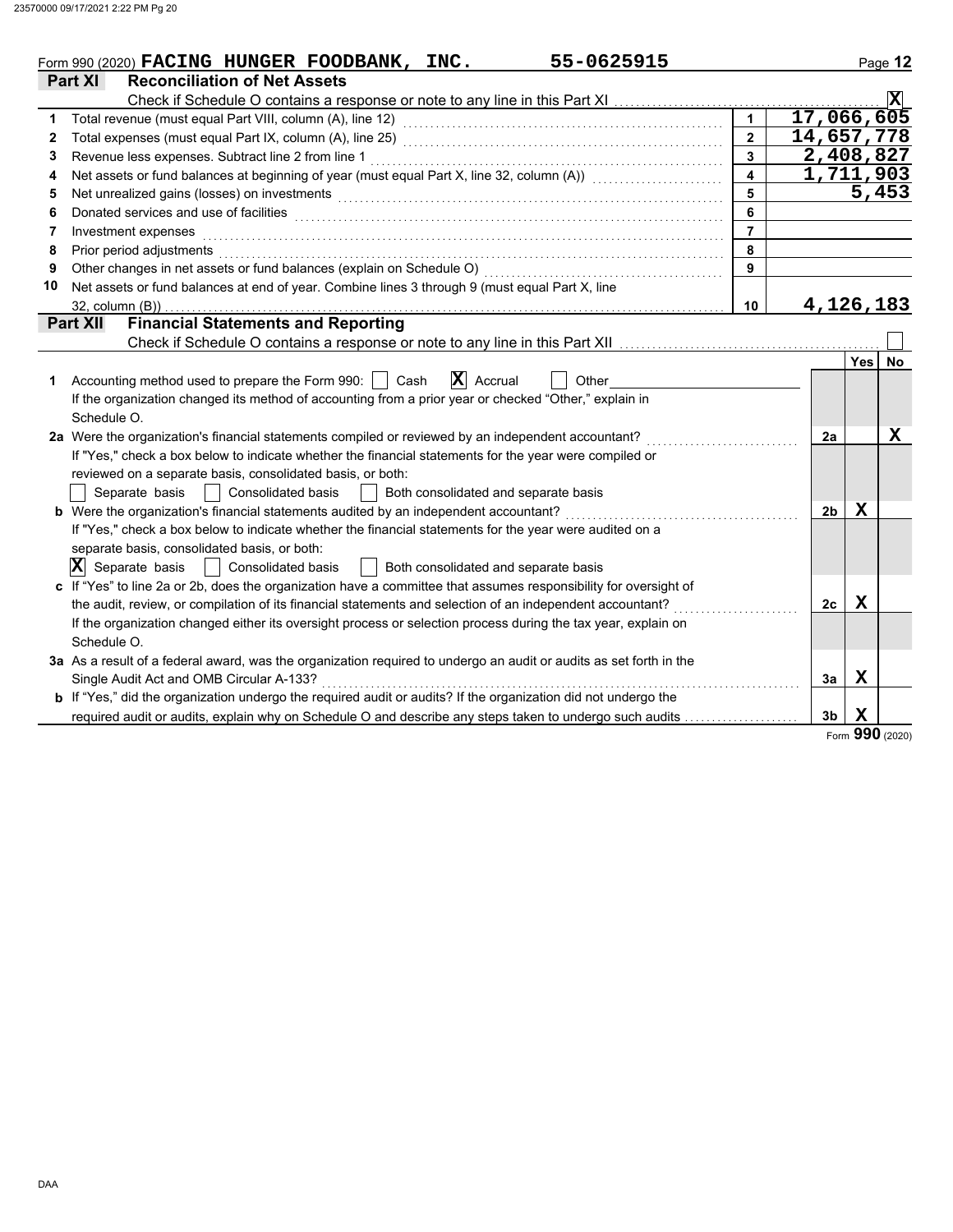Form 990 (2020) **FACING HUNGER FOODBANK, INC.** **55-0625915**

## Part XI — Reconciliation of Net Assets

Check if Schedule O contains a response or note to any line in this Part XI .......... **X**

| | | | |
|---|---|---|---|
| 1 | Total revenue (must equal Part VIII, column (A), line 12) | 1 | 17,066,605 |
| 2 | Total expenses (must equal Part IX, column (A), line 25) | 2 | 14,657,778 |
| 3 | Revenue less expenses. Subtract line 2 from line 1 | 3 | 2,408,827 |
| 4 | Net assets or fund balances at beginning of year (must equal Part X, line 32, column (A)) | 4 | 1,711,903 |
| 5 | Net unrealized gains (losses) on investments | 5 | 5,453 |
| 6 | Donated services and use of facilities | 6 | |
| 7 | Investment expenses | 7 | |
| 8 | Prior period adjustments | 8 | |
| 9 | Other changes in net assets or fund balances (explain on Schedule O) | 9 | |
| 10 | Net assets or fund balances at end of year. Combine lines 3 through 9 (must equal Part X, line 32, column (B)) | 10 | 4,126,183 |

## Part XII — Financial Statements and Reporting

Check if Schedule O contains a response or note to any line in this Part XII .......... ☐

| | | | Yes | No |
|---|---|---|---|---|
| 1 | Accounting method used to prepare the Form 990: ☐ Cash ☒ Accrual ☐ Other<br>If the organization changed its method of accounting from a prior year or checked "Other," explain in Schedule O. | | | |
| 2a | Were the organization's financial statements compiled or reviewed by an independent accountant?<br>If "Yes," check a box below to indicate whether the financial statements for the year were compiled or reviewed on a separate basis, consolidated basis, or both:<br>☐ Separate basis ☐ Consolidated basis ☐ Both consolidated and separate basis | 2a | | X |
| b | Were the organization's financial statements audited by an independent accountant?<br>If "Yes," check a box below to indicate whether the financial statements for the year were audited on a separate basis, consolidated basis, or both:<br>☒ Separate basis ☐ Consolidated basis ☐ Both consolidated and separate basis | 2b | X | |
| c | If "Yes" to line 2a or 2b, does the organization have a committee that assumes responsibility for oversight of the audit, review, or compilation of its financial statements and selection of an independent accountant?<br>If the organization changed either its oversight process or selection process during the tax year, explain on Schedule O. | 2c | X | |
| 3a | As a result of a federal award, was the organization required to undergo an audit or audits as set forth in the Single Audit Act and OMB Circular A-133? | 3a | X | |
| b | If "Yes," did the organization undergo the required audit or audits? If the organization did not undergo the required audit or audits, explain why on Schedule O and describe any steps taken to undergo such audits | 3b | X | |

Form **990** (2020)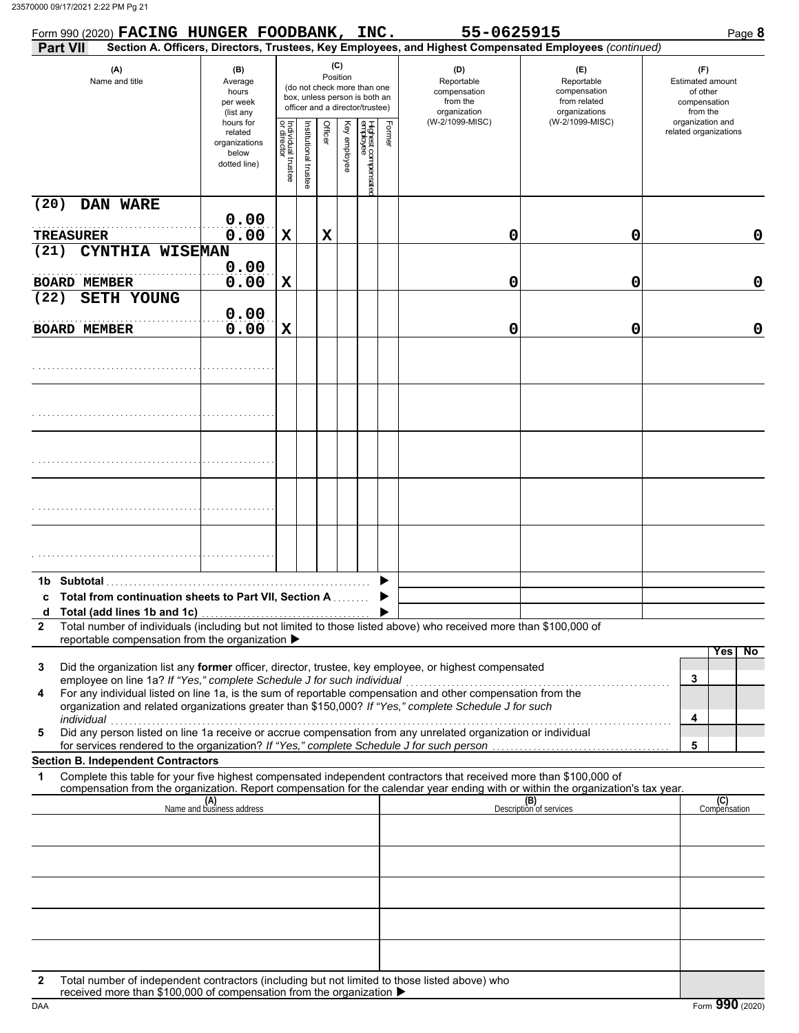Form 990 (2020) **FACING HUNGER FOODBANK, INC.** 55-0625915 Page **8**

**Part VII** **Section A. Officers, Directors, Trustees, Key Employees, and Highest Compensated Employees** *(continued)*

| (A) Name and title | (B) Average hours per week (list any hours for related organizations below dotted line) | (C) Position: Individual trustee or director | Institutional trustee | Officer | Key employee | Highest compensated employee | Former | (D) Reportable compensation from the organization (W-2/1099-MISC) | (E) Reportable compensation from related organizations (W-2/1099-MISC) | (F) Estimated amount of other compensation from the organization and related organizations |
|---|---|---|---|---|---|---|---|---|---|---|
| (20) DAN WARE<br>TREASURER | 0.00<br>0.00 | X | | X | | | | 0 | 0 | 0 |
| (21) CYNTHIA WISEMAN<br>BOARD MEMBER | 0.00<br>0.00 | X | | | | | | 0 | 0 | 0 |
| (22) SETH YOUNG<br>BOARD MEMBER | 0.00<br>0.00 | X | | | | | | 0 | 0 | 0 |
| | | | | | | | | | | |
| | | | | | | | | | | |
| | | | | | | | | | | |
| | | | | | | | | | | |
| | | | | | | | | | | |

**1b Subtotal** ▶

**c Total from continuation sheets to Part VII, Section A** ▶

**d Total (add lines 1b and 1c)** ▶

**2** Total number of individuals (including but not limited to those listed above) who received more than $100,000 of reportable compensation from the organization ▶

| | | | Yes | No |
|---|---|---|---|---|
| **3** | Did the organization list any **former** officer, director, trustee, key employee, or highest compensated employee on line 1a? *If "Yes," complete Schedule J for such individual* | 3 | | |
| **4** | For any individual listed on line 1a, is the sum of reportable compensation and other compensation from the organization and related organizations greater than $150,000? *If "Yes," complete Schedule J for such individual* | 4 | | |
| **5** | Did any person listed on line 1a receive or accrue compensation from any unrelated organization or individual for services rendered to the organization? *If "Yes," complete Schedule J for such person* | 5 | | |

**Section B. Independent Contractors**

**1** Complete this table for your five highest compensated independent contractors that received more than $100,000 of compensation from the organization. Report compensation for the calendar year ending with or within the organization's tax year.

| (A) Name and business address | (B) Description of services | (C) Compensation |
|---|---|---|
| | | |
| | | |
| | | |
| | | |
| | | |

**2** Total number of independent contractors (including but not limited to those listed above) who received more than $100,000 of compensation from the organization ▶

DAA Form **990** (2020)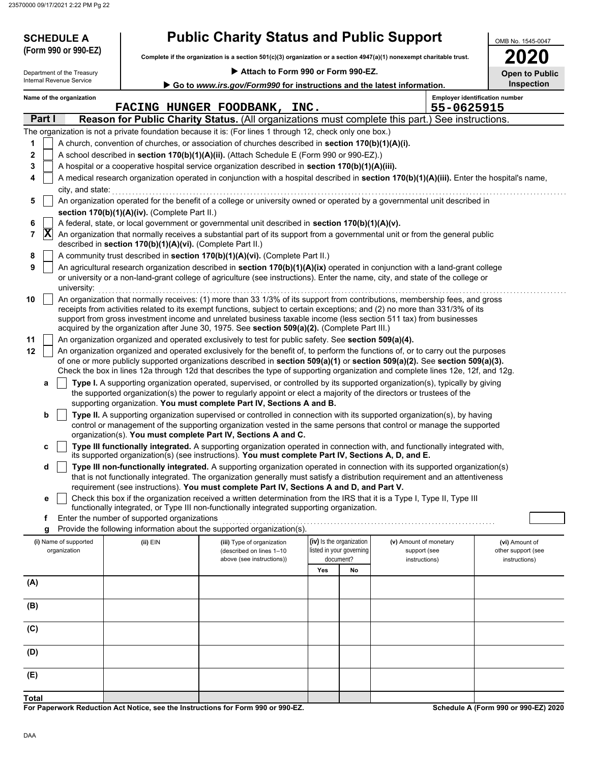**SCHEDULE A (Form 990 or 990-EZ)**

Department of the Treasury
Internal Revenue Service

# Public Charity Status and Public Support

**Complete if the organization is a section 501(c)(3) organization or a section 4947(a)(1) nonexempt charitable trust.**

▶ **Attach to Form 990 or Form 990-EZ.**

▶ **Go to *www.irs.gov/Form990* for instructions and the latest information.**

OMB No. 1545-0047

**2020**

**Open to Public Inspection**

Name of the organization: FACING HUNGER FOODBANK, INC.

Employer identification number: 55-0625915

**Part I — Reason for Public Charity Status.** (All organizations must complete this part.) See instructions.

The organization is not a private foundation because it is: (For lines 1 through 12, check only one box.)

1. [ ] A church, convention of churches, or association of churches described in **section 170(b)(1)(A)(i).**
2. [ ] A school described in **section 170(b)(1)(A)(ii).** (Attach Schedule E (Form 990 or 990-EZ).)
3. [ ] A hospital or a cooperative hospital service organization described in **section 170(b)(1)(A)(iii).**
4. [ ] A medical research organization operated in conjunction with a hospital described in **section 170(b)(1)(A)(iii).** Enter the hospital's name, city, and state:
5. [ ] An organization operated for the benefit of a college or university owned or operated by a governmental unit described in **section 170(b)(1)(A)(iv).** (Complete Part II.)
6. [ ] A federal, state, or local government or governmental unit described in **section 170(b)(1)(A)(v).**
7. [X] An organization that normally receives a substantial part of its support from a governmental unit or from the general public described in **section 170(b)(1)(A)(vi).** (Complete Part II.)
8. [ ] A community trust described in **section 170(b)(1)(A)(vi).** (Complete Part II.)
9. [ ] An agricultural research organization described in **section 170(b)(1)(A)(ix)** operated in conjunction with a land-grant college or university or a non-land-grant college of agriculture (see instructions). Enter the name, city, and state of the college or university:
10. [ ] An organization that normally receives: (1) more than 33 1/3% of its support from contributions, membership fees, and gross receipts from activities related to its exempt functions, subject to certain exceptions; and (2) no more than 331/3% of its support from gross investment income and unrelated business taxable income (less section 511 tax) from businesses acquired by the organization after June 30, 1975. See **section 509(a)(2).** (Complete Part III.)
11. [ ] An organization organized and operated exclusively to test for public safety. See **section 509(a)(4).**
12. [ ] An organization organized and operated exclusively for the benefit of, to perform the functions of, or to carry out the purposes of one or more publicly supported organizations described in **section 509(a)(1)** or **section 509(a)(2).** See **section 509(a)(3).** Check the box in lines 12a through 12d that describes the type of supporting organization and complete lines 12e, 12f, and 12g.
   - **a** [ ] **Type I.** A supporting organization operated, supervised, or controlled by its supported organization(s), typically by giving the supported organization(s) the power to regularly appoint or elect a majority of the directors or trustees of the supporting organization. **You must complete Part IV, Sections A and B.**
   - **b** [ ] **Type II.** A supporting organization supervised or controlled in connection with its supported organization(s), by having control or management of the supporting organization vested in the same persons that control or manage the supported organization(s). **You must complete Part IV, Sections A and C.**
   - **c** [ ] **Type III functionally integrated.** A supporting organization operated in connection with, and functionally integrated with, its supported organization(s) (see instructions). **You must complete Part IV, Sections A, D, and E.**
   - **d** [ ] **Type III non-functionally integrated.** A supporting organization operated in connection with its supported organization(s) that is not functionally integrated. The organization generally must satisfy a distribution requirement and an attentiveness requirement (see instructions). **You must complete Part IV, Sections A and D, and Part V.**
   - **e** [ ] Check this box if the organization received a written determination from the IRS that it is a Type I, Type II, Type III functionally integrated, or Type III non-functionally integrated supporting organization.
   - **f** Enter the number of supported organizations
   - **g** Provide the following information about the supported organization(s).

| (i) Name of supported organization | (ii) EIN | (iii) Type of organization (described on lines 1–10 above (see instructions)) | (iv) Is the organization listed in your governing document? Yes | No | (v) Amount of monetary support (see instructions) | (vi) Amount of other support (see instructions) |
|---|---|---|---|---|---|---|
| (A) | | | | | | |
| (B) | | | | | | |
| (C) | | | | | | |
| (D) | | | | | | |
| (E) | | | | | | |
| **Total** | | | | | | |

**For Paperwork Reduction Act Notice, see the Instructions for Form 990 or 990-EZ.**

**Schedule A (Form 990 or 990-EZ) 2020**

DAA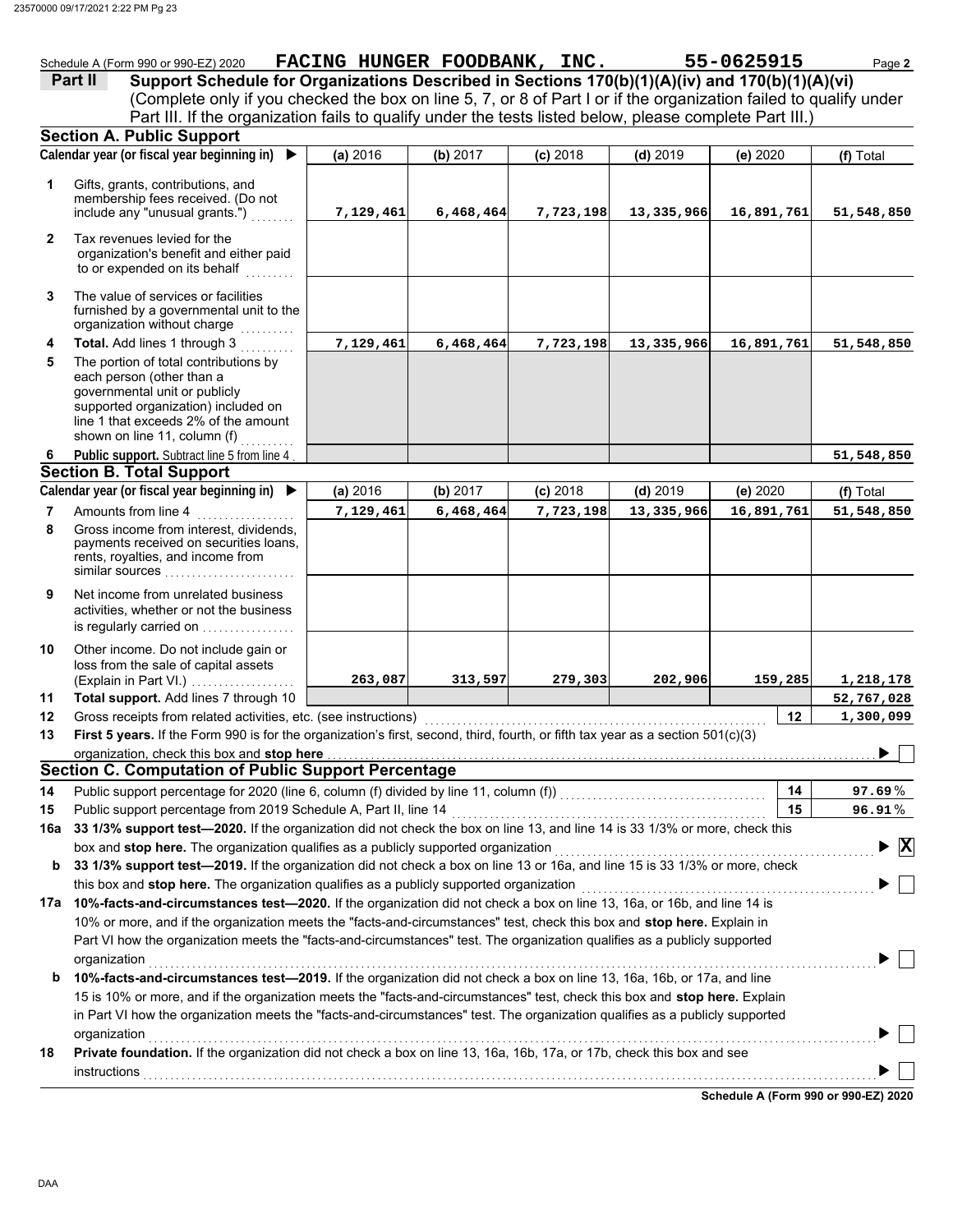Schedule A (Form 990 or 990-EZ) 2020 **FACING HUNGER FOODBANK, INC.** **55-0625915** Page **2**

**Part II** **Support Schedule for Organizations Described in Sections 170(b)(1)(A)(iv) and 170(b)(1)(A)(vi)**
(Complete only if you checked the box on line 5, 7, or 8 of Part I or if the organization failed to qualify under Part III. If the organization fails to qualify under the tests listed below, please complete Part III.)

## Section A. Public Support

| | Calendar year (or fiscal year beginning in) ▶ | (a) 2016 | (b) 2017 | (c) 2018 | (d) 2019 | (e) 2020 | (f) Total |
|---|---|---|---|---|---|---|---|
| 1 | Gifts, grants, contributions, and membership fees received. (Do not include any "unusual grants.") | 7,129,461 | 6,468,464 | 7,723,198 | 13,335,966 | 16,891,761 | 51,548,850 |
| 2 | Tax revenues levied for the organization's benefit and either paid to or expended on its behalf | | | | | | |
| 3 | The value of services or facilities furnished by a governmental unit to the organization without charge | | | | | | |
| 4 | **Total.** Add lines 1 through 3 | 7,129,461 | 6,468,464 | 7,723,198 | 13,335,966 | 16,891,761 | 51,548,850 |
| 5 | The portion of total contributions by each person (other than a governmental unit or publicly supported organization) included on line 1 that exceeds 2% of the amount shown on line 11, column (f) | | | | | | |
| 6 | **Public support.** Subtract line 5 from line 4 | | | | | | 51,548,850 |

## Section B. Total Support

| | Calendar year (or fiscal year beginning in) ▶ | (a) 2016 | (b) 2017 | (c) 2018 | (d) 2019 | (e) 2020 | (f) Total |
|---|---|---|---|---|---|---|---|
| 7 | Amounts from line 4 | 7,129,461 | 6,468,464 | 7,723,198 | 13,335,966 | 16,891,761 | 51,548,850 |
| 8 | Gross income from interest, dividends, payments received on securities loans, rents, royalties, and income from similar sources | | | | | | |
| 9 | Net income from unrelated business activities, whether or not the business is regularly carried on | | | | | | |
| 10 | Other income. Do not include gain or loss from the sale of capital assets (Explain in Part VI.) | 263,087 | 313,597 | 279,303 | 202,906 | 159,285 | 1,218,178 |
| 11 | **Total support.** Add lines 7 through 10 | | | | | | 52,767,028 |

**12** Gross receipts from related activities, etc. (see instructions) **12** | **1,300,099**

**13** **First 5 years.** If the Form 990 is for the organization's first, second, third, fourth, or fifth tax year as a section 501(c)(3) organization, check this box and **stop here** ▶ ☐

## Section C. Computation of Public Support Percentage

**14** Public support percentage for 2020 (line 6, column (f) divided by line 11, column (f)) **14** | **97.69** %

**15** Public support percentage from 2019 Schedule A, Part II, line 14 **15** | **96.91** %

**16a** **33 1/3% support test—2020.** If the organization did not check the box on line 13, and line 14 is 33 1/3% or more, check this box and **stop here.** The organization qualifies as a publicly supported organization ▶ ☒

**b** **33 1/3% support test—2019.** If the organization did not check a box on line 13 or 16a, and line 15 is 33 1/3% or more, check this box and **stop here.** The organization qualifies as a publicly supported organization ▶ ☐

**17a** **10%-facts-and-circumstances test—2020.** If the organization did not check a box on line 13, 16a, or 16b, and line 14 is 10% or more, and if the organization meets the "facts-and-circumstances" test, check this box and **stop here.** Explain in Part VI how the organization meets the "facts-and-circumstances" test. The organization qualifies as a publicly supported organization ▶ ☐

**b** **10%-facts-and-circumstances test—2019.** If the organization did not check a box on line 13, 16a, 16b, or 17a, and line 15 is 10% or more, and if the organization meets the "facts-and-circumstances" test, check this box and **stop here.** Explain in Part VI how the organization meets the "facts-and-circumstances" test. The organization qualifies as a publicly supported organization ▶ ☐

**18** **Private foundation.** If the organization did not check a box on line 13, 16a, 16b, 17a, or 17b, check this box and see instructions ▶ ☐

**Schedule A (Form 990 or 990-EZ) 2020**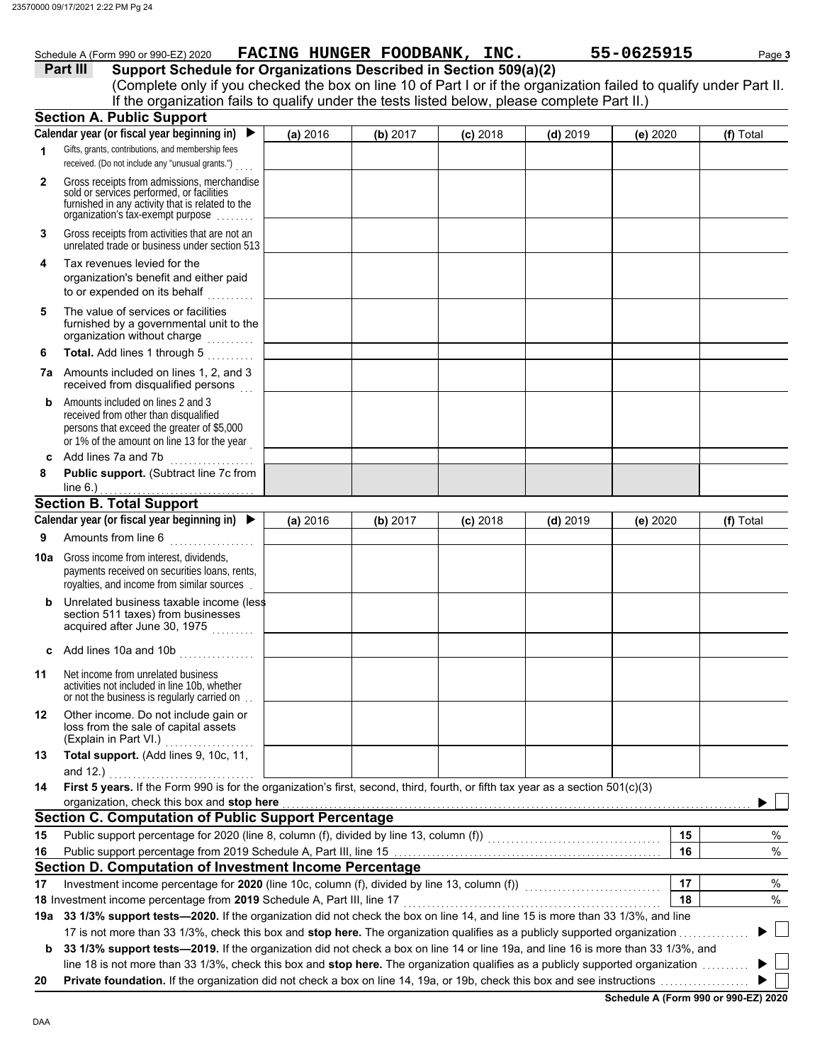Schedule A (Form 990 or 990-EZ) 2020 **FACING HUNGER FOODBANK, INC.** **55-0625915** Page **3**

## Part III Support Schedule for Organizations Described in Section 509(a)(2)

(Complete only if you checked the box on line 10 of Part I or if the organization failed to qualify under Part II. If the organization fails to qualify under the tests listed below, please complete Part II.)

### Section A. Public Support

| Calendar year (or fiscal year beginning in) ▶ | (a) 2016 | (b) 2017 | (c) 2018 | (d) 2019 | (e) 2020 | (f) Total |
|---|---|---|---|---|---|---|
| **1** Gifts, grants, contributions, and membership fees received. (Do not include any "unusual grants.") | | | | | | |
| **2** Gross receipts from admissions, merchandise sold or services performed, or facilities furnished in any activity that is related to the organization's tax-exempt purpose | | | | | | |
| **3** Gross receipts from activities that are not an unrelated trade or business under section 513 | | | | | | |
| **4** Tax revenues levied for the organization's benefit and either paid to or expended on its behalf | | | | | | |
| **5** The value of services or facilities furnished by a governmental unit to the organization without charge | | | | | | |
| **6** **Total.** Add lines 1 through 5 | | | | | | |
| **7a** Amounts included on lines 1, 2, and 3 received from disqualified persons | | | | | | |
| **b** Amounts included on lines 2 and 3 received from other than disqualified persons that exceed the greater of $5,000 or 1% of the amount on line 13 for the year | | | | | | |
| **c** Add lines 7a and 7b | | | | | | |
| **8** **Public support.** (Subtract line 7c from line 6.) | | | | | | |

### Section B. Total Support

| Calendar year (or fiscal year beginning in) ▶ | (a) 2016 | (b) 2017 | (c) 2018 | (d) 2019 | (e) 2020 | (f) Total |
|---|---|---|---|---|---|---|
| **9** Amounts from line 6 | | | | | | |
| **10a** Gross income from interest, dividends, payments received on securities loans, rents, royalties, and income from similar sources | | | | | | |
| **b** Unrelated business taxable income (less section 511 taxes) from businesses acquired after June 30, 1975 | | | | | | |
| **c** Add lines 10a and 10b | | | | | | |
| **11** Net income from unrelated business activities not included in line 10b, whether or not the business is regularly carried on | | | | | | |
| **12** Other income. Do not include gain or loss from the sale of capital assets (Explain in Part VI.) | | | | | | |
| **13** **Total support.** (Add lines 9, 10c, 11, and 12.) | | | | | | |

**14** **First 5 years.** If the Form 990 is for the organization's first, second, third, fourth, or fifth tax year as a section 501(c)(3) organization, check this box and **stop here** ▶ ☐

### Section C. Computation of Public Support Percentage

| | | | |
|---|---|---|---|
| **15** | Public support percentage for 2020 (line 8, column (f), divided by line 13, column (f)) | **15** | % |
| **16** | Public support percentage from 2019 Schedule A, Part III, line 15 | **16** | % |

### Section D. Computation of Investment Income Percentage

| | | | |
|---|---|---|---|
| **17** | Investment income percentage for **2020** (line 10c, column (f), divided by line 13, column (f)) | **17** | % |
| **18** | Investment income percentage from **2019** Schedule A, Part III, line 17 | **18** | % |

**19a** **33 1/3% support tests—2020.** If the organization did not check the box on line 14, and line 15 is more than 33 1/3%, and line 17 is not more than 33 1/3%, check this box and **stop here.** The organization qualifies as a publicly supported organization ▶ ☐

**b** **33 1/3% support tests—2019.** If the organization did not check a box on line 14 or line 19a, and line 16 is more than 33 1/3%, and line 18 is not more than 33 1/3%, check this box and **stop here.** The organization qualifies as a publicly supported organization ▶ ☐

**20** **Private foundation.** If the organization did not check a box on line 14, 19a, or 19b, check this box and see instructions ▶ ☐

**Schedule A (Form 990 or 990-EZ) 2020**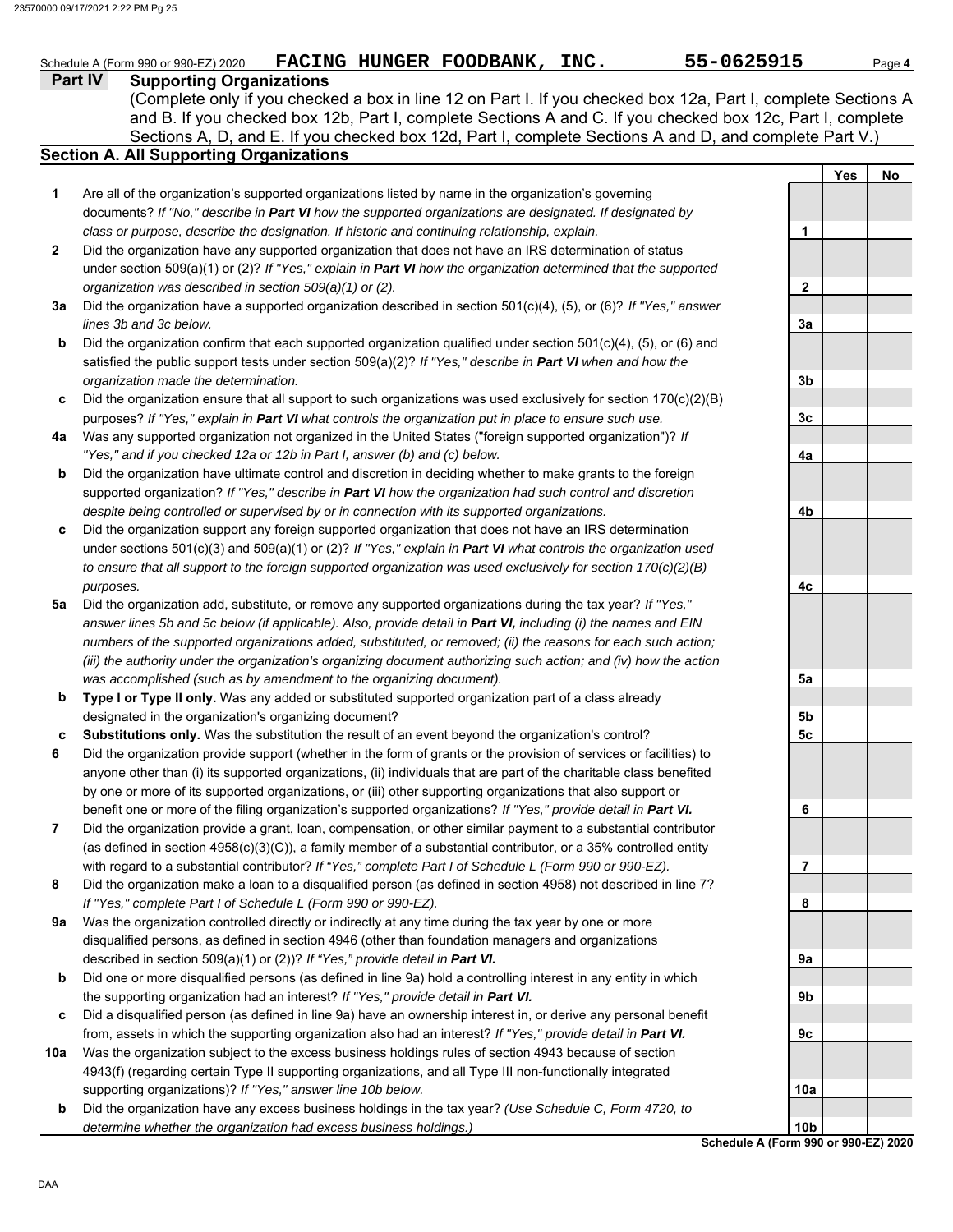Schedule A (Form 990 or 990-EZ) 2020 **FACING HUNGER FOODBANK, INC.** **55-0625915** Page **4**

## Part IV Supporting Organizations

(Complete only if you checked a box in line 12 on Part I. If you checked box 12a, Part I, complete Sections A and B. If you checked box 12b, Part I, complete Sections A and C. If you checked box 12c, Part I, complete Sections A, D, and E. If you checked box 12d, Part I, complete Sections A and D, and complete Part V.)

### Section A. All Supporting Organizations

| | | Line | Yes | No |
|---|---|---|---|---|
| **1** | Are all of the organization's supported organizations listed by name in the organization's governing documents? *If "No," describe in **Part VI** how the supported organizations are designated. If designated by class or purpose, describe the designation. If historic and continuing relationship, explain.* | **1** | | |
| **2** | Did the organization have any supported organization that does not have an IRS determination of status under section 509(a)(1) or (2)? *If "Yes," explain in **Part VI** how the organization determined that the supported organization was described in section 509(a)(1) or (2).* | **2** | | |
| **3a** | Did the organization have a supported organization described in section 501(c)(4), (5), or (6)? *If "Yes," answer lines 3b and 3c below.* | **3a** | | |
| **b** | Did the organization confirm that each supported organization qualified under section 501(c)(4), (5), or (6) and satisfied the public support tests under section 509(a)(2)? *If "Yes," describe in **Part VI** when and how the organization made the determination.* | **3b** | | |
| **c** | Did the organization ensure that all support to such organizations was used exclusively for section 170(c)(2)(B) purposes? *If "Yes," explain in **Part VI** what controls the organization put in place to ensure such use.* | **3c** | | |
| **4a** | Was any supported organization not organized in the United States ("foreign supported organization")? *If "Yes," and if you checked 12a or 12b in Part I, answer (b) and (c) below.* | **4a** | | |
| **b** | Did the organization have ultimate control and discretion in deciding whether to make grants to the foreign supported organization? *If "Yes," describe in **Part VI** how the organization had such control and discretion despite being controlled or supervised by or in connection with its supported organizations.* | **4b** | | |
| **c** | Did the organization support any foreign supported organization that does not have an IRS determination under sections 501(c)(3) and 509(a)(1) or (2)? *If "Yes," explain in **Part VI** what controls the organization used to ensure that all support to the foreign supported organization was used exclusively for section 170(c)(2)(B) purposes.* | **4c** | | |
| **5a** | Did the organization add, substitute, or remove any supported organizations during the tax year? *If "Yes," answer lines 5b and 5c below (if applicable). Also, provide detail in **Part VI,** including (i) the names and EIN numbers of the supported organizations added, substituted, or removed; (ii) the reasons for each such action; (iii) the authority under the organization's organizing document authorizing such action; and (iv) how the action was accomplished (such as by amendment to the organizing document).* | **5a** | | |
| **b** | **Type I or Type II only.** Was any added or substituted supported organization part of a class already designated in the organization's organizing document? | **5b** | | |
| **c** | **Substitutions only.** Was the substitution the result of an event beyond the organization's control? | **5c** | | |
| **6** | Did the organization provide support (whether in the form of grants or the provision of services or facilities) to anyone other than (i) its supported organizations, (ii) individuals that are part of the charitable class benefited by one or more of its supported organizations, or (iii) other supporting organizations that also support or benefit one or more of the filing organization's supported organizations? *If "Yes," provide detail in **Part VI.*** | **6** | | |
| **7** | Did the organization provide a grant, loan, compensation, or other similar payment to a substantial contributor (as defined in section 4958(c)(3)(C)), a family member of a substantial contributor, or a 35% controlled entity with regard to a substantial contributor? *If "Yes," complete Part I of Schedule L (Form 990 or 990-EZ).* | **7** | | |
| **8** | Did the organization make a loan to a disqualified person (as defined in section 4958) not described in line 7? *If "Yes," complete Part I of Schedule L (Form 990 or 990-EZ).* | **8** | | |
| **9a** | Was the organization controlled directly or indirectly at any time during the tax year by one or more disqualified persons, as defined in section 4946 (other than foundation managers and organizations described in section 509(a)(1) or (2))? *If "Yes," provide detail in **Part VI.*** | **9a** | | |
| **b** | Did one or more disqualified persons (as defined in line 9a) hold a controlling interest in any entity in which the supporting organization had an interest? *If "Yes," provide detail in **Part VI.*** | **9b** | | |
| **c** | Did a disqualified person (as defined in line 9a) have an ownership interest in, or derive any personal benefit from, assets in which the supporting organization also had an interest? *If "Yes," provide detail in **Part VI.*** | **9c** | | |
| **10a** | Was the organization subject to the excess business holdings rules of section 4943 because of section 4943(f) (regarding certain Type II supporting organizations, and all Type III non-functionally integrated supporting organizations)? *If "Yes," answer line 10b below.* | **10a** | | |
| **b** | Did the organization have any excess business holdings in the tax year? *(Use Schedule C, Form 4720, to determine whether the organization had excess business holdings.)* | **10b** | | |

**Schedule A (Form 990 or 990-EZ) 2020**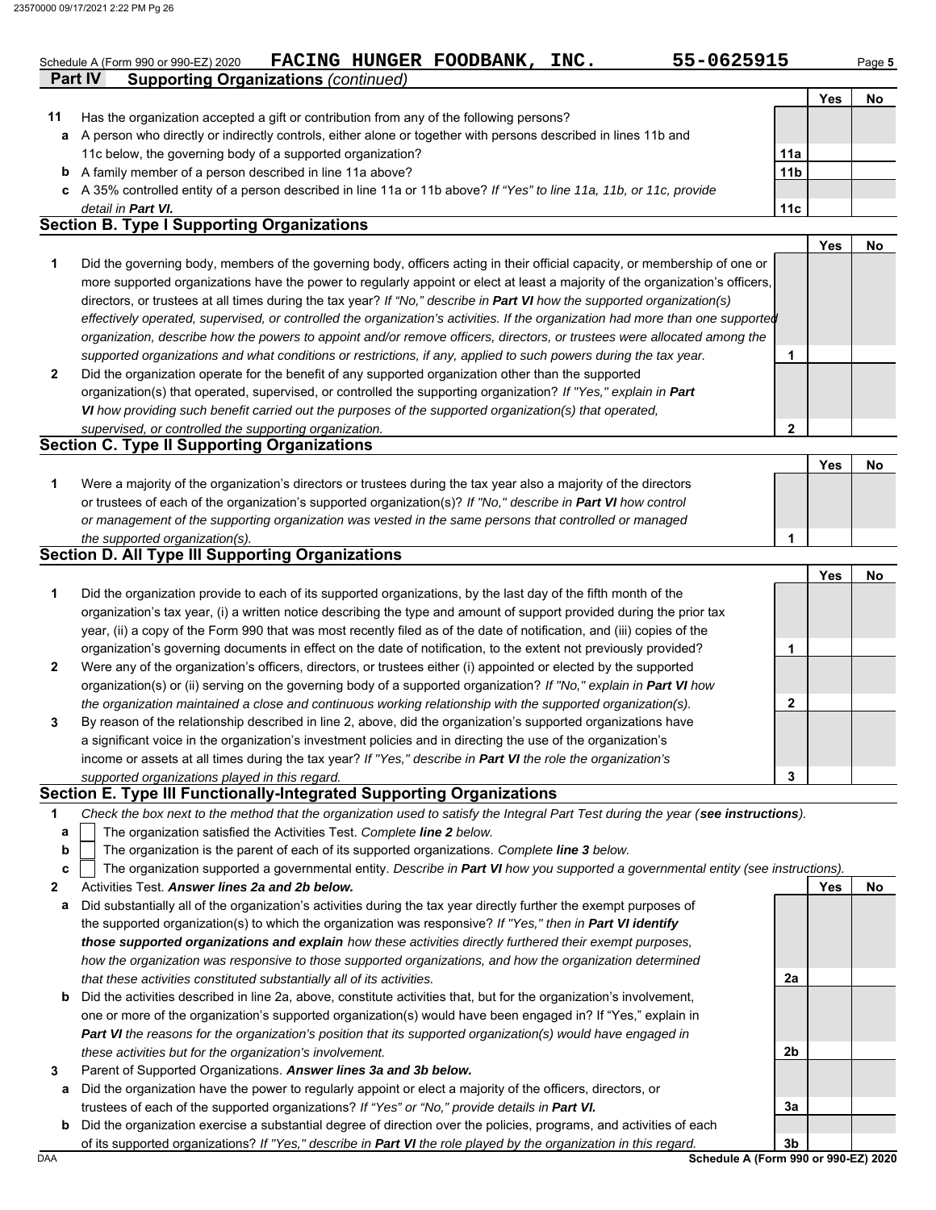Schedule A (Form 990 or 990-EZ) 2020 **FACING HUNGER FOODBANK, INC.** **55-0625915** Page **5**

**Part IV Supporting Organizations** *(continued)*

| | | | Yes | No |
|---|---|---|---|---|
| **11** | Has the organization accepted a gift or contribution from any of the following persons? | | | |
| **a** | A person who directly or indirectly controls, either alone or together with persons described in lines 11b and 11c below, the governing body of a supported organization? | **11a** | | |
| **b** | A family member of a person described in line 11a above? | **11b** | | |
| **c** | A 35% controlled entity of a person described in line 11a or 11b above? *If "Yes" to line 11a, 11b, or 11c, provide detail in* ***Part VI.*** | **11c** | | |

## Section B. Type I Supporting Organizations

| | | | Yes | No |
|---|---|---|---|---|
| **1** | Did the governing body, members of the governing body, officers acting in their official capacity, or membership of one or more supported organizations have the power to regularly appoint or elect at least a majority of the organization's officers, directors, or trustees at all times during the tax year? *If "No," describe in* ***Part VI*** *how the supported organization(s) effectively operated, supervised, or controlled the organization's activities. If the organization had more than one supported organization, describe how the powers to appoint and/or remove officers, directors, or trustees were allocated among the supported organizations and what conditions or restrictions, if any, applied to such powers during the tax year.* | **1** | | |
| **2** | Did the organization operate for the benefit of any supported organization other than the supported organization(s) that operated, supervised, or controlled the supporting organization? *If "Yes," explain in* ***Part VI*** *how providing such benefit carried out the purposes of the supported organization(s) that operated, supervised, or controlled the supporting organization.* | **2** | | |

## Section C. Type II Supporting Organizations

| | | | Yes | No |
|---|---|---|---|---|
| **1** | Were a majority of the organization's directors or trustees during the tax year also a majority of the directors or trustees of each of the organization's supported organization(s)? *If "No," describe in* ***Part VI*** *how control or management of the supporting organization was vested in the same persons that controlled or managed the supported organization(s).* | **1** | | |

## Section D. All Type III Supporting Organizations

| | | | Yes | No |
|---|---|---|---|---|
| **1** | Did the organization provide to each of its supported organizations, by the last day of the fifth month of the organization's tax year, (i) a written notice describing the type and amount of support provided during the prior tax year, (ii) a copy of the Form 990 that was most recently filed as of the date of notification, and (iii) copies of the organization's governing documents in effect on the date of notification, to the extent not previously provided? | **1** | | |
| **2** | Were any of the organization's officers, directors, or trustees either (i) appointed or elected by the supported organization(s) or (ii) serving on the governing body of a supported organization? *If "No," explain in* ***Part VI*** *how the organization maintained a close and continuous working relationship with the supported organization(s).* | **2** | | |
| **3** | By reason of the relationship described in line 2, above, did the organization's supported organizations have a significant voice in the organization's investment policies and in directing the use of the organization's income or assets at all times during the tax year? *If "Yes," describe in* ***Part VI*** *the role the organization's supported organizations played in this regard.* | **3** | | |

## Section E. Type III Functionally-Integrated Supporting Organizations

**1** *Check the box next to the method that the organization used to satisfy the Integral Part Test during the year (****see instructions****).*

- **a** ☐ The organization satisfied the Activities Test. *Complete* ***line 2*** *below.*
- **b** ☐ The organization is the parent of each of its supported organizations. *Complete* ***line 3*** *below.*
- **c** ☐ The organization supported a governmental entity. *Describe in* ***Part VI*** *how you supported a governmental entity (see instructions).*

| | | | Yes | No |
|---|---|---|---|---|
| **2** | Activities Test. ***Answer lines 2a and 2b below.*** | | | |
| **a** | Did substantially all of the organization's activities during the tax year directly further the exempt purposes of the supported organization(s) to which the organization was responsive? *If "Yes," then in* ***Part VI identify those supported organizations and explain*** *how these activities directly furthered their exempt purposes, how the organization was responsive to those supported organizations, and how the organization determined that these activities constituted substantially all of its activities.* | **2a** | | |
| **b** | Did the activities described in line 2a, above, constitute activities that, but for the organization's involvement, one or more of the organization's supported organization(s) would have been engaged in? If "Yes," explain in ***Part VI*** *the reasons for the organization's position that its supported organization(s) would have engaged in these activities but for the organization's involvement.* | **2b** | | |
| **3** | Parent of Supported Organizations. ***Answer lines 3a and 3b below.*** | | | |
| **a** | Did the organization have the power to regularly appoint or elect a majority of the officers, directors, or trustees of each of the supported organizations? *If "Yes" or "No," provide details in* ***Part VI.*** | **3a** | | |
| **b** | Did the organization exercise a substantial degree of direction over the policies, programs, and activities of each of its supported organizations? *If "Yes," describe in* ***Part VI*** *the role played by the organization in this regard.* | **3b** | | |

DAA **Schedule A (Form 990 or 990-EZ) 2020**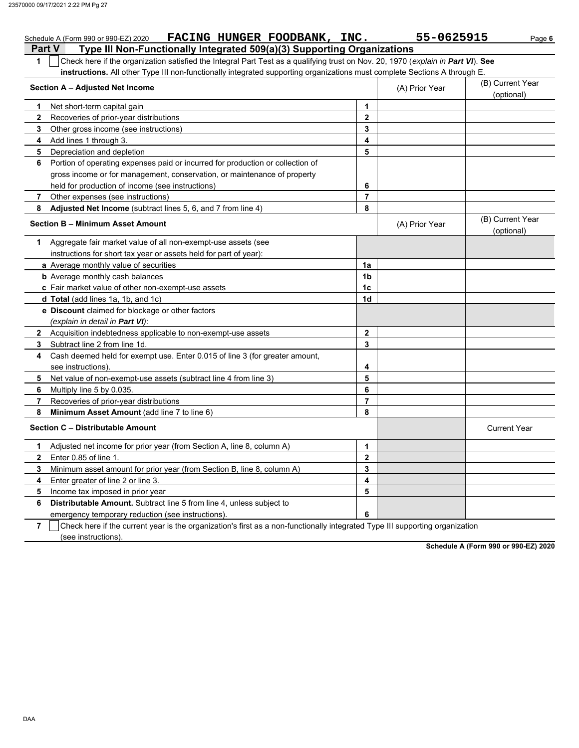Schedule A (Form 990 or 990-EZ) 2020 **FACING HUNGER FOODBANK, INC.** **55-0625915**

## Part V Type III Non-Functionally Integrated 509(a)(3) Supporting Organizations

**1** ☐ Check here if the organization satisfied the Integral Part Test as a qualifying trust on Nov. 20, 1970 (*explain in **Part VI***). **See instructions.** All other Type III non-functionally integrated supporting organizations must complete Sections A through E.

| **Section A – Adjusted Net Income** | | (A) Prior Year | (B) Current Year (optional) |
|---|---|---|---|
| **1** Net short-term capital gain | **1** | | |
| **2** Recoveries of prior-year distributions | **2** | | |
| **3** Other gross income (see instructions) | **3** | | |
| **4** Add lines 1 through 3. | **4** | | |
| **5** Depreciation and depletion | **5** | | |
| **6** Portion of operating expenses paid or incurred for production or collection of gross income or for management, conservation, or maintenance of property held for production of income (see instructions) | **6** | | |
| **7** Other expenses (see instructions) | **7** | | |
| **8** **Adjusted Net Income** (subtract lines 5, 6, and 7 from line 4) | **8** | | |

| **Section B – Minimum Asset Amount** | | (A) Prior Year | (B) Current Year (optional) |
|---|---|---|---|
| **1** Aggregate fair market value of all non-exempt-use assets (see instructions for short tax year or assets held for part of year): | | | |
| **a** Average monthly value of securities | **1a** | | |
| **b** Average monthly cash balances | **1b** | | |
| **c** Fair market value of other non-exempt-use assets | **1c** | | |
| **d** **Total** (add lines 1a, 1b, and 1c) | **1d** | | |
| **e** **Discount** claimed for blockage or other factors (*explain in detail in **Part VI***): | | | |
| **2** Acquisition indebtedness applicable to non-exempt-use assets | **2** | | |
| **3** Subtract line 2 from line 1d. | **3** | | |
| **4** Cash deemed held for exempt use. Enter 0.015 of line 3 (for greater amount, see instructions). | **4** | | |
| **5** Net value of non-exempt-use assets (subtract line 4 from line 3) | **5** | | |
| **6** Multiply line 5 by 0.035. | **6** | | |
| **7** Recoveries of prior-year distributions | **7** | | |
| **8** **Minimum Asset Amount** (add line 7 to line 6) | **8** | | |

| **Section C – Distributable Amount** | | | Current Year |
|---|---|---|---|
| **1** Adjusted net income for prior year (from Section A, line 8, column A) | **1** | | |
| **2** Enter 0.85 of line 1. | **2** | | |
| **3** Minimum asset amount for prior year (from Section B, line 8, column A) | **3** | | |
| **4** Enter greater of line 2 or line 3. | **4** | | |
| **5** Income tax imposed in prior year | **5** | | |
| **6** **Distributable Amount.** Subtract line 5 from line 4, unless subject to emergency temporary reduction (see instructions). | **6** | | |

**7** ☐ Check here if the current year is the organization's first as a non-functionally integrated Type III supporting organization (see instructions).

**Schedule A (Form 990 or 990-EZ) 2020**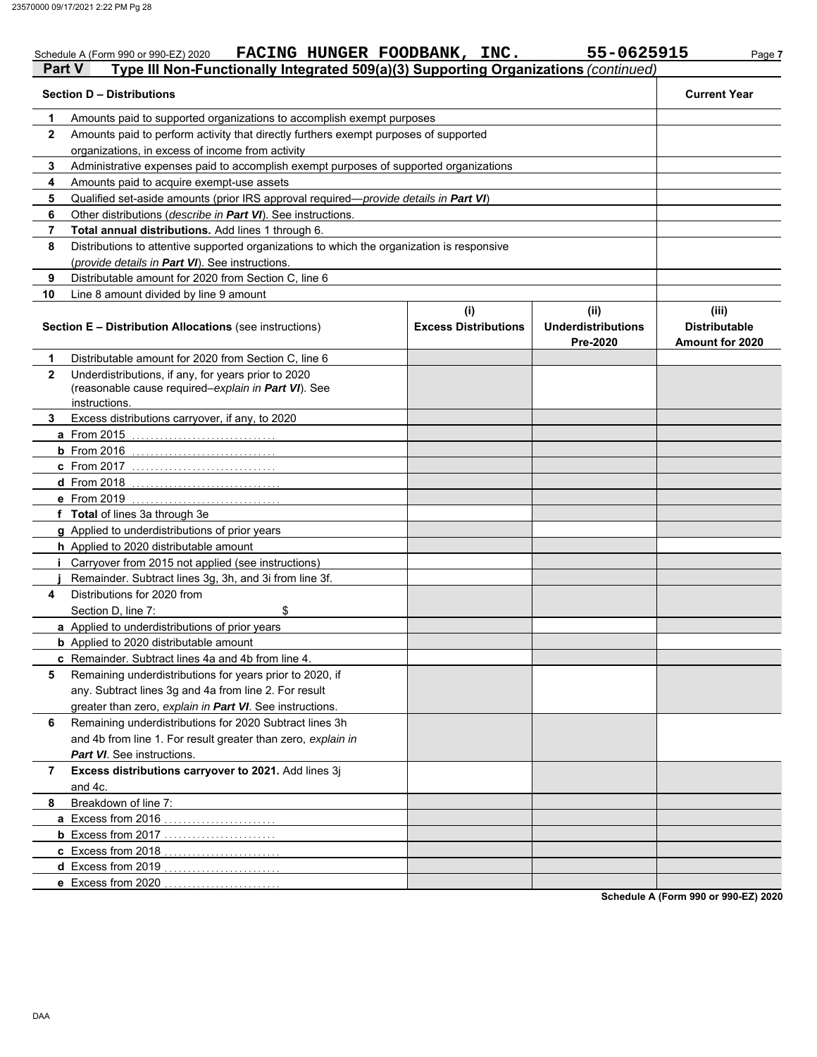Schedule A (Form 990 or 990-EZ) 2020 **FACING HUNGER FOODBANK, INC.** 55-0625915

## Part V Type III Non-Functionally Integrated 509(a)(3) Supporting Organizations *(continued)*

| | **Section D – Distributions** | **Current Year** |
|---|---|---|
| **1** | Amounts paid to supported organizations to accomplish exempt purposes | |
| **2** | Amounts paid to perform activity that directly furthers exempt purposes of supported organizations, in excess of income from activity | |
| **3** | Administrative expenses paid to accomplish exempt purposes of supported organizations | |
| **4** | Amounts paid to acquire exempt-use assets | |
| **5** | Qualified set-aside amounts (prior IRS approval required—*provide details in **Part VI***) | |
| **6** | Other distributions (*describe in **Part VI***). See instructions. | |
| **7** | **Total annual distributions.** Add lines 1 through 6. | |
| **8** | Distributions to attentive supported organizations to which the organization is responsive (*provide details in **Part VI***). See instructions. | |
| **9** | Distributable amount for 2020 from Section C, line 6 | |
| **10** | Line 8 amount divided by line 9 amount | |

| | **Section E – Distribution Allocations** (see instructions) | **(i) Excess Distributions** | **(ii) Underdistributions Pre-2020** | **(iii) Distributable Amount for 2020** |
|---|---|---|---|---|
| **1** | Distributable amount for 2020 from Section C, line 6 | | | |
| **2** | Underdistributions, if any, for years prior to 2020 (reasonable cause required–*explain in **Part VI***). See instructions. | | | |
| **3** | Excess distributions carryover, if any, to 2020 | | | |
| **a** | From 2015 | | | |
| **b** | From 2016 | | | |
| **c** | From 2017 | | | |
| **d** | From 2018 | | | |
| **e** | From 2019 | | | |
| **f** | **Total** of lines 3a through 3e | | | |
| **g** | Applied to underdistributions of prior years | | | |
| **h** | Applied to 2020 distributable amount | | | |
| **i** | Carryover from 2015 not applied (see instructions) | | | |
| **j** | Remainder. Subtract lines 3g, 3h, and 3i from line 3f. | | | |
| **4** | Distributions for 2020 from Section D, line 7: $ | | | |
| **a** | Applied to underdistributions of prior years | | | |
| **b** | Applied to 2020 distributable amount | | | |
| **c** | Remainder. Subtract lines 4a and 4b from line 4. | | | |
| **5** | Remaining underdistributions for years prior to 2020, if any. Subtract lines 3g and 4a from line 2. For result greater than zero, *explain in **Part VI***. See instructions. | | | |
| **6** | Remaining underdistributions for 2020 Subtract lines 3h and 4b from line 1. For result greater than zero, *explain in **Part VI***. See instructions. | | | |
| **7** | **Excess distributions carryover to 2021.** Add lines 3j and 4c. | | | |
| **8** | Breakdown of line 7: | | | |
| **a** | Excess from 2016 | | | |
| **b** | Excess from 2017 | | | |
| **c** | Excess from 2018 | | | |
| **d** | Excess from 2019 | | | |
| **e** | Excess from 2020 | | | |

**Schedule A (Form 990 or 990-EZ) 2020**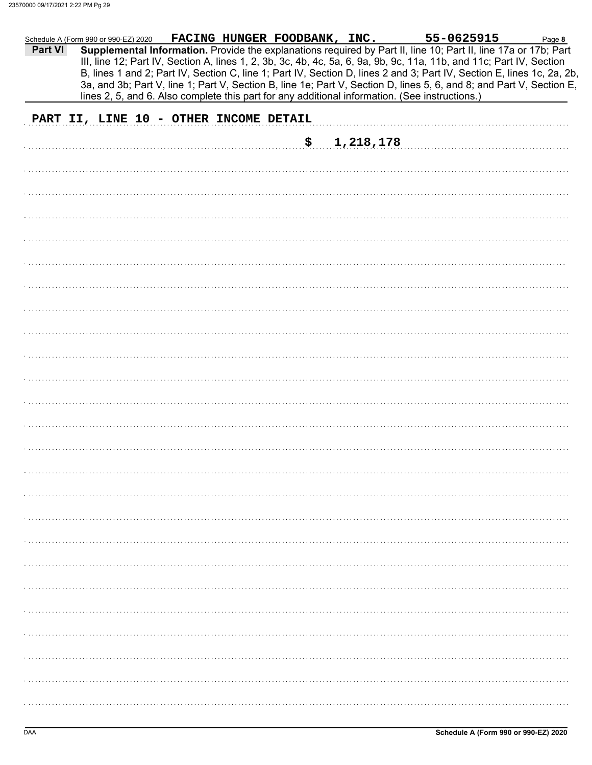Schedule A (Form 990 or 990-EZ) 2020 **FACING HUNGER FOODBANK, INC.** **55-0625915** Page **8**

**Part VI** **Supplemental Information.** Provide the explanations required by Part II, line 10; Part II, line 17a or 17b; Part III, line 12; Part IV, Section A, lines 1, 2, 3b, 3c, 4b, 4c, 5a, 6, 9a, 9b, 9c, 11a, 11b, and 11c; Part IV, Section B, lines 1 and 2; Part IV, Section C, line 1; Part IV, Section D, lines 2 and 3; Part IV, Section E, lines 1c, 2a, 2b, 3a, and 3b; Part V, line 1; Part V, Section B, line 1e; Part V, Section D, lines 5, 6, and 8; and Part V, Section E, lines 2, 5, and 6. Also complete this part for any additional information. (See instructions.)

PART II, LINE 10 - OTHER INCOME DETAIL

$ 1,218,178

DAA **Schedule A (Form 990 or 990-EZ) 2020**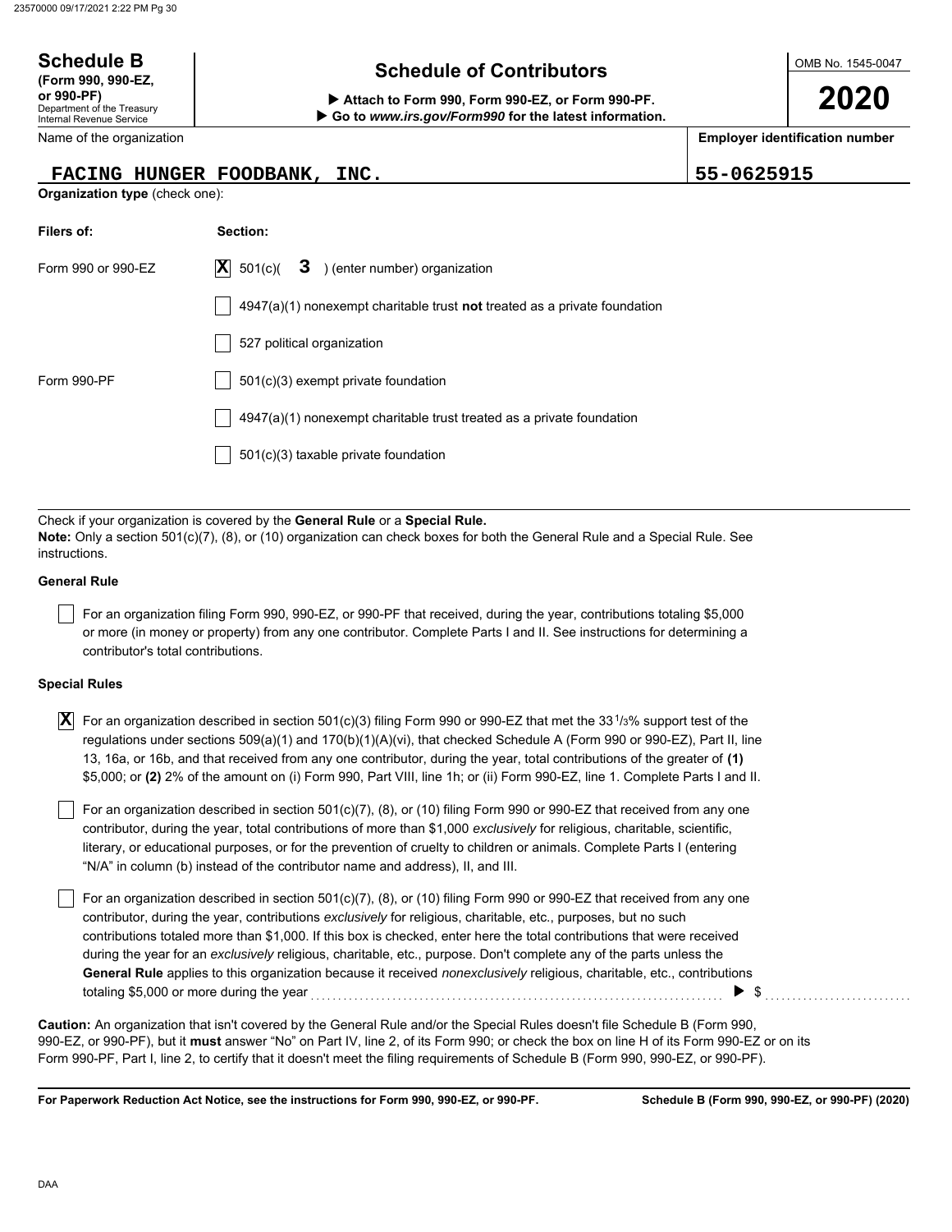**Schedule B**
**(Form 990, 990-EZ, or 990-PF)**
Department of the Treasury
Internal Revenue Service

# Schedule of Contributors

▶ **Attach to Form 990, Form 990-EZ, or Form 990-PF.**
▶ **Go to *www.irs.gov/Form990* for the latest information.**

OMB No. 1545-0047

**2020**

| Name of the organization | Employer identification number |
|---|---|
| FACING HUNGER FOODBANK, INC. | 55-0625915 |

**Organization type** (check one):

| Filers of: | Section: |
|---|---|
| Form 990 or 990-EZ | [X] 501(c)( 3 ) (enter number) organization |
| | [ ] 4947(a)(1) nonexempt charitable trust **not** treated as a private foundation |
| | [ ] 527 political organization |
| Form 990-PF | [ ] 501(c)(3) exempt private foundation |
| | [ ] 4947(a)(1) nonexempt charitable trust treated as a private foundation |
| | [ ] 501(c)(3) taxable private foundation |

Check if your organization is covered by the **General Rule** or a **Special Rule.**
**Note:** Only a section 501(c)(7), (8), or (10) organization can check boxes for both the General Rule and a Special Rule. See instructions.

**General Rule**

[ ] For an organization filing Form 990, 990-EZ, or 990-PF that received, during the year, contributions totaling $5,000 or more (in money or property) from any one contributor. Complete Parts I and II. See instructions for determining a contributor's total contributions.

**Special Rules**

[X] For an organization described in section 501(c)(3) filing Form 990 or 990-EZ that met the 33 1/3% support test of the regulations under sections 509(a)(1) and 170(b)(1)(A)(vi), that checked Schedule A (Form 990 or 990-EZ), Part II, line 13, 16a, or 16b, and that received from any one contributor, during the year, total contributions of the greater of **(1)** $5,000; or **(2)** 2% of the amount on (i) Form 990, Part VIII, line 1h; or (ii) Form 990-EZ, line 1. Complete Parts I and II.

[ ] For an organization described in section 501(c)(7), (8), or (10) filing Form 990 or 990-EZ that received from any one contributor, during the year, total contributions of more than $1,000 *exclusively* for religious, charitable, scientific, literary, or educational purposes, or for the prevention of cruelty to children or animals. Complete Parts I (entering "N/A" in column (b) instead of the contributor name and address), II, and III.

[ ] For an organization described in section 501(c)(7), (8), or (10) filing Form 990 or 990-EZ that received from any one contributor, during the year, contributions *exclusively* for religious, charitable, etc., purposes, but no such contributions totaled more than $1,000. If this box is checked, enter here the total contributions that were received during the year for an *exclusively* religious, charitable, etc., purpose. Don't complete any of the parts unless the **General Rule** applies to this organization because it received *nonexclusively* religious, charitable, etc., contributions totaling $5,000 or more during the year ▶ $ ..........

**Caution:** An organization that isn't covered by the General Rule and/or the Special Rules doesn't file Schedule B (Form 990, 990-EZ, or 990-PF), but it **must** answer "No" on Part IV, line 2, of its Form 990; or check the box on line H of its Form 990-EZ or on its Form 990-PF, Part I, line 2, to certify that it doesn't meet the filing requirements of Schedule B (Form 990, 990-EZ, or 990-PF).

**For Paperwork Reduction Act Notice, see the instructions for Form 990, 990-EZ, or 990-PF.** **Schedule B (Form 990, 990-EZ, or 990-PF) (2020)**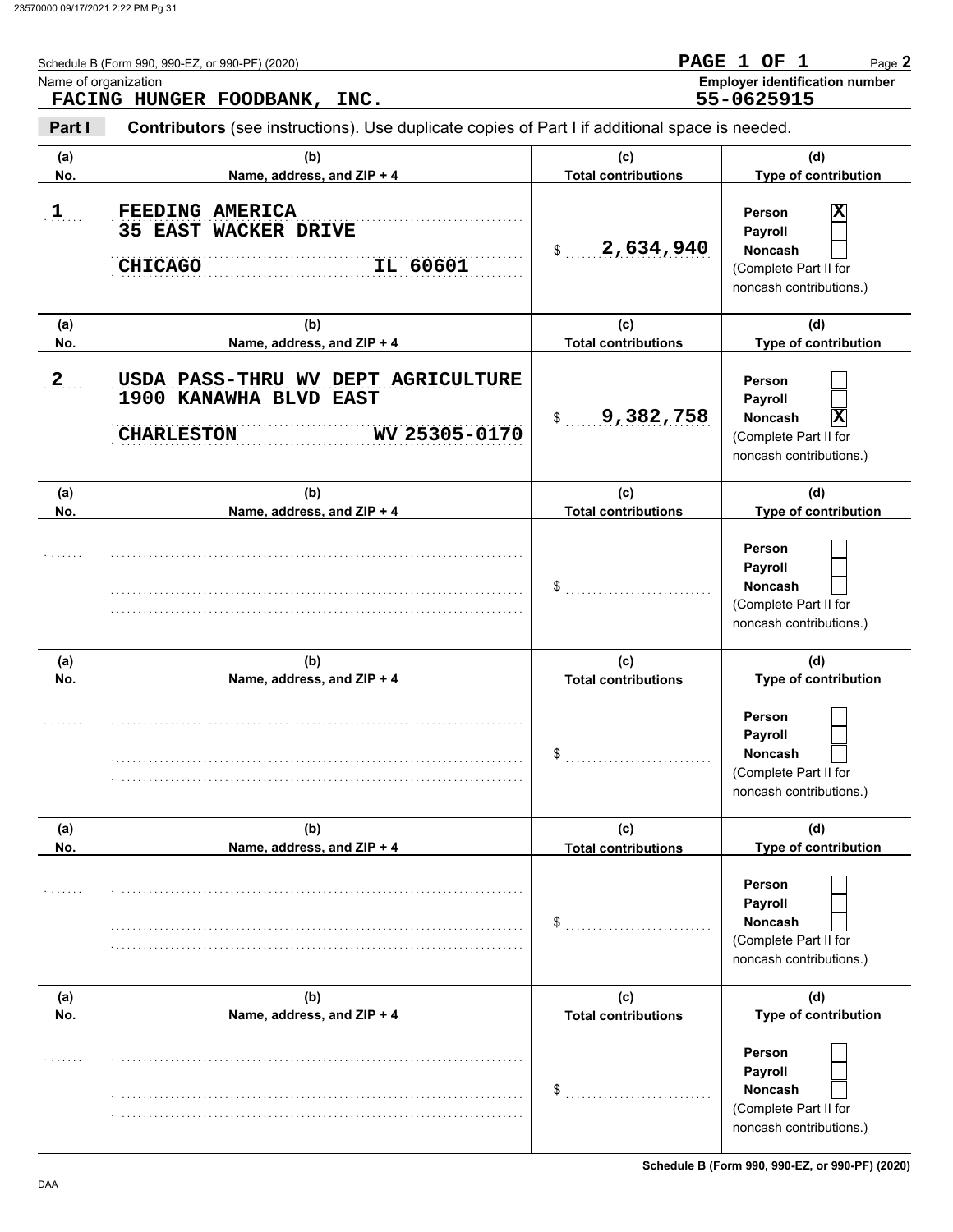Schedule B (Form 990, 990-EZ, or 990-PF) (2020)

**PAGE 1 OF 1**

Name of organization: **FACING HUNGER FOODBANK, INC.**

**Employer identification number:** 55-0625915

## Part I — Contributors (see instructions). Use duplicate copies of Part I if additional space is needed.

| (a) No. | (b) Name, address, and ZIP + 4 | (c) Total contributions | (d) Type of contribution |
|---|---|---|---|
| 1 | FEEDING AMERICA<br>35 EAST WACKER DRIVE<br>CHICAGO IL 60601 | $ 2,634,940 | Person [X]<br>Payroll [ ]<br>Noncash [ ]<br>(Complete Part II for noncash contributions.) |
| 2 | USDA PASS-THRU WV DEPT AGRICULTURE<br>1900 KANAWHA BLVD EAST<br>CHARLESTON WV 25305-0170 | $ 9,382,758 | Person [ ]<br>Payroll [ ]<br>Noncash [X]<br>(Complete Part II for noncash contributions.) |
| | | $ | Person [ ]<br>Payroll [ ]<br>Noncash [ ]<br>(Complete Part II for noncash contributions.) |
| | | $ | Person [ ]<br>Payroll [ ]<br>Noncash [ ]<br>(Complete Part II for noncash contributions.) |
| | | $ | Person [ ]<br>Payroll [ ]<br>Noncash [ ]<br>(Complete Part II for noncash contributions.) |
| | | $ | Person [ ]<br>Payroll [ ]<br>Noncash [ ]<br>(Complete Part II for noncash contributions.) |

DAA

Schedule B (Form 990, 990-EZ, or 990-PF) (2020)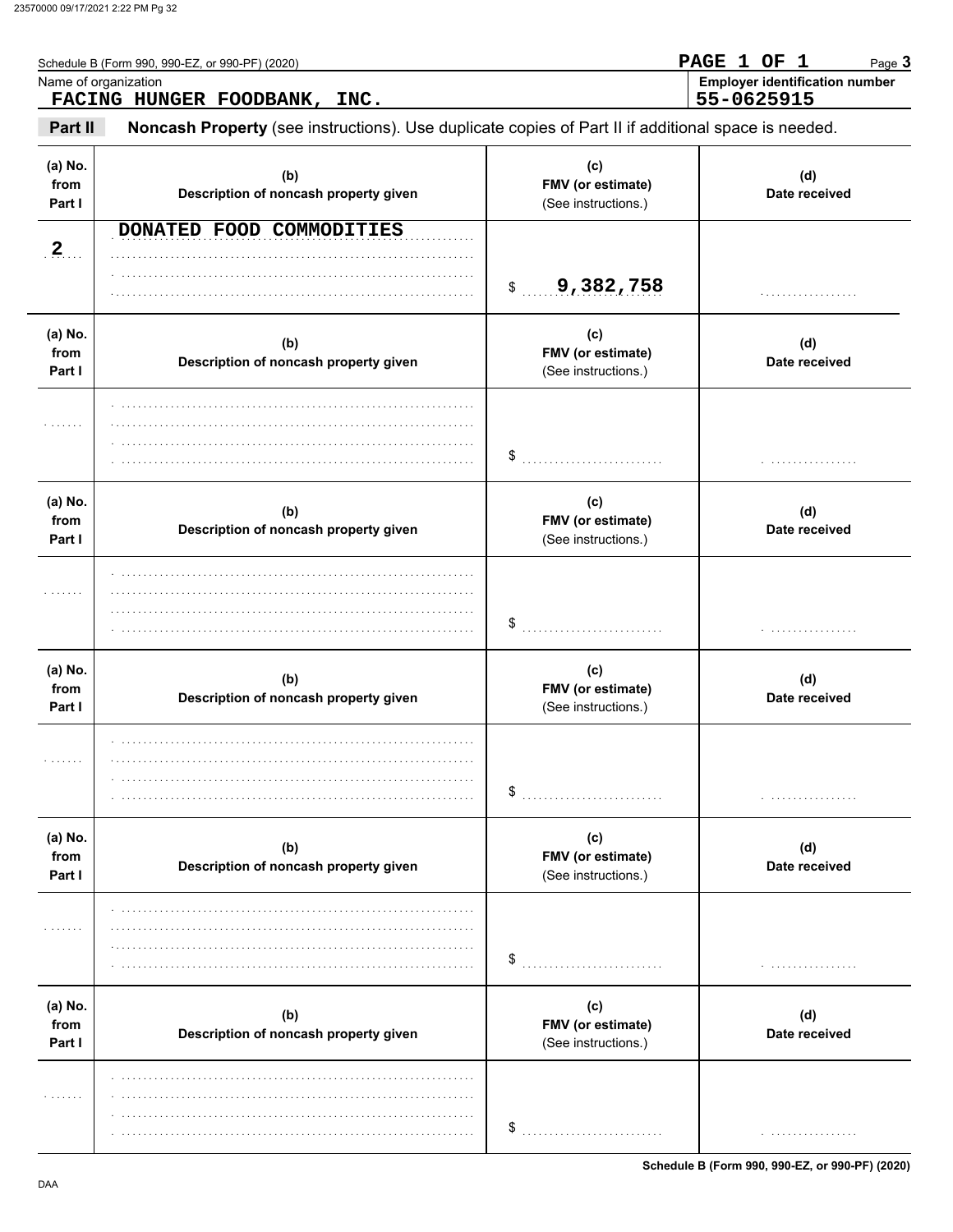Schedule B (Form 990, 990-EZ, or 990-PF) (2020)

PAGE 1 OF 1

Name of organization

**FACING HUNGER FOODBANK, INC.**

**Employer identification number**

**55-0625915**

**Part II** **Noncash Property** (see instructions). Use duplicate copies of Part II if additional space is needed.

| (a) No. from Part I | (b) Description of noncash property given | (c) FMV (or estimate) (See instructions.) | (d) Date received |
|---|---|---|---|
| 2 | DONATED FOOD COMMODITIES | $ 9,382,758 | |
| | | $ | |
| | | $ | |
| | | $ | |
| | | $ | |
| | | $ | |

Schedule B (Form 990, 990-EZ, or 990-PF) (2020)

DAA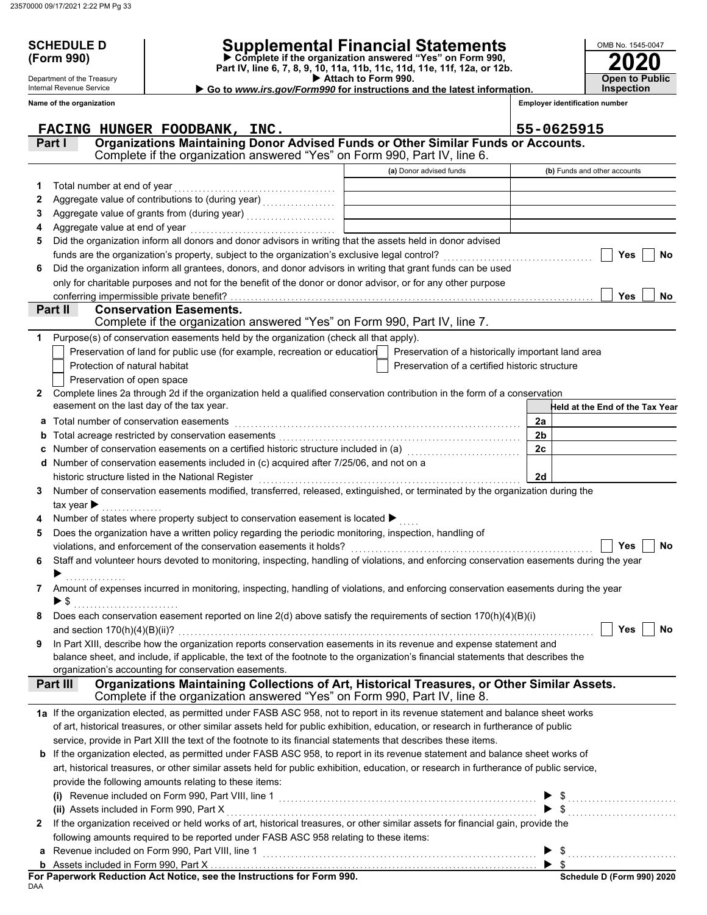**SCHEDULE D (Form 990)**

Department of the Treasury
Internal Revenue Service

# Supplemental Financial Statements

▶ Complete if the organization answered "Yes" on Form 990, Part IV, line 6, 7, 8, 9, 10, 11a, 11b, 11c, 11d, 11e, 11f, 12a, or 12b.
▶ Attach to Form 990.
▶ Go to *www.irs.gov/Form990* for instructions and the latest information.

OMB No. 1545-0047
**2020**
**Open to Public Inspection**

**Name of the organization:** FACING HUNGER FOODBANK, INC.
**Employer identification number:** 55-0625915

## Part I — Organizations Maintaining Donor Advised Funds or Other Similar Funds or Accounts.
Complete if the organization answered "Yes" on Form 990, Part IV, line 6.

| | | (a) Donor advised funds | (b) Funds and other accounts |
|---|---|---|---|
| 1 | Total number at end of year | | |
| 2 | Aggregate value of contributions to (during year) | | |
| 3 | Aggregate value of grants from (during year) | | |
| 4 | Aggregate value at end of year | | |

5 Did the organization inform all donors and donor advisors in writing that the assets held in donor advised funds are the organization's property, subject to the organization's exclusive legal control? ☐ Yes ☐ No

6 Did the organization inform all grantees, donors, and donor advisors in writing that grant funds can be used only for charitable purposes and not for the benefit of the donor or donor advisor, or for any other purpose conferring impermissible private benefit? ☐ Yes ☐ No

## Part II — Conservation Easements.
Complete if the organization answered "Yes" on Form 990, Part IV, line 7.

1 Purpose(s) of conservation easements held by the organization (check all that apply).
- ☐ Preservation of land for public use (for example, recreation or education)
- ☐ Preservation of a historically important land area
- ☐ Protection of natural habitat
- ☐ Preservation of a certified historic structure
- ☐ Preservation of open space

2 Complete lines 2a through 2d if the organization held a qualified conservation contribution in the form of a conservation easement on the last day of the tax year.

| | | | Held at the End of the Tax Year |
|---|---|---|---|
| a | Total number of conservation easements | 2a | |
| b | Total acreage restricted by conservation easements | 2b | |
| c | Number of conservation easements on a certified historic structure included in (a) | 2c | |
| d | Number of conservation easements included in (c) acquired after 7/25/06, and not on a historic structure listed in the National Register | 2d | |

3 Number of conservation easements modified, transferred, released, extinguished, or terminated by the organization during the tax year ▶

4 Number of states where property subject to conservation easement is located ▶

5 Does the organization have a written policy regarding the periodic monitoring, inspection, handling of violations, and enforcement of the conservation easements it holds? ☐ Yes ☐ No

6 Staff and volunteer hours devoted to monitoring, inspecting, handling of violations, and enforcing conservation easements during the year ▶

7 Amount of expenses incurred in monitoring, inspecting, handling of violations, and enforcing conservation easements during the year ▶ $

8 Does each conservation easement reported on line 2(d) above satisfy the requirements of section 170(h)(4)(B)(i) and section 170(h)(4)(B)(ii)? ☐ Yes ☐ No

9 In Part XIII, describe how the organization reports conservation easements in its revenue and expense statement and balance sheet, and include, if applicable, the text of the footnote to the organization's financial statements that describes the organization's accounting for conservation easements.

## Part III — Organizations Maintaining Collections of Art, Historical Treasures, or Other Similar Assets.
Complete if the organization answered "Yes" on Form 990, Part IV, line 8.

1a If the organization elected, as permitted under FASB ASC 958, not to report in its revenue statement and balance sheet works of art, historical treasures, or other similar assets held for public exhibition, education, or research in furtherance of public service, provide in Part XIII the text of the footnote to its financial statements that describes these items.

b If the organization elected, as permitted under FASB ASC 958, to report in its revenue statement and balance sheet works of art, historical treasures, or other similar assets held for public exhibition, education, or research in furtherance of public service, provide the following amounts relating to these items:

(i) Revenue included on Form 990, Part VIII, line 1 ▶ $

(ii) Assets included in Form 990, Part X ▶ $

2 If the organization received or held works of art, historical treasures, or other similar assets for financial gain, provide the following amounts required to be reported under FASB ASC 958 relating to these items:

a Revenue included on Form 990, Part VIII, line 1 ▶ $

b Assets included in Form 990, Part X ▶ $

**For Paperwork Reduction Act Notice, see the Instructions for Form 990.**
DAA
**Schedule D (Form 990) 2020**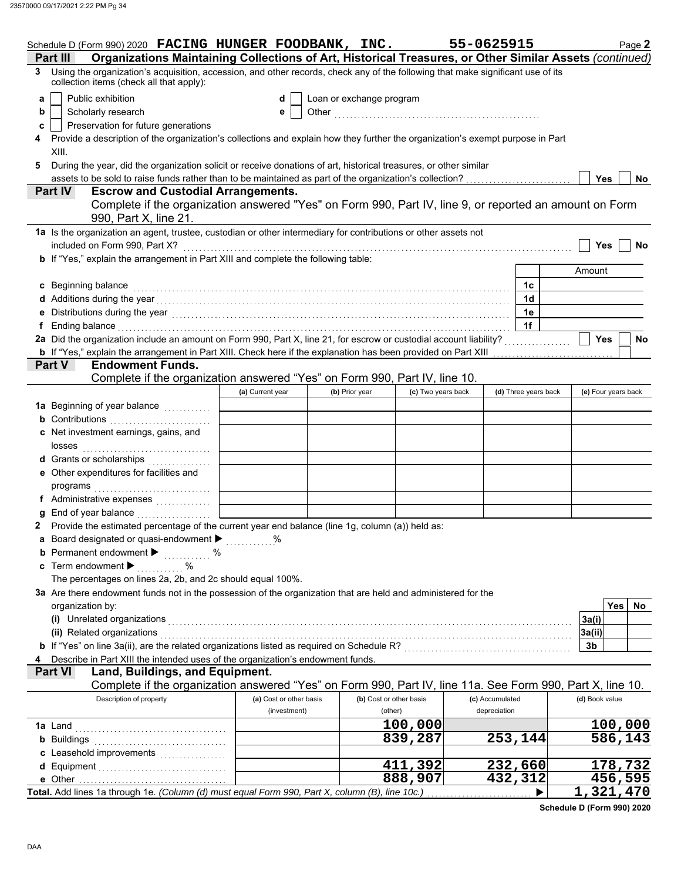Schedule D (Form 990) 2020 **FACING HUNGER FOODBANK, INC.** **55-0625915** Page **2**

**Part III** **Organizations Maintaining Collections of Art, Historical Treasures, or Other Similar Assets** *(continued)*

**3** Using the organization's acquisition, accession, and other records, check any of the following that make significant use of its collection items (check all that apply):

- **a** ☐ Public exhibition
- **b** ☐ Scholarly research
- **c** ☐ Preservation for future generations
- **d** ☐ Loan or exchange program
- **e** ☐ Other ....................

**4** Provide a description of the organization's collections and explain how they further the organization's exempt purpose in Part XIII.

**5** During the year, did the organization solicit or receive donations of art, historical treasures, or other similar assets to be sold to raise funds rather than to be maintained as part of the organization's collection? ☐ Yes ☐ No

**Part IV** **Escrow and Custodial Arrangements.**
Complete if the organization answered "Yes" on Form 990, Part IV, line 9, or reported an amount on Form 990, Part X, line 21.

**1a** Is the organization an agent, trustee, custodian or other intermediary for contributions or other assets not included on Form 990, Part X? ☐ Yes ☐ No

**b** If "Yes," explain the arrangement in Part XIII and complete the following table:

| | | Amount |
|---|---|---|
| **c** Beginning balance | 1c | |
| **d** Additions during the year | 1d | |
| **e** Distributions during the year | 1e | |
| **f** Ending balance | 1f | |

**2a** Did the organization include an amount on Form 990, Part X, line 21, for escrow or custodial account liability? ☐ Yes ☐ No

**b** If "Yes," explain the arrangement in Part XIII. Check here if the explanation has been provided on Part XIII ☐

**Part V** **Endowment Funds.**
Complete if the organization answered "Yes" on Form 990, Part IV, line 10.

| | (a) Current year | (b) Prior year | (c) Two years back | (d) Three years back | (e) Four years back |
|---|---|---|---|---|---|
| **1a** Beginning of year balance | | | | | |
| **b** Contributions | | | | | |
| **c** Net investment earnings, gains, and losses | | | | | |
| **d** Grants or scholarships | | | | | |
| **e** Other expenditures for facilities and programs | | | | | |
| **f** Administrative expenses | | | | | |
| **g** End of year balance | | | | | |

**2** Provide the estimated percentage of the current year end balance (line 1g, column (a)) held as:

- **a** Board designated or quasi-endowment ▶ ........ %
- **b** Permanent endowment ▶ ........ %
- **c** Term endowment ▶ ........ %

The percentages on lines 2a, 2b, and 2c should equal 100%.

**3a** Are there endowment funds not in the possession of the organization that are held and administered for the organization by:

| | | Yes | No |
|---|---|---|---|
| **(i)** Unrelated organizations | 3a(i) | | |
| **(ii)** Related organizations | 3a(ii) | | |
| **b** If "Yes" on line 3a(ii), are the related organizations listed as required on Schedule R? | 3b | | |

**4** Describe in Part XIII the intended uses of the organization's endowment funds.

**Part VI** **Land, Buildings, and Equipment.**
Complete if the organization answered "Yes" on Form 990, Part IV, line 11a. See Form 990, Part X, line 10.

| Description of property | (a) Cost or other basis (investment) | (b) Cost or other basis (other) | (c) Accumulated depreciation | (d) Book value |
|---|---|---|---|---|
| **1a** Land | | 100,000 | | 100,000 |
| **b** Buildings | | 839,287 | 253,144 | 586,143 |
| **c** Leasehold improvements | | | | |
| **d** Equipment | | 411,392 | 232,660 | 178,732 |
| **e** Other | | 888,907 | 432,312 | 456,595 |
| **Total.** Add lines 1a through 1e. *(Column (d) must equal Form 990, Part X, column (B), line 10c.)* ▶ | | | | 1,321,470 |

**Schedule D (Form 990) 2020**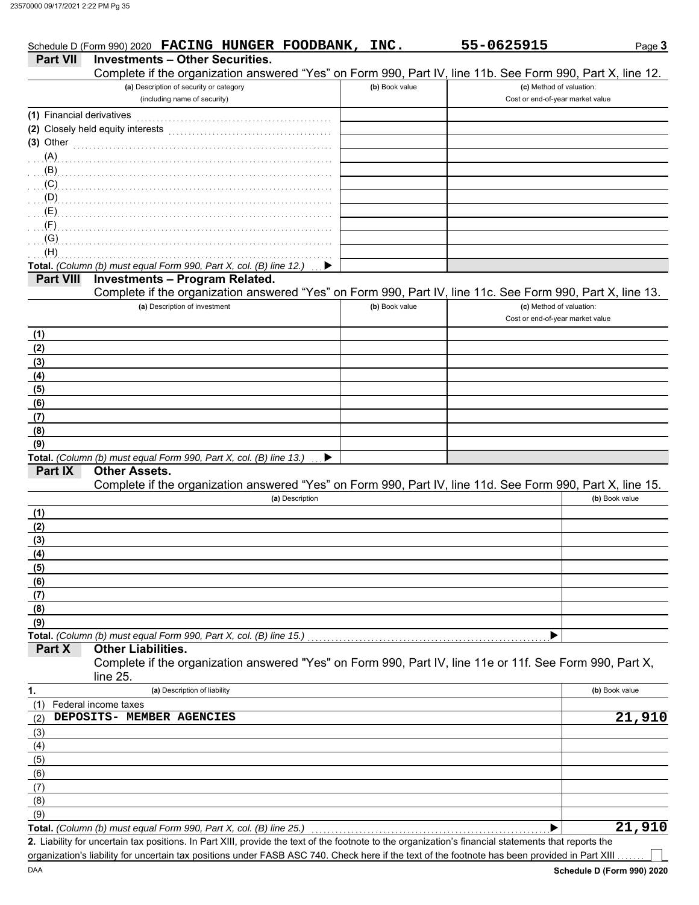Schedule D (Form 990) 2020 **FACING HUNGER FOODBANK, INC.** **55-0625915** Page **3**

## Part VII Investments – Other Securities.

Complete if the organization answered "Yes" on Form 990, Part IV, line 11b. See Form 990, Part X, line 12.

| (a) Description of security or category (including name of security) | (b) Book value | (c) Method of valuation: Cost or end-of-year market value |
|---|---|---|
| (1) Financial derivatives | | |
| (2) Closely held equity interests | | |
| (3) Other | | |
| (A) | | |
| (B) | | |
| (C) | | |
| (D) | | |
| (E) | | |
| (F) | | |
| (G) | | |
| (H) | | |
| **Total.** *(Column (b) must equal Form 990, Part X, col. (B) line 12.)* ▶ | | |

## Part VIII Investments – Program Related.

Complete if the organization answered "Yes" on Form 990, Part IV, line 11c. See Form 990, Part X, line 13.

| (a) Description of investment | (b) Book value | (c) Method of valuation: Cost or end-of-year market value |
|---|---|---|
| (1) | | |
| (2) | | |
| (3) | | |
| (4) | | |
| (5) | | |
| (6) | | |
| (7) | | |
| (8) | | |
| (9) | | |
| **Total.** *(Column (b) must equal Form 990, Part X, col. (B) line 13.)* ▶ | | |

## Part IX Other Assets.

Complete if the organization answered "Yes" on Form 990, Part IV, line 11d. See Form 990, Part X, line 15.

| (a) Description | (b) Book value |
|---|---|
| (1) | |
| (2) | |
| (3) | |
| (4) | |
| (5) | |
| (6) | |
| (7) | |
| (8) | |
| (9) | |
| **Total.** *(Column (b) must equal Form 990, Part X, col. (B) line 15.)* ▶ | |

## Part X Other Liabilities.

Complete if the organization answered "Yes" on Form 990, Part IV, line 11e or 11f. See Form 990, Part X, line 25.

| 1. (a) Description of liability | (b) Book value |
|---|---|
| (1) Federal income taxes | |
| (2) DEPOSITS- MEMBER AGENCIES | 21,910 |
| (3) | |
| (4) | |
| (5) | |
| (6) | |
| (7) | |
| (8) | |
| (9) | |
| **Total.** *(Column (b) must equal Form 990, Part X, col. (B) line 25.)* ▶ | 21,910 |

**2.** Liability for uncertain tax positions. In Part XIII, provide the text of the footnote to the organization's financial statements that reports the organization's liability for uncertain tax positions under FASB ASC 740. Check here if the text of the footnote has been provided in Part XIII ☐

DAA **Schedule D (Form 990) 2020**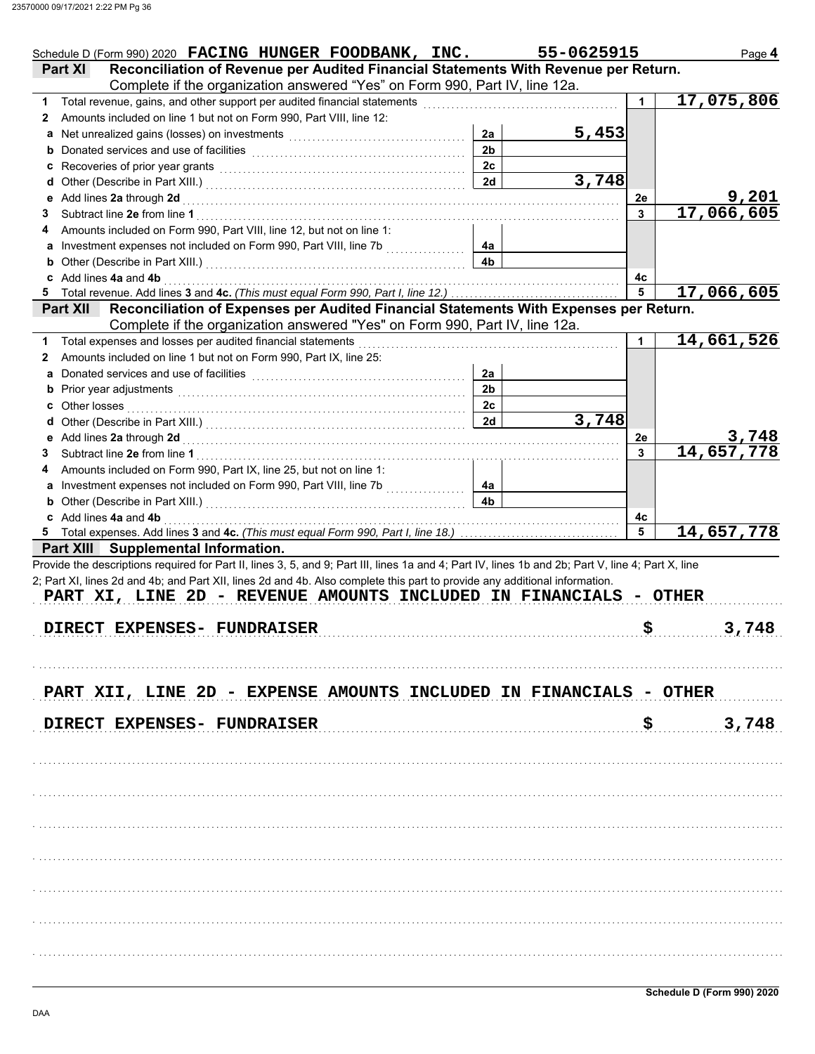Schedule D (Form 990) 2020 **FACING HUNGER FOODBANK, INC.** **55-0625915** Page **4**

## Part XI Reconciliation of Revenue per Audited Financial Statements With Revenue per Return.

Complete if the organization answered "Yes" on Form 990, Part IV, line 12a.

| | | | | | |
|---|---|---|---|---|---|
| **1** | Total revenue, gains, and other support per audited financial statements | | | 1 | 17,075,806 |
| **2** | Amounts included on line 1 but not on Form 990, Part VIII, line 12: | | | | |
| **a** | Net unrealized gains (losses) on investments | 2a | 5,453 | | |
| **b** | Donated services and use of facilities | 2b | | | |
| **c** | Recoveries of prior year grants | 2c | | | |
| **d** | Other (Describe in Part XIII.) | 2d | 3,748 | | |
| **e** | Add lines **2a** through **2d** | | | 2e | 9,201 |
| **3** | Subtract line **2e** from line **1** | | | 3 | 17,066,605 |
| **4** | Amounts included on Form 990, Part VIII, line 12, but not on line 1: | | | | |
| **a** | Investment expenses not included on Form 990, Part VIII, line 7b | 4a | | | |
| **b** | Other (Describe in Part XIII.) | 4b | | | |
| **c** | Add lines **4a** and **4b** | | | 4c | |
| **5** | Total revenue. Add lines **3** and **4c.** *(This must equal Form 990, Part I, line 12.)* | | | 5 | 17,066,605 |

## Part XII Reconciliation of Expenses per Audited Financial Statements With Expenses per Return.

Complete if the organization answered "Yes" on Form 990, Part IV, line 12a.

| | | | | | |
|---|---|---|---|---|---|
| **1** | Total expenses and losses per audited financial statements | | | 1 | 14,661,526 |
| **2** | Amounts included on line 1 but not on Form 990, Part IX, line 25: | | | | |
| **a** | Donated services and use of facilities | 2a | | | |
| **b** | Prior year adjustments | 2b | | | |
| **c** | Other losses | 2c | | | |
| **d** | Other (Describe in Part XIII.) | 2d | 3,748 | | |
| **e** | Add lines **2a** through **2d** | | | 2e | 3,748 |
| **3** | Subtract line **2e** from line **1** | | | 3 | 14,657,778 |
| **4** | Amounts included on Form 990, Part IX, line 25, but not on line 1: | | | | |
| **a** | Investment expenses not included on Form 990, Part VIII, line 7b | 4a | | | |
| **b** | Other (Describe in Part XIII.) | 4b | | | |
| **c** | Add lines **4a** and **4b** | | | 4c | |
| **5** | Total expenses. Add lines **3** and **4c.** *(This must equal Form 990, Part I, line 18.)* | | | 5 | 14,657,778 |

## Part XIII Supplemental Information.

Provide the descriptions required for Part II, lines 3, 5, and 9; Part III, lines 1a and 4; Part IV, lines 1b and 2b; Part V, line 4; Part X, line 2; Part XI, lines 2d and 4b; and Part XII, lines 2d and 4b. Also complete this part to provide any additional information.

PART XI, LINE 2D - REVENUE AMOUNTS INCLUDED IN FINANCIALS - OTHER

DIRECT EXPENSES- FUNDRAISER $ 3,748

PART XII, LINE 2D - EXPENSE AMOUNTS INCLUDED IN FINANCIALS - OTHER

DIRECT EXPENSES- FUNDRAISER $ 3,748

**Schedule D (Form 990) 2020**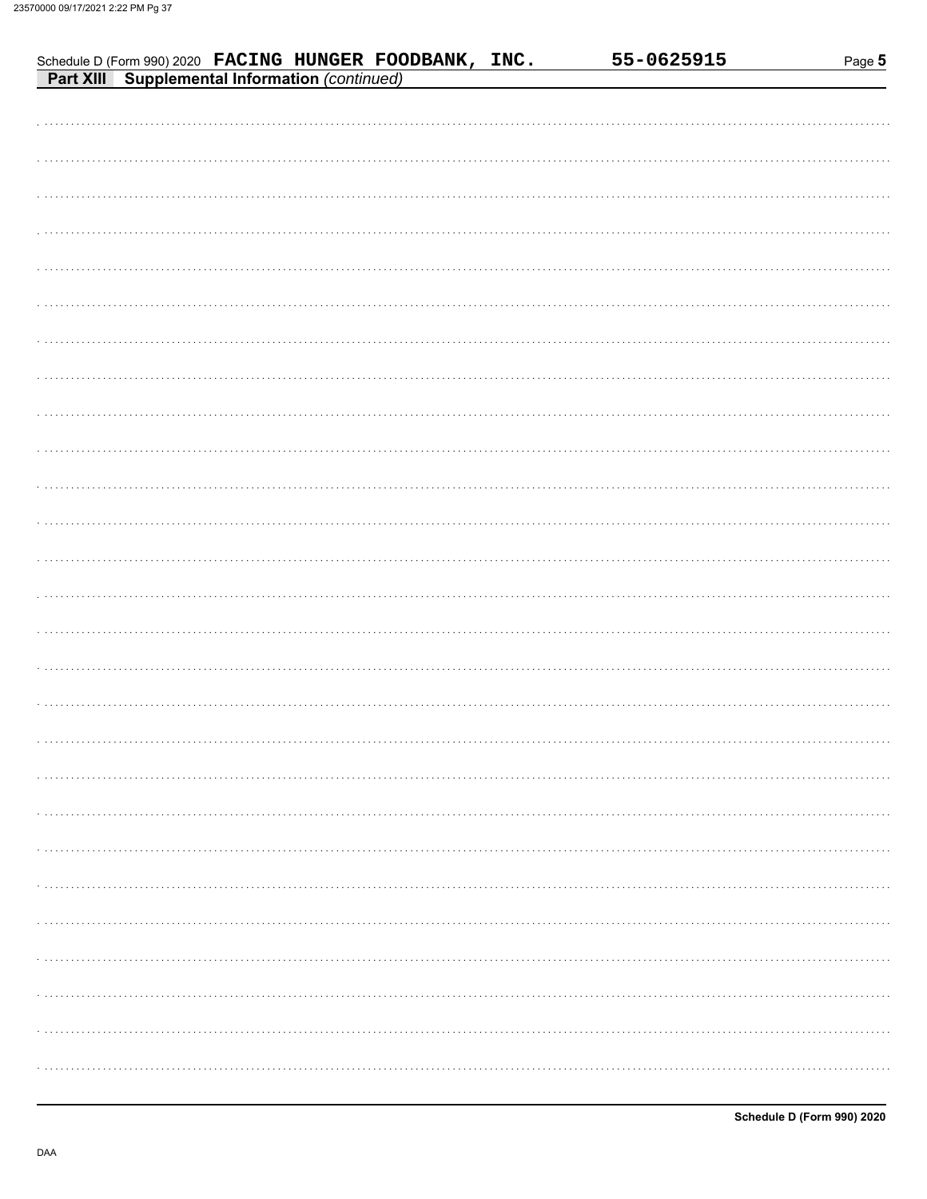Schedule D (Form 990) 2020 FACING HUNGER FOODBANK, INC. 55-0625915 Page 5

**Part XIII Supplemental Information** *(continued)*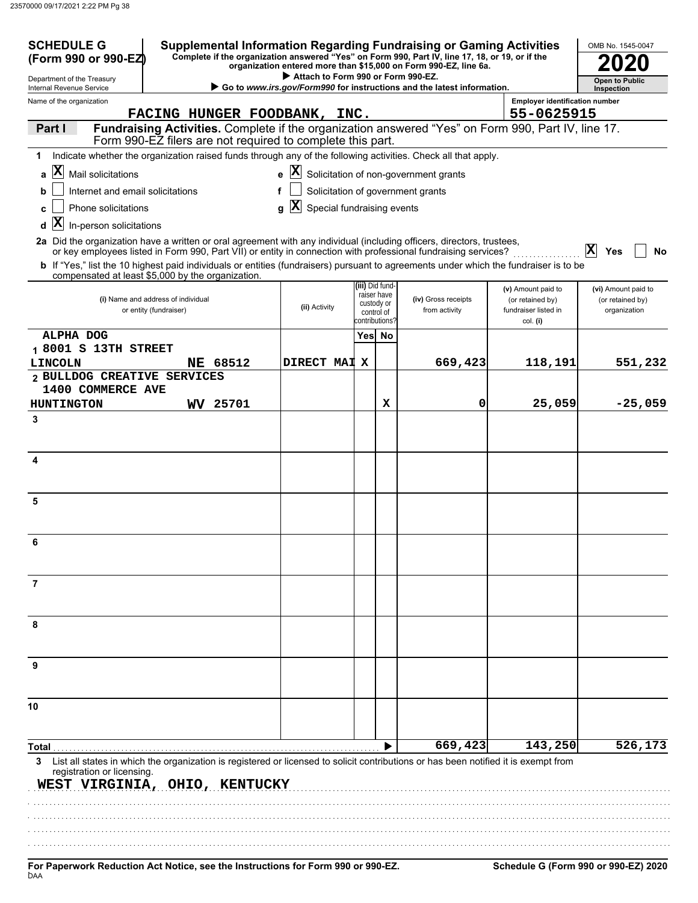**SCHEDULE G (Form 990 or 990-EZ)**

Department of the Treasury
Internal Revenue Service

# Supplemental Information Regarding Fundraising or Gaming Activities

**Complete if the organization answered "Yes" on Form 990, Part IV, line 17, 18, or 19, or if the organization entered more than $15,000 on Form 990-EZ, line 6a.**

▶ Attach to Form 990 or Form 990-EZ.

▶ Go to www.irs.gov/Form990 for instructions and the latest information.

OMB No. 1545-0047

**2020**

**Open to Public Inspection**

Name of the organization: **FACING HUNGER FOODBANK, INC.**

Employer identification number: **55-0625915**

**Part I** **Fundraising Activities.** Complete if the organization answered "Yes" on Form 990, Part IV, line 17. Form 990-EZ filers are not required to complete this part.

**1** Indicate whether the organization raised funds through any of the following activities. Check all that apply.

- **a** [X] Mail solicitations
- **b** [ ] Internet and email solicitations
- **c** [ ] Phone solicitations
- **d** [X] In-person solicitations
- **e** [X] Solicitation of non-government grants
- **f** [ ] Solicitation of government grants
- **g** [X] Special fundraising events

**2a** Did the organization have a written or oral agreement with any individual (including officers, directors, trustees, or key employees listed in Form 990, Part VII) or entity in connection with professional fundraising services? [X] Yes [ ] No

**b** If "Yes," list the 10 highest paid individuals or entities (fundraisers) pursuant to agreements under which the fundraiser is to be compensated at least $5,000 by the organization.

| | (i) Name and address of individual or entity (fundraiser) | (ii) Activity | (iii) Did fundraiser have custody or control of contributions? Yes | No | (iv) Gross receipts from activity | (v) Amount paid to (or retained by) fundraiser listed in col. (i) | (vi) Amount paid to (or retained by) organization |
|---|---|---|---|---|---|---|---|
| 1 | ALPHA DOG<br>8001 S 13TH STREET<br>LINCOLN NE 68512 | DIRECT MAI | X | | 669,423 | 118,191 | 551,232 |
| 2 | BULLDOG CREATIVE SERVICES<br>1400 COMMERCE AVE<br>HUNTINGTON WV 25701 | | | X | 0 | 25,059 | -25,059 |
| 3 | | | | | | | |
| 4 | | | | | | | |
| 5 | | | | | | | |
| 6 | | | | | | | |
| 7 | | | | | | | |
| 8 | | | | | | | |
| 9 | | | | | | | |
| 10 | | | | | | | |
| **Total** | | | | ▶ | 669,423 | 143,250 | 526,173 |

**3** List all states in which the organization is registered or licensed to solicit contributions or has been notified it is exempt from registration or licensing.

WEST VIRGINIA, OHIO, KENTUCKY

**For Paperwork Reduction Act Notice, see the Instructions for Form 990 or 990-EZ.**

DAA

**Schedule G (Form 990 or 990-EZ) 2020**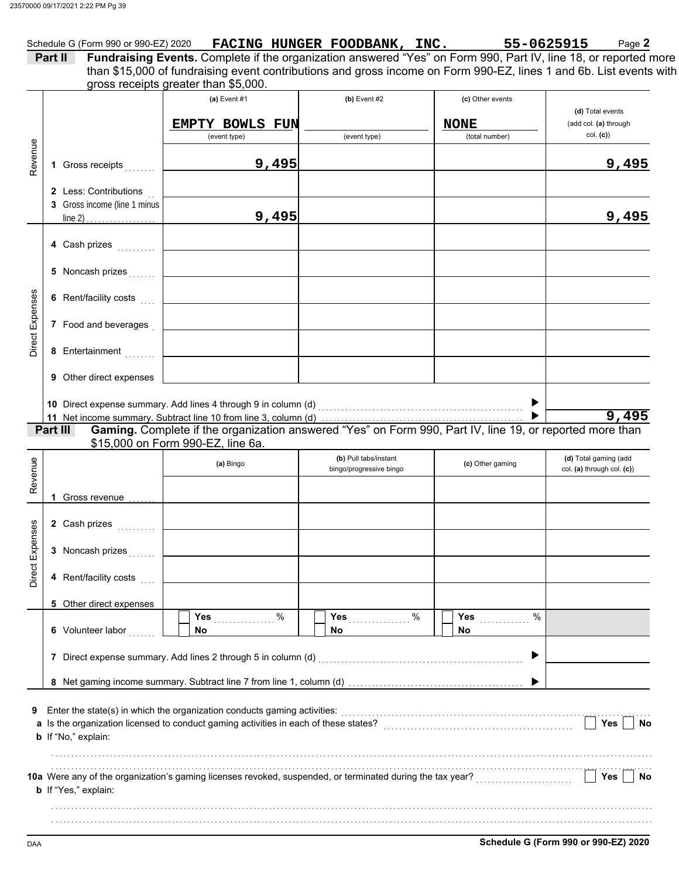Schedule G (Form 990 or 990-EZ) 2020 **FACING HUNGER FOODBANK, INC.** **55-0625915** Page **2**

**Part II** **Fundraising Events.** Complete if the organization answered "Yes" on Form 990, Part IV, line 18, or reported more than $15,000 of fundraising event contributions and gross income on Form 990-EZ, lines 1 and 6b. List events with gross receipts greater than $5,000.

| | | (a) Event #1 | (b) Event #2 | (c) Other events | (d) Total events (add col. (a) through col. (c)) |
|---|---|---|---|---|---|
| | | EMPTY BOWLS FUN (event type) | (event type) | NONE (total number) | |
| Revenue | 1 Gross receipts | 9,495 | | | 9,495 |
| | 2 Less: Contributions | | | | |
| | 3 Gross income (line 1 minus line 2) | 9,495 | | | 9,495 |
| Direct Expenses | 4 Cash prizes | | | | |
| | 5 Noncash prizes | | | | |
| | 6 Rent/facility costs | | | | |
| | 7 Food and beverages | | | | |
| | 8 Entertainment | | | | |
| | 9 Other direct expenses | | | | |
| | 10 Direct expense summary. Add lines 4 through 9 in column (d) | | | | |
| | 11 Net income summary. Subtract line 10 from line 3, column (d) | | | | 9,495 |

**Part III** **Gaming.** Complete if the organization answered "Yes" on Form 990, Part IV, line 19, or reported more than $15,000 on Form 990-EZ, line 6a.

| | | (a) Bingo | (b) Pull tabs/instant bingo/progressive bingo | (c) Other gaming | (d) Total gaming (add col. (a) through col. (c)) |
|---|---|---|---|---|---|
| Revenue | 1 Gross revenue | | | | |
| Direct Expenses | 2 Cash prizes | | | | |
| | 3 Noncash prizes | | | | |
| | 4 Rent/facility costs | | | | |
| | 5 Other direct expenses | | | | |
| | 6 Volunteer labor | Yes ____ % / No | Yes ____ % / No | Yes ____ % / No | |
| | 7 Direct expense summary. Add lines 2 through 5 in column (d) | | | | |
| | 8 Net gaming income summary. Subtract line 7 from line 1, column (d) | | | | |

**9** Enter the state(s) in which the organization conducts gaming activities:

**a** Is the organization licensed to conduct gaming activities in each of these states? Yes No

**b** If "No," explain:

**10a** Were any of the organization's gaming licenses revoked, suspended, or terminated during the tax year? Yes No

**b** If "Yes," explain:

**Schedule G (Form 990 or 990-EZ) 2020**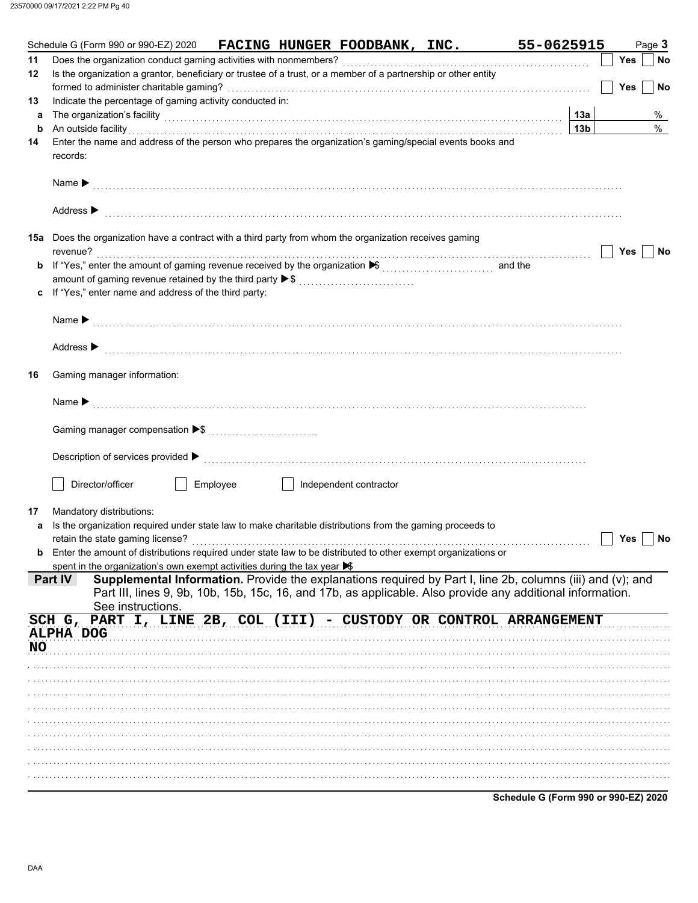Schedule G (Form 990 or 990-EZ) 2020 **FACING HUNGER FOODBANK, INC.** **55-0625915** Page **3**

**11** Does the organization conduct gaming activities with nonmembers? ☐ Yes ☐ No

**12** Is the organization a grantor, beneficiary or trustee of a trust, or a member of a partnership or other entity formed to administer charitable gaming? ☐ Yes ☐ No

**13** Indicate the percentage of gaming activity conducted in:

**a** The organization's facility **13a** %

**b** An outside facility **13b** %

**14** Enter the name and address of the person who prepares the organization's gaming/special events books and records:

Name ▶

Address ▶

**15a** Does the organization have a contract with a third party from whom the organization receives gaming revenue? ☐ Yes ☐ No

**b** If "Yes," enter the amount of gaming revenue received by the organization ▶$ and the amount of gaming revenue retained by the third party ▶$

**c** If "Yes," enter name and address of the third party:

Name ▶

Address ▶

**16** Gaming manager information:

Name ▶

Gaming manager compensation ▶$

Description of services provided ▶

☐ Director/officer ☐ Employee ☐ Independent contractor

**17** Mandatory distributions:

**a** Is the organization required under state law to make charitable distributions from the gaming proceeds to retain the state gaming license? ☐ Yes ☐ No

**b** Enter the amount of distributions required under state law to be distributed to other exempt organizations or spent in the organization's own exempt activities during the tax year ▶$

**Part IV** **Supplemental Information.** Provide the explanations required by Part I, line 2b, columns (iii) and (v); and Part III, lines 9, 9b, 10b, 15b, 15c, 16, and 17b, as applicable. Also provide any additional information. See instructions.

SCH G, PART I, LINE 2B, COL (III) - CUSTODY OR CONTROL ARRANGEMENT

ALPHA DOG

NO

Schedule G (Form 990 or 990-EZ) 2020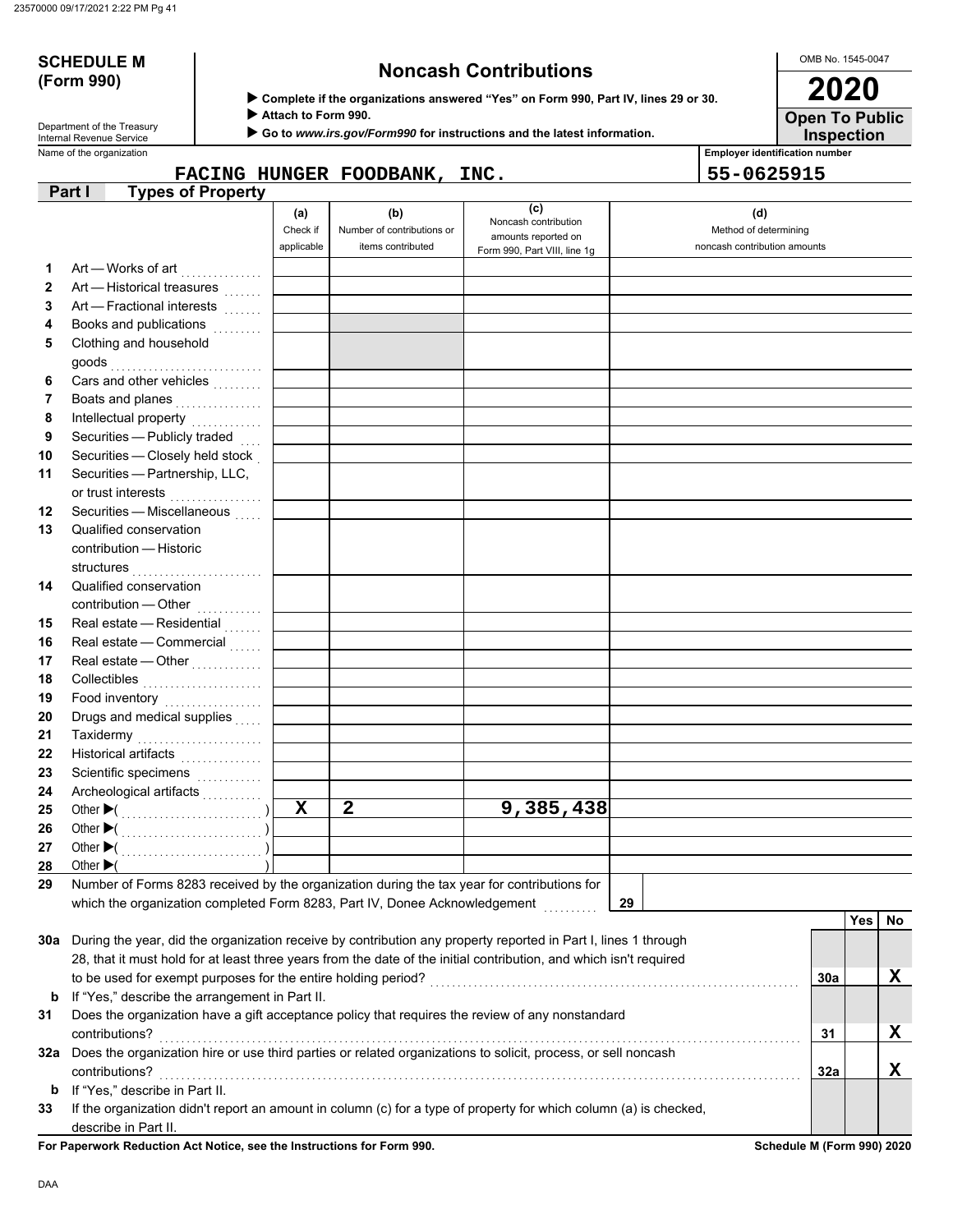# SCHEDULE M (Form 990)

Department of the Treasury
Internal Revenue Service

## Noncash Contributions

▶ Complete if the organizations answered "Yes" on Form 990, Part IV, lines 29 or 30.
▶ Attach to Form 990.
▶ Go to *www.irs.gov/Form990* for instructions and the latest information.

OMB No. 1545-0047

**2020**

**Open To Public Inspection**

Name of the organization: FACING HUNGER FOODBANK, INC.

Employer identification number: 55-0625915

**Part I — Types of Property**

| | | (a) Check if applicable | (b) Number of contributions or items contributed | (c) Noncash contribution amounts reported on Form 990, Part VIII, line 1g | (d) Method of determining noncash contribution amounts |
|---|---|---|---|---|---|
| 1 | Art — Works of art | | | | |
| 2 | Art — Historical treasures | | | | |
| 3 | Art — Fractional interests | | | | |
| 4 | Books and publications | | | | |
| 5 | Clothing and household goods | | | | |
| 6 | Cars and other vehicles | | | | |
| 7 | Boats and planes | | | | |
| 8 | Intellectual property | | | | |
| 9 | Securities — Publicly traded | | | | |
| 10 | Securities — Closely held stock | | | | |
| 11 | Securities — Partnership, LLC, or trust interests | | | | |
| 12 | Securities — Miscellaneous | | | | |
| 13 | Qualified conservation contribution — Historic structures | | | | |
| 14 | Qualified conservation contribution — Other | | | | |
| 15 | Real estate — Residential | | | | |
| 16 | Real estate — Commercial | | | | |
| 17 | Real estate — Other | | | | |
| 18 | Collectibles | | | | |
| 19 | Food inventory | | | | |
| 20 | Drugs and medical supplies | | | | |
| 21 | Taxidermy | | | | |
| 22 | Historical artifacts | | | | |
| 23 | Scientific specimens | | | | |
| 24 | Archeological artifacts | | | | |
| 25 | Other ▶( ) | X | 2 | 9,385,438 | |
| 26 | Other ▶( ) | | | | |
| 27 | Other ▶( ) | | | | |
| 28 | Other ▶( ) | | | | |

29 Number of Forms 8283 received by the organization during the tax year for contributions for which the organization completed Form 8283, Part IV, Donee Acknowledgement ..... **29**

| | | | Yes | No |
|---|---|---|---|---|
| 30a | During the year, did the organization receive by contribution any property reported in Part I, lines 1 through 28, that it must hold for at least three years from the date of the initial contribution, and which isn't required to be used for exempt purposes for the entire holding period? | 30a | | X |
| b | If "Yes," describe the arrangement in Part II. | | | |
| 31 | Does the organization have a gift acceptance policy that requires the review of any nonstandard contributions? | 31 | | X |
| 32a | Does the organization hire or use third parties or related organizations to solicit, process, or sell noncash contributions? | 32a | | X |
| b | If "Yes," describe in Part II. | | | |
| 33 | If the organization didn't report an amount in column (c) for a type of property for which column (a) is checked, describe in Part II. | | | |

**For Paperwork Reduction Act Notice, see the Instructions for Form 990.**

**Schedule M (Form 990) 2020**

DAA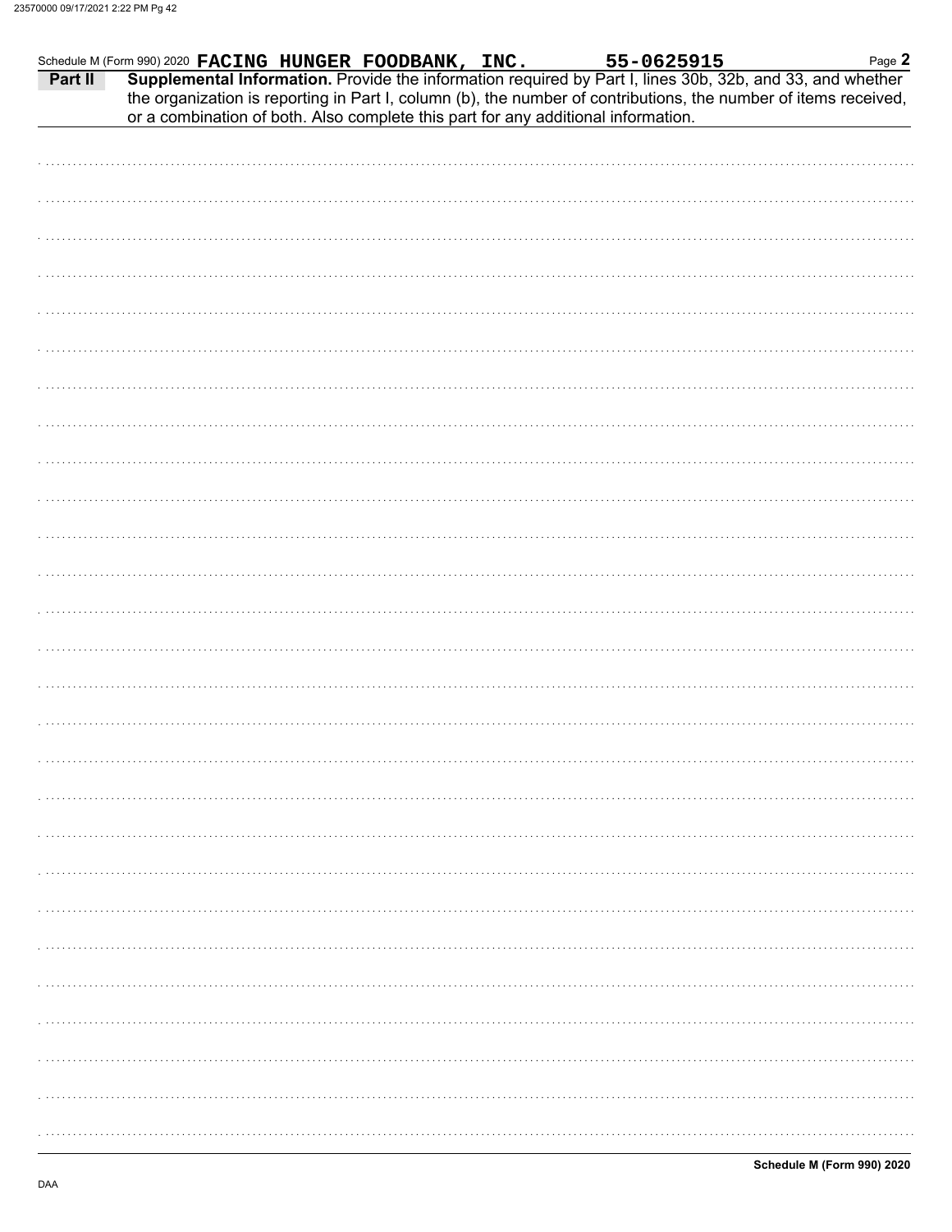Schedule M (Form 990) 2020 **FACING HUNGER FOODBANK, INC.** **55-0625915**

**Part II** **Supplemental Information.** Provide the information required by Part I, lines 30b, 32b, and 33, and whether the organization is reporting in Part I, column (b), the number of contributions, the number of items received, or a combination of both. Also complete this part for any additional information.

**Schedule M (Form 990) 2020**

DAA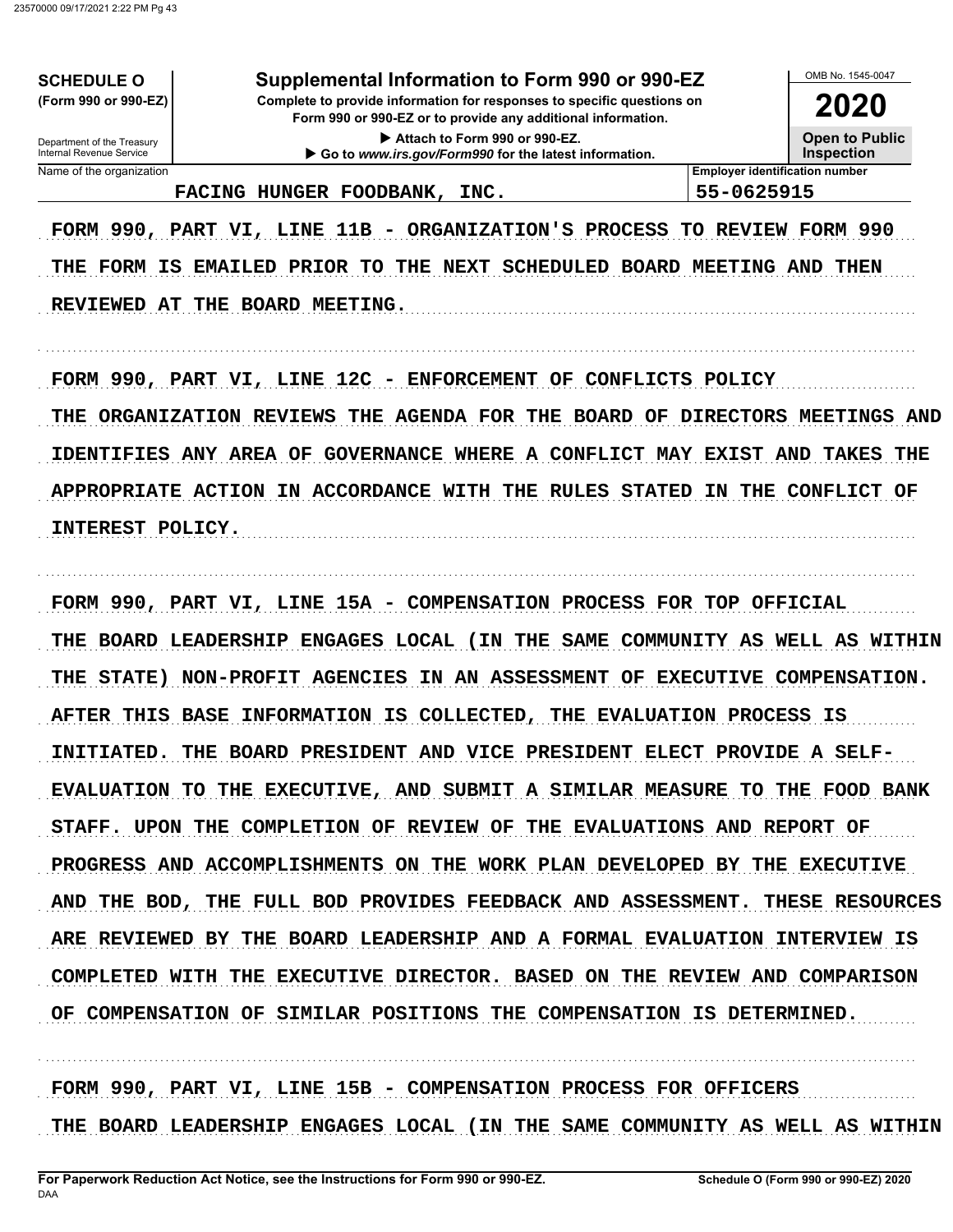**SCHEDULE O** (Form 990 or 990-EZ)

Department of the Treasury
Internal Revenue Service

# Supplemental Information to Form 990 or 990-EZ

**Complete to provide information for responses to specific questions on Form 990 or 990-EZ or to provide any additional information.**

▶ Attach to Form 990 or 990-EZ.

▶ Go to *www.irs.gov/Form990* for the latest information.

OMB No. 1545-0047

**2020**

**Open to Public Inspection**

| Name of the organization | Employer identification number |
|---|---|
| FACING HUNGER FOODBANK, INC. | 55-0625915 |

FORM 990, PART VI, LINE 11B - ORGANIZATION'S PROCESS TO REVIEW FORM 990

THE FORM IS EMAILED PRIOR TO THE NEXT SCHEDULED BOARD MEETING AND THEN REVIEWED AT THE BOARD MEETING.

FORM 990, PART VI, LINE 12C - ENFORCEMENT OF CONFLICTS POLICY

THE ORGANIZATION REVIEWS THE AGENDA FOR THE BOARD OF DIRECTORS MEETINGS AND IDENTIFIES ANY AREA OF GOVERNANCE WHERE A CONFLICT MAY EXIST AND TAKES THE APPROPRIATE ACTION IN ACCORDANCE WITH THE RULES STATED IN THE CONFLICT OF INTEREST POLICY.

FORM 990, PART VI, LINE 15A - COMPENSATION PROCESS FOR TOP OFFICIAL

THE BOARD LEADERSHIP ENGAGES LOCAL (IN THE SAME COMMUNITY AS WELL AS WITHIN THE STATE) NON-PROFIT AGENCIES IN AN ASSESSMENT OF EXECUTIVE COMPENSATION. AFTER THIS BASE INFORMATION IS COLLECTED, THE EVALUATION PROCESS IS INITIATED. THE BOARD PRESIDENT AND VICE PRESIDENT ELECT PROVIDE A SELF-EVALUATION TO THE EXECUTIVE, AND SUBMIT A SIMILAR MEASURE TO THE FOOD BANK STAFF. UPON THE COMPLETION OF REVIEW OF THE EVALUATIONS AND REPORT OF PROGRESS AND ACCOMPLISHMENTS ON THE WORK PLAN DEVELOPED BY THE EXECUTIVE AND THE BOD, THE FULL BOD PROVIDES FEEDBACK AND ASSESSMENT. THESE RESOURCES ARE REVIEWED BY THE BOARD LEADERSHIP AND A FORMAL EVALUATION INTERVIEW IS COMPLETED WITH THE EXECUTIVE DIRECTOR. BASED ON THE REVIEW AND COMPARISON OF COMPENSATION OF SIMILAR POSITIONS THE COMPENSATION IS DETERMINED.

FORM 990, PART VI, LINE 15B - COMPENSATION PROCESS FOR OFFICERS

THE BOARD LEADERSHIP ENGAGES LOCAL (IN THE SAME COMMUNITY AS WELL AS WITHIN

**For Paperwork Reduction Act Notice, see the Instructions for Form 990 or 990-EZ.**

**Schedule O (Form 990 or 990-EZ) 2020**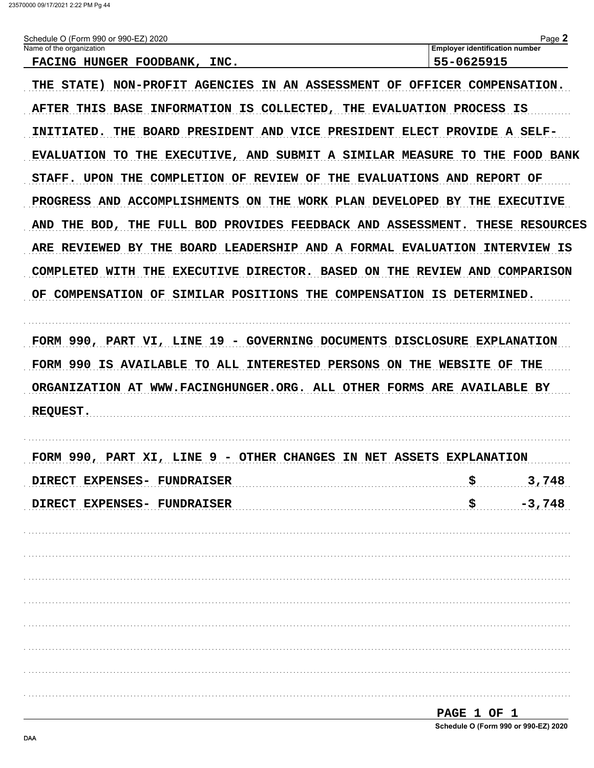Schedule O (Form 990 or 990-EZ) 2020 Page **2**

| Name of the organization | Employer identification number |
|---|---|
| FACING HUNGER FOODBANK, INC. | 55-0625915 |

THE STATE) NON-PROFIT AGENCIES IN AN ASSESSMENT OF OFFICER COMPENSATION. AFTER THIS BASE INFORMATION IS COLLECTED, THE EVALUATION PROCESS IS INITIATED. THE BOARD PRESIDENT AND VICE PRESIDENT ELECT PROVIDE A SELF-EVALUATION TO THE EXECUTIVE, AND SUBMIT A SIMILAR MEASURE TO THE FOOD BANK STAFF. UPON THE COMPLETION OF REVIEW OF THE EVALUATIONS AND REPORT OF PROGRESS AND ACCOMPLISHMENTS ON THE WORK PLAN DEVELOPED BY THE EXECUTIVE AND THE BOD, THE FULL BOD PROVIDES FEEDBACK AND ASSESSMENT. THESE RESOURCES ARE REVIEWED BY THE BOARD LEADERSHIP AND A FORMAL EVALUATION INTERVIEW IS COMPLETED WITH THE EXECUTIVE DIRECTOR. BASED ON THE REVIEW AND COMPARISON OF COMPENSATION OF SIMILAR POSITIONS THE COMPENSATION IS DETERMINED.

FORM 990, PART VI, LINE 19 - GOVERNING DOCUMENTS DISCLOSURE EXPLANATION

FORM 990 IS AVAILABLE TO ALL INTERESTED PERSONS ON THE WEBSITE OF THE ORGANIZATION AT WWW.FACINGHUNGER.ORG. ALL OTHER FORMS ARE AVAILABLE BY REQUEST.

FORM 990, PART XI, LINE 9 - OTHER CHANGES IN NET ASSETS EXPLANATION

| | | |
|---|---|---|
| DIRECT EXPENSES- FUNDRAISER | $ | 3,748 |
| DIRECT EXPENSES- FUNDRAISER | $ | -3,748 |

PAGE 1 OF 1

Schedule O (Form 990 or 990-EZ) 2020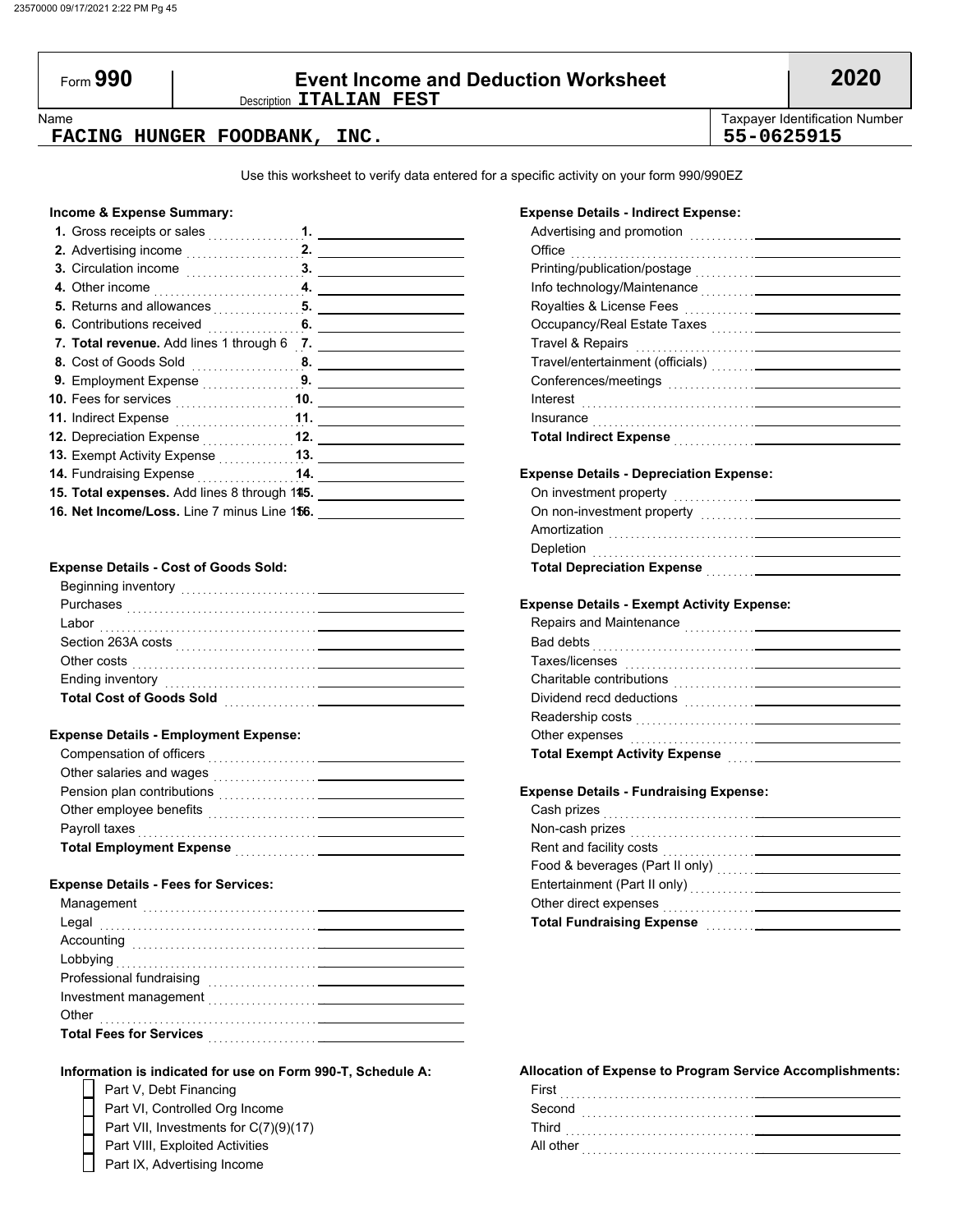Form **990**

# Event Income and Deduction Worksheet

Description **ITALIAN FEST**

**2020**

Name: **FACING HUNGER FOODBANK, INC.**

Taxpayer Identification Number: **55-0625915**

Use this worksheet to verify data entered for a specific activity on your form 990/990EZ

### Income & Expense Summary:

| Line | Description | Amount |
|---|---|---|
| 1. | Gross receipts or sales | |
| 2. | Advertising income | |
| 3. | Circulation income | |
| 4. | Other income | |
| 5. | Returns and allowances | |
| 6. | Contributions received | |
| 7. | **Total revenue.** Add lines 1 through 6 | |
| 8. | Cost of Goods Sold | |
| 9. | Employment Expense | |
| 10. | Fees for services | |
| 11. | Indirect Expense | |
| 12. | Depreciation Expense | |
| 13. | Exempt Activity Expense | |
| 14. | Fundraising Expense | |
| 15. | **Total expenses.** Add lines 8 through 14 | |
| 16. | **Net Income/Loss.** Line 7 minus Line 15 | |

### Expense Details - Cost of Goods Sold:

| Item | Amount |
|---|---|
| Beginning inventory | |
| Purchases | |
| Labor | |
| Section 263A costs | |
| Other costs | |
| Ending inventory | |
| **Total Cost of Goods Sold** | |

### Expense Details - Employment Expense:

| Item | Amount |
|---|---|
| Compensation of officers | |
| Other salaries and wages | |
| Pension plan contributions | |
| Other employee benefits | |
| Payroll taxes | |
| **Total Employment Expense** | |

### Expense Details - Fees for Services:

| Item | Amount |
|---|---|
| Management | |
| Legal | |
| Accounting | |
| Lobbying | |
| Professional fundraising | |
| Investment management | |
| Other | |
| **Total Fees for Services** | |

### Expense Details - Indirect Expense:

| Item | Amount |
|---|---|
| Advertising and promotion | |
| Office | |
| Printing/publication/postage | |
| Info technology/Maintenance | |
| Royalties & License Fees | |
| Occupancy/Real Estate Taxes | |
| Travel & Repairs | |
| Travel/entertainment (officials) | |
| Conferences/meetings | |
| Interest | |
| Insurance | |
| **Total Indirect Expense** | |

### Expense Details - Depreciation Expense:

| Item | Amount |
|---|---|
| On investment property | |
| On non-investment property | |
| Amortization | |
| Depletion | |
| **Total Depreciation Expense** | |

### Expense Details - Exempt Activity Expense:

| Item | Amount |
|---|---|
| Repairs and Maintenance | |
| Bad debts | |
| Taxes/licenses | |
| Charitable contributions | |
| Dividend recd deductions | |
| Readership costs | |
| Other expenses | |
| **Total Exempt Activity Expense** | |

### Expense Details - Fundraising Expense:

| Item | Amount |
|---|---|
| Cash prizes | |
| Non-cash prizes | |
| Rent and facility costs | |
| Food & beverages (Part II only) | |
| Entertainment (Part II only) | |
| Other direct expenses | |
| **Total Fundraising Expense** | |

### Information is indicated for use on Form 990-T, Schedule A:

- [ ] Part V, Debt Financing
- [ ] Part VI, Controlled Org Income
- [ ] Part VII, Investments for C(7)(9)(17)
- [ ] Part VIII, Exploited Activities
- [ ] Part IX, Advertising Income

### Allocation of Expense to Program Service Accomplishments:

| Item | Amount |
|---|---|
| First | |
| Second | |
| Third | |
| All other | |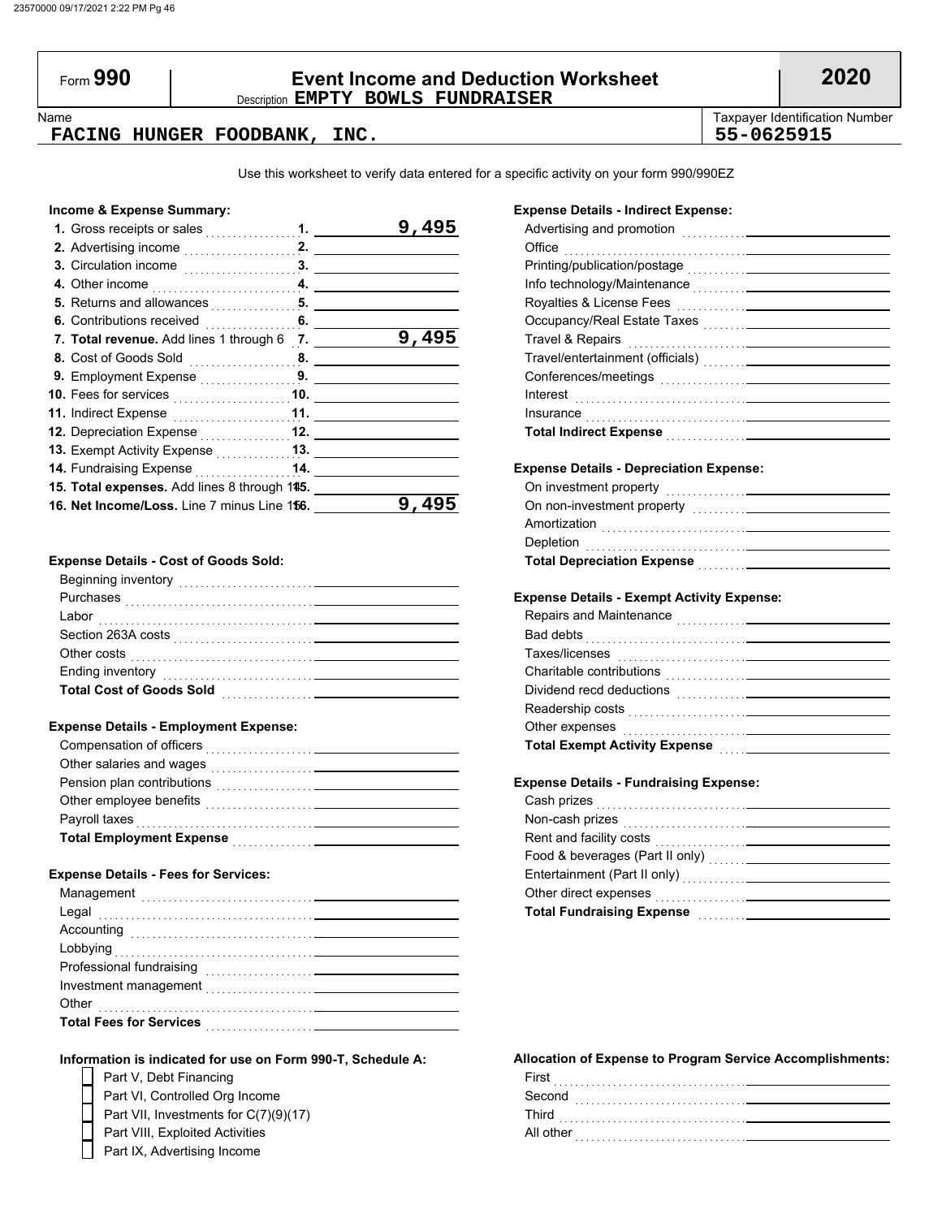# Form 990 — Event Income and Deduction Worksheet — 2020

Description **EMPTY BOWLS FUNDRAISER**

| Name | Taxpayer Identification Number |
|---|---|
| **FACING HUNGER FOODBANK, INC.** | **55-0625915** |

Use this worksheet to verify data entered for a specific activity on your form 990/990EZ

## Income & Expense Summary:

| Line | Description | Amount |
|---|---|---|
| 1. | Gross receipts or sales | 9,495 |
| 2. | Advertising income | |
| 3. | Circulation income | |
| 4. | Other income | |
| 5. | Returns and allowances | |
| 6. | Contributions received | |
| 7. | **Total revenue.** Add lines 1 through 6 | 9,495 |
| 8. | Cost of Goods Sold | |
| 9. | Employment Expense | |
| 10. | Fees for services | |
| 11. | Indirect Expense | |
| 12. | Depreciation Expense | |
| 13. | Exempt Activity Expense | |
| 14. | Fundraising Expense | |
| 15. | **Total expenses.** Add lines 8 through 14 | |
| 16. | **Net Income/Loss.** Line 7 minus Line 15 | 9,495 |

## Expense Details - Cost of Goods Sold:

| Item | Amount |
|---|---|
| Beginning inventory | |
| Purchases | |
| Labor | |
| Section 263A costs | |
| Other costs | |
| Ending inventory | |
| **Total Cost of Goods Sold** | |

## Expense Details - Employment Expense:

| Item | Amount |
|---|---|
| Compensation of officers | |
| Other salaries and wages | |
| Pension plan contributions | |
| Other employee benefits | |
| Payroll taxes | |
| **Total Employment Expense** | |

## Expense Details - Fees for Services:

| Item | Amount |
|---|---|
| Management | |
| Legal | |
| Accounting | |
| Lobbying | |
| Professional fundraising | |
| Investment management | |
| Other | |
| **Total Fees for Services** | |

## Expense Details - Indirect Expense:

| Item | Amount |
|---|---|
| Advertising and promotion | |
| Office | |
| Printing/publication/postage | |
| Info technology/Maintenance | |
| Royalties & License Fees | |
| Occupancy/Real Estate Taxes | |
| Travel & Repairs | |
| Travel/entertainment (officials) | |
| Conferences/meetings | |
| Interest | |
| Insurance | |
| **Total Indirect Expense** | |

## Expense Details - Depreciation Expense:

| Item | Amount |
|---|---|
| On investment property | |
| On non-investment property | |
| Amortization | |
| Depletion | |
| **Total Depreciation Expense** | |

## Expense Details - Exempt Activity Expense:

| Item | Amount |
|---|---|
| Repairs and Maintenance | |
| Bad debts | |
| Taxes/licenses | |
| Charitable contributions | |
| Dividend recd deductions | |
| Readership costs | |
| Other expenses | |
| **Total Exempt Activity Expense** | |

## Expense Details - Fundraising Expense:

| Item | Amount |
|---|---|
| Cash prizes | |
| Non-cash prizes | |
| Rent and facility costs | |
| Food & beverages (Part II only) | |
| Entertainment (Part II only) | |
| Other direct expenses | |
| **Total Fundraising Expense** | |

## Information is indicated for use on Form 990-T, Schedule A:

- [ ] Part V, Debt Financing
- [ ] Part VI, Controlled Org Income
- [ ] Part VII, Investments for C(7)(9)(17)
- [ ] Part VIII, Exploited Activities
- [ ] Part IX, Advertising Income

## Allocation of Expense to Program Service Accomplishments:

| Item | Amount |
|---|---|
| First | |
| Second | |
| Third | |
| All other | |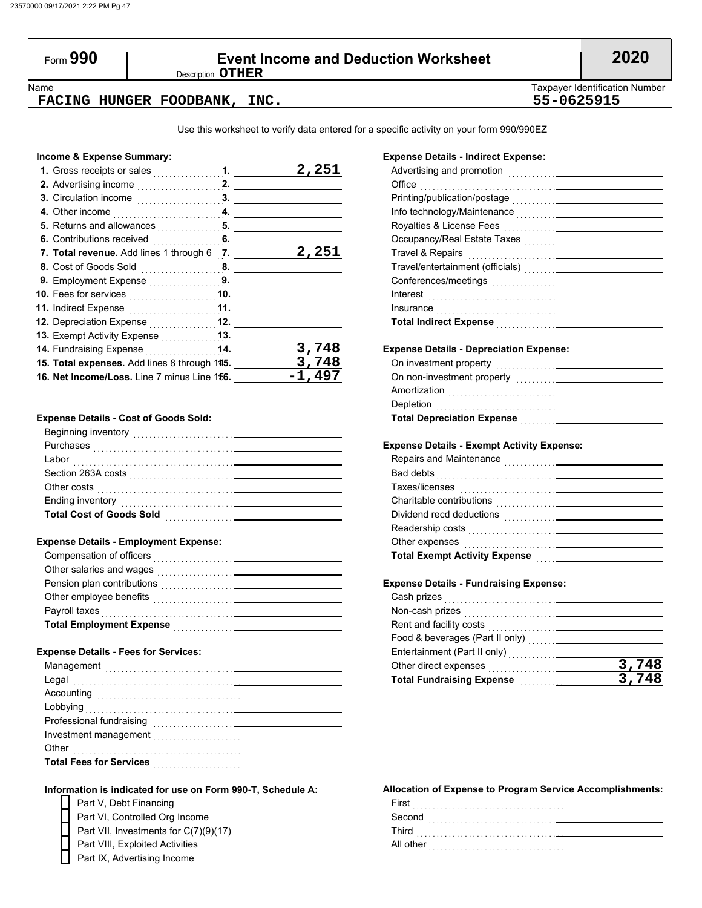# Form 990 — Event Income and Deduction Worksheet — 2020

Description **OTHER**

Name: **FACING HUNGER FOODBANK, INC.**

Taxpayer Identification Number: **55-0625915**

Use this worksheet to verify data entered for a specific activity on your form 990/990EZ

### Income & Expense Summary:

| Line | Description | Amount |
|---|---|---|
| 1. | Gross receipts or sales | 2,251 |
| 2. | Advertising income | |
| 3. | Circulation income | |
| 4. | Other income | |
| 5. | Returns and allowances | |
| 6. | Contributions received | |
| 7. | **Total revenue.** Add lines 1 through 6 | 2,251 |
| 8. | Cost of Goods Sold | |
| 9. | Employment Expense | |
| 10. | Fees for services | |
| 11. | Indirect Expense | |
| 12. | Depreciation Expense | |
| 13. | Exempt Activity Expense | |
| 14. | Fundraising Expense | 3,748 |
| 15. | **Total expenses.** Add lines 8 through 14 | 3,748 |
| 16. | **Net Income/Loss.** Line 7 minus Line 15 | -1,497 |

### Expense Details - Cost of Goods Sold:

| Item | Amount |
|---|---|
| Beginning inventory | |
| Purchases | |
| Labor | |
| Section 263A costs | |
| Other costs | |
| Ending inventory | |
| **Total Cost of Goods Sold** | |

### Expense Details - Employment Expense:

| Item | Amount |
|---|---|
| Compensation of officers | |
| Other salaries and wages | |
| Pension plan contributions | |
| Other employee benefits | |
| Payroll taxes | |
| **Total Employment Expense** | |

### Expense Details - Fees for Services:

| Item | Amount |
|---|---|
| Management | |
| Legal | |
| Accounting | |
| Lobbying | |
| Professional fundraising | |
| Investment management | |
| Other | |
| **Total Fees for Services** | |

### Expense Details - Indirect Expense:

| Item | Amount |
|---|---|
| Advertising and promotion | |
| Office | |
| Printing/publication/postage | |
| Info technology/Maintenance | |
| Royalties & License Fees | |
| Occupancy/Real Estate Taxes | |
| Travel & Repairs | |
| Travel/entertainment (officials) | |
| Conferences/meetings | |
| Interest | |
| Insurance | |
| **Total Indirect Expense** | |

### Expense Details - Depreciation Expense:

| Item | Amount |
|---|---|
| On investment property | |
| On non-investment property | |
| Amortization | |
| Depletion | |
| **Total Depreciation Expense** | |

### Expense Details - Exempt Activity Expense:

| Item | Amount |
|---|---|
| Repairs and Maintenance | |
| Bad debts | |
| Taxes/licenses | |
| Charitable contributions | |
| Dividend recd deductions | |
| Readership costs | |
| Other expenses | |
| **Total Exempt Activity Expense** | |

### Expense Details - Fundraising Expense:

| Item | Amount |
|---|---|
| Cash prizes | |
| Non-cash prizes | |
| Rent and facility costs | |
| Food & beverages (Part II only) | |
| Entertainment (Part II only) | |
| Other direct expenses | 3,748 |
| **Total Fundraising Expense** | 3,748 |

### Information is indicated for use on Form 990-T, Schedule A:

- [ ] Part V, Debt Financing
- [ ] Part VI, Controlled Org Income
- [ ] Part VII, Investments for C(7)(9)(17)
- [ ] Part VIII, Exploited Activities
- [ ] Part IX, Advertising Income

### Allocation of Expense to Program Service Accomplishments:

| Item | Amount |
|---|---|
| First | |
| Second | |
| Third | |
| All other | |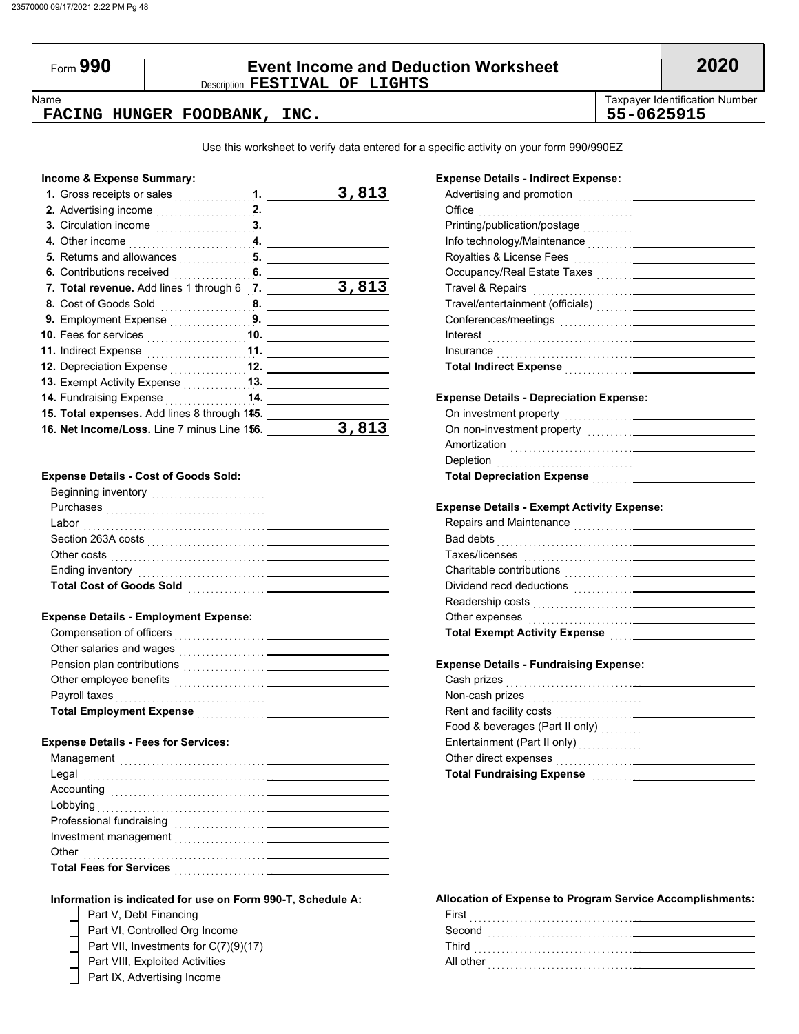# Form 990 — Event Income and Deduction Worksheet — 2020

Description **FESTIVAL OF LIGHTS**

| Name | Taxpayer Identification Number |
|---|---|
| **FACING HUNGER FOODBANK, INC.** | **55-0625915** |

Use this worksheet to verify data entered for a specific activity on your form 990/990EZ

### Income & Expense Summary:

| Line | Description | Amount |
|---|---|---|
| 1. | Gross receipts or sales | 3,813 |
| 2. | Advertising income | |
| 3. | Circulation income | |
| 4. | Other income | |
| 5. | Returns and allowances | |
| 6. | Contributions received | |
| 7. | **Total revenue.** Add lines 1 through 6 | 3,813 |
| 8. | Cost of Goods Sold | |
| 9. | Employment Expense | |
| 10. | Fees for services | |
| 11. | Indirect Expense | |
| 12. | Depreciation Expense | |
| 13. | Exempt Activity Expense | |
| 14. | Fundraising Expense | |
| 15. | **Total expenses.** Add lines 8 through 14 | |
| 16. | **Net Income/Loss.** Line 7 minus Line 15 | 3,813 |

### Expense Details - Cost of Goods Sold:

| Item | Amount |
|---|---|
| Beginning inventory | |
| Purchases | |
| Labor | |
| Section 263A costs | |
| Other costs | |
| Ending inventory | |
| **Total Cost of Goods Sold** | |

### Expense Details - Employment Expense:

| Item | Amount |
|---|---|
| Compensation of officers | |
| Other salaries and wages | |
| Pension plan contributions | |
| Other employee benefits | |
| Payroll taxes | |
| **Total Employment Expense** | |

### Expense Details - Fees for Services:

| Item | Amount |
|---|---|
| Management | |
| Legal | |
| Accounting | |
| Lobbying | |
| Professional fundraising | |
| Investment management | |
| Other | |
| **Total Fees for Services** | |

### Expense Details - Indirect Expense:

| Item | Amount |
|---|---|
| Advertising and promotion | |
| Office | |
| Printing/publication/postage | |
| Info technology/Maintenance | |
| Royalties & License Fees | |
| Occupancy/Real Estate Taxes | |
| Travel & Repairs | |
| Travel/entertainment (officials) | |
| Conferences/meetings | |
| Interest | |
| Insurance | |
| **Total Indirect Expense** | |

### Expense Details - Depreciation Expense:

| Item | Amount |
|---|---|
| On investment property | |
| On non-investment property | |
| Amortization | |
| Depletion | |
| **Total Depreciation Expense** | |

### Expense Details - Exempt Activity Expense:

| Item | Amount |
|---|---|
| Repairs and Maintenance | |
| Bad debts | |
| Taxes/licenses | |
| Charitable contributions | |
| Dividend recd deductions | |
| Readership costs | |
| Other expenses | |
| **Total Exempt Activity Expense** | |

### Expense Details - Fundraising Expense:

| Item | Amount |
|---|---|
| Cash prizes | |
| Non-cash prizes | |
| Rent and facility costs | |
| Food & beverages (Part II only) | |
| Entertainment (Part II only) | |
| Other direct expenses | |
| **Total Fundraising Expense** | |

### Information is indicated for use on Form 990-T, Schedule A:

- [ ] Part V, Debt Financing
- [ ] Part VI, Controlled Org Income
- [ ] Part VII, Investments for C(7)(9)(17)
- [ ] Part VIII, Exploited Activities
- [ ] Part IX, Advertising Income

### Allocation of Expense to Program Service Accomplishments:

| Item | Amount |
|---|---|
| First | |
| Second | |
| Third | |
| All other | |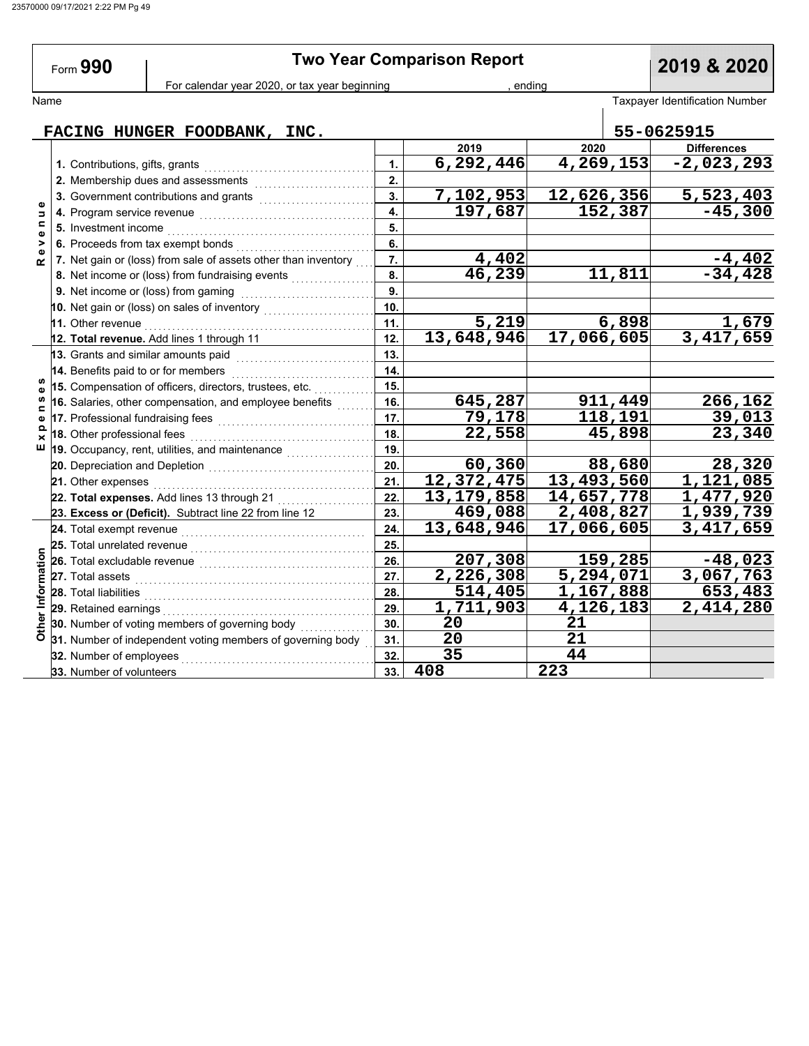# Form 990 — Two Year Comparison Report — 2019 & 2020

For calendar year 2020, or tax year beginning , ending

Name: **FACING HUNGER FOODBANK, INC.**

Taxpayer Identification Number: **55-0625915**

| Section | Line | | 2019 | 2020 | Differences |
|---|---|---|---|---|---|
| Revenue | 1. Contributions, gifts, grants | 1. | 6,292,446 | 4,269,153 | -2,023,293 |
| | 2. Membership dues and assessments | 2. | | | |
| | 3. Government contributions and grants | 3. | 7,102,953 | 12,626,356 | 5,523,403 |
| | 4. Program service revenue | 4. | 197,687 | 152,387 | -45,300 |
| | 5. Investment income | 5. | | | |
| | 6. Proceeds from tax exempt bonds | 6. | | | |
| | 7. Net gain or (loss) from sale of assets other than inventory | 7. | 4,402 | | -4,402 |
| | 8. Net income or (loss) from fundraising events | 8. | 46,239 | 11,811 | -34,428 |
| | 9. Net income or (loss) from gaming | 9. | | | |
| | 10. Net gain or (loss) on sales of inventory | 10. | | | |
| | 11. Other revenue | 11. | 5,219 | 6,898 | 1,679 |
| | **12. Total revenue.** Add lines 1 through 11 | 12. | 13,648,946 | 17,066,605 | 3,417,659 |
| Expenses | 13. Grants and similar amounts paid | 13. | | | |
| | 14. Benefits paid to or for members | 14. | | | |
| | 15. Compensation of officers, directors, trustees, etc. | 15. | | | |
| | 16. Salaries, other compensation, and employee benefits | 16. | 645,287 | 911,449 | 266,162 |
| | 17. Professional fundraising fees | 17. | 79,178 | 118,191 | 39,013 |
| | 18. Other professional fees | 18. | 22,558 | 45,898 | 23,340 |
| | 19. Occupancy, rent, utilities, and maintenance | 19. | | | |
| | 20. Depreciation and Depletion | 20. | 60,360 | 88,680 | 28,320 |
| | 21. Other expenses | 21. | 12,372,475 | 13,493,560 | 1,121,085 |
| | **22. Total expenses.** Add lines 13 through 21 | 22. | 13,179,858 | 14,657,778 | 1,477,920 |
| | **23. Excess or (Deficit).** Subtract line 22 from line 12 | 23. | 469,088 | 2,408,827 | 1,939,739 |
| Other Information | 24. Total exempt revenue | 24. | 13,648,946 | 17,066,605 | 3,417,659 |
| | 25. Total unrelated revenue | 25. | | | |
| | 26. Total excludable revenue | 26. | 207,308 | 159,285 | -48,023 |
| | 27. Total assets | 27. | 2,226,308 | 5,294,071 | 3,067,763 |
| | 28. Total liabilities | 28. | 514,405 | 1,167,888 | 653,483 |
| | 29. Retained earnings | 29. | 1,711,903 | 4,126,183 | 2,414,280 |
| | 30. Number of voting members of governing body | 30. | 20 | 21 | |
| | 31. Number of independent voting members of governing body | 31. | 20 | 21 | |
| | 32. Number of employees | 32. | 35 | 44 | |
| | 33. Number of volunteers | 33. | 408 | 223 | |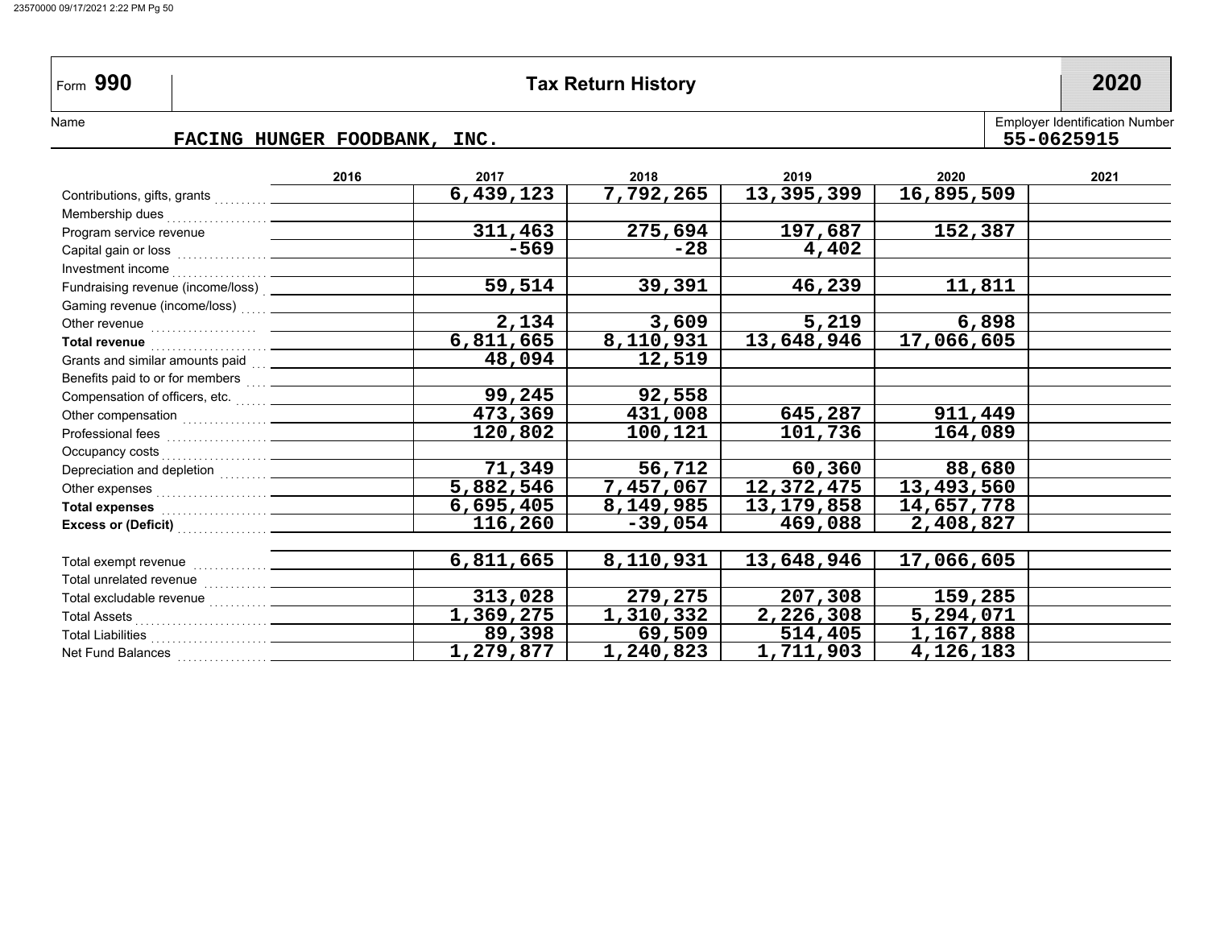Form **990** | **Tax Return History** | **2020**

Name: FACING HUNGER FOODBANK, INC.

Employer Identification Number: 55-0625915

| | 2016 | 2017 | 2018 | 2019 | 2020 | 2021 |
|---|---|---|---|---|---|---|
| Contributions, gifts, grants | | 6,439,123 | 7,792,265 | 13,395,399 | 16,895,509 | |
| Membership dues | | | | | | |
| Program service revenue | | 311,463 | 275,694 | 197,687 | 152,387 | |
| Capital gain or loss | | -569 | -28 | 4,402 | | |
| Investment income | | | | | | |
| Fundraising revenue (income/loss) | | 59,514 | 39,391 | 46,239 | 11,811 | |
| Gaming revenue (income/loss) | | | | | | |
| Other revenue | | 2,134 | 3,609 | 5,219 | 6,898 | |
| **Total revenue** | | 6,811,665 | 8,110,931 | 13,648,946 | 17,066,605 | |
| Grants and similar amounts paid | | 48,094 | 12,519 | | | |
| Benefits paid to or for members | | | | | | |
| Compensation of officers, etc. | | 99,245 | 92,558 | | | |
| Other compensation | | 473,369 | 431,008 | 645,287 | 911,449 | |
| Professional fees | | 120,802 | 100,121 | 101,736 | 164,089 | |
| Occupancy costs | | | | | | |
| Depreciation and depletion | | 71,349 | 56,712 | 60,360 | 88,680 | |
| Other expenses | | 5,882,546 | 7,457,067 | 12,372,475 | 13,493,560 | |
| **Total expenses** | | 6,695,405 | 8,149,985 | 13,179,858 | 14,657,778 | |
| **Excess or (Deficit)** | | 116,260 | -39,054 | 469,088 | 2,408,827 | |
| | | | | | | |
| Total exempt revenue | | 6,811,665 | 8,110,931 | 13,648,946 | 17,066,605 | |
| Total unrelated revenue | | | | | | |
| Total excludable revenue | | 313,028 | 279,275 | 207,308 | 159,285 | |
| Total Assets | | 1,369,275 | 1,310,332 | 2,226,308 | 5,294,071 | |
| Total Liabilities | | 89,398 | 69,509 | 514,405 | 1,167,888 | |
| Net Fund Balances | | 1,279,877 | 1,240,823 | 1,711,903 | 4,126,183 | |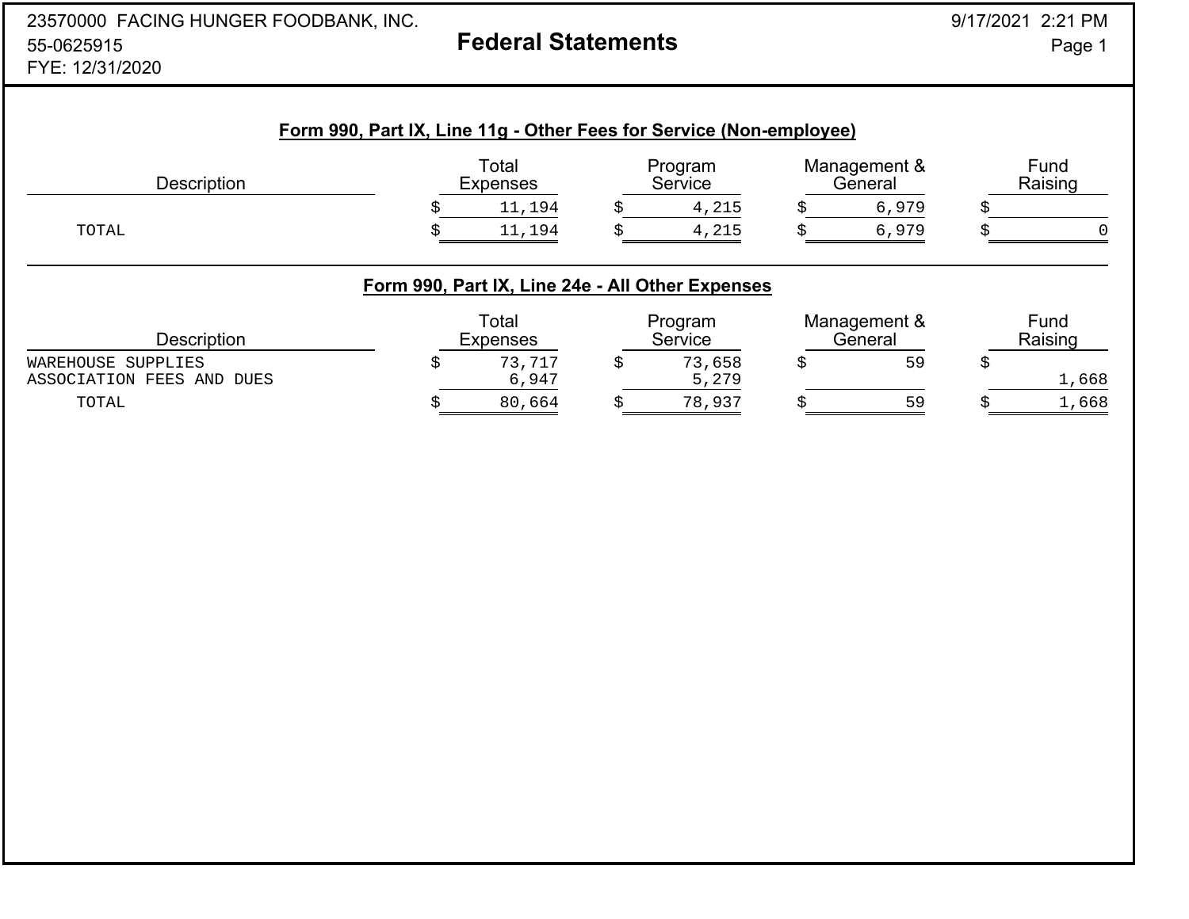23570000 FACING HUNGER FOODBANK, INC.
55-0625915
FYE: 12/31/2020

# Federal Statements

## Form 990, Part IX, Line 11g - Other Fees for Service (Non-employee)

| Description | Total Expenses | Program Service | Management & General | Fund Raising |
|---|---|---|---|---|
| | $ 11,194 | $ 4,215 | $ 6,979 | $ |
| TOTAL | $ 11,194 | $ 4,215 | $ 6,979 | $ 0 |

## Form 990, Part IX, Line 24e - All Other Expenses

| Description | Total Expenses | Program Service | Management & General | Fund Raising |
|---|---|---|---|---|
| WAREHOUSE SUPPLIES | $ 73,717 | $ 73,658 | $ 59 | $ |
| ASSOCIATION FEES AND DUES | 6,947 | 5,279 | | 1,668 |
| TOTAL | $ 80,664 | $ 78,937 | $ 59 | $ 1,668 |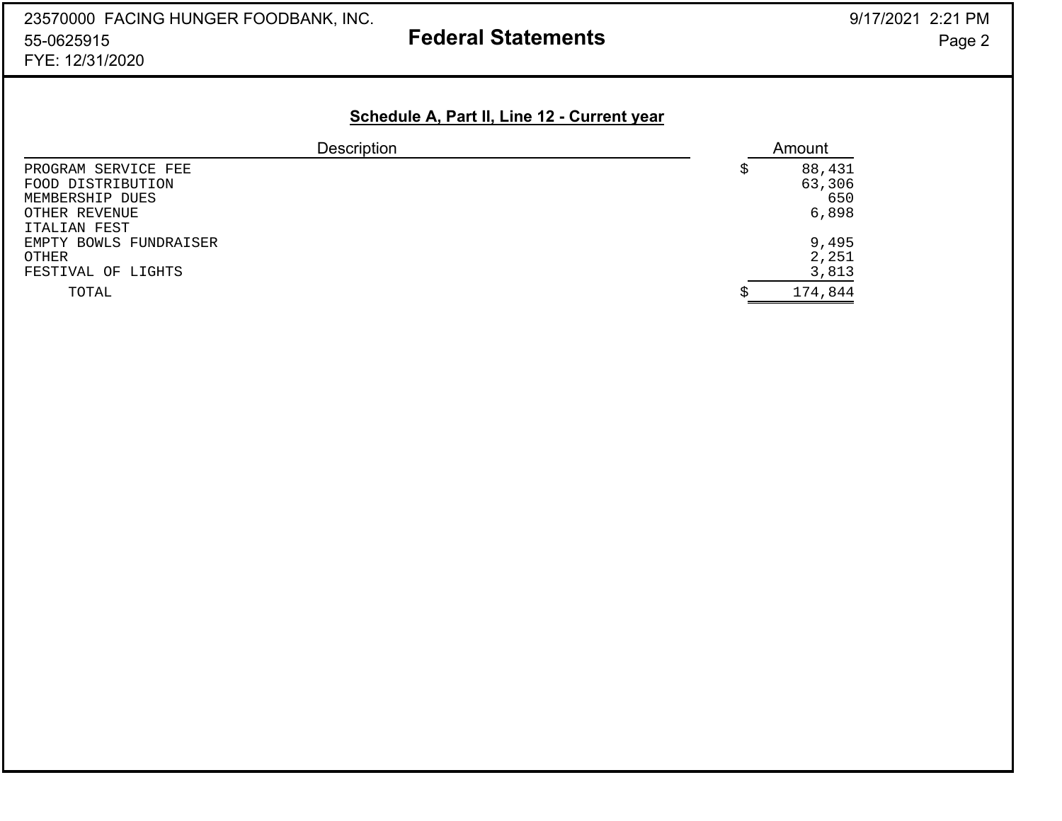23570000 FACING HUNGER FOODBANK, INC.
55-0625915
FYE: 12/31/2020

# Federal Statements

## Schedule A, Part II, Line 12 - Current year

| Description | Amount |
|---|---|
| PROGRAM SERVICE FEE | $ 88,431 |
| FOOD DISTRIBUTION | 63,306 |
| MEMBERSHIP DUES | 650 |
| OTHER REVENUE | 6,898 |
| ITALIAN FEST | |
| EMPTY BOWLS FUNDRAISER | 9,495 |
| OTHER | 2,251 |
| FESTIVAL OF LIGHTS | 3,813 |
| TOTAL | $ 174,844 |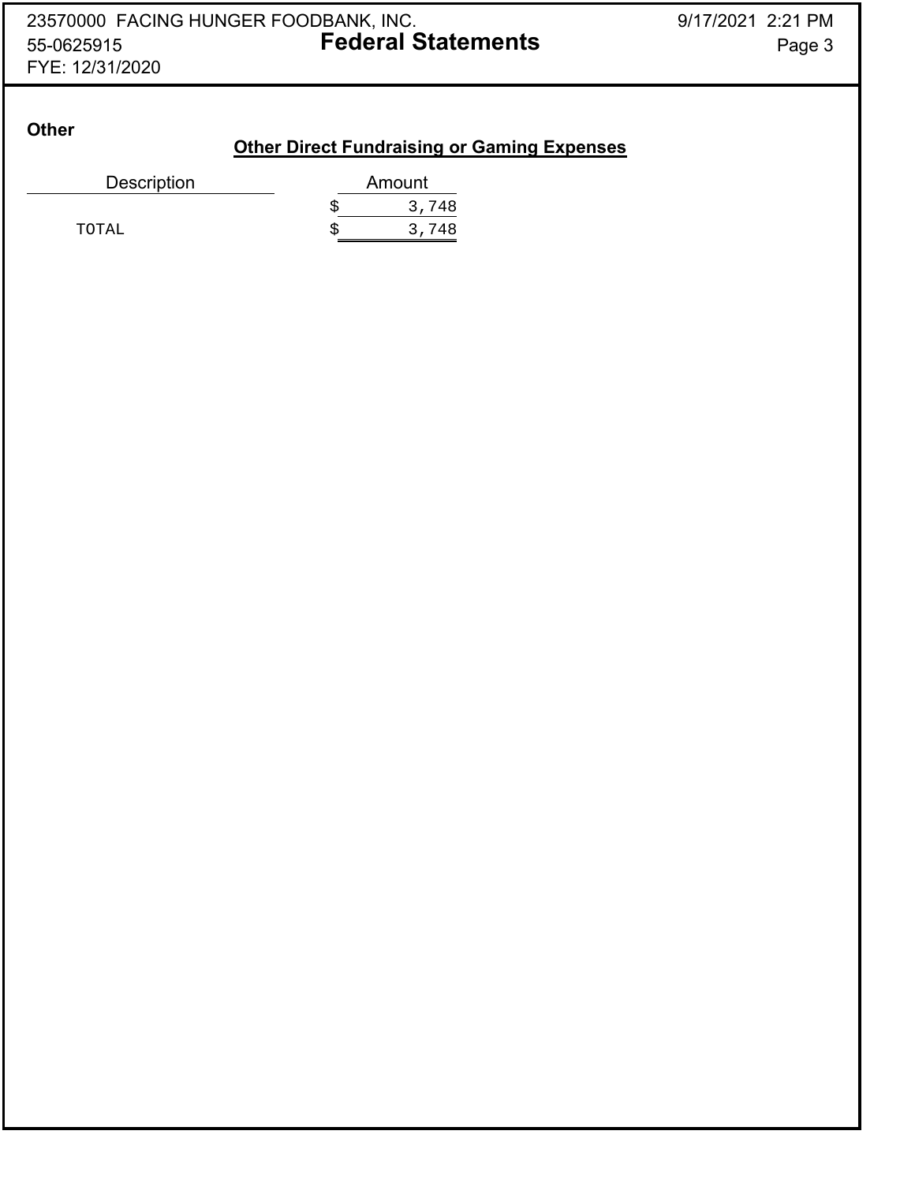**Other**

## Other Direct Fundraising or Gaming Expenses

| Description | Amount |
| --- | --- |
| | $ 3,748 |
| TOTAL | $ 3,748 |